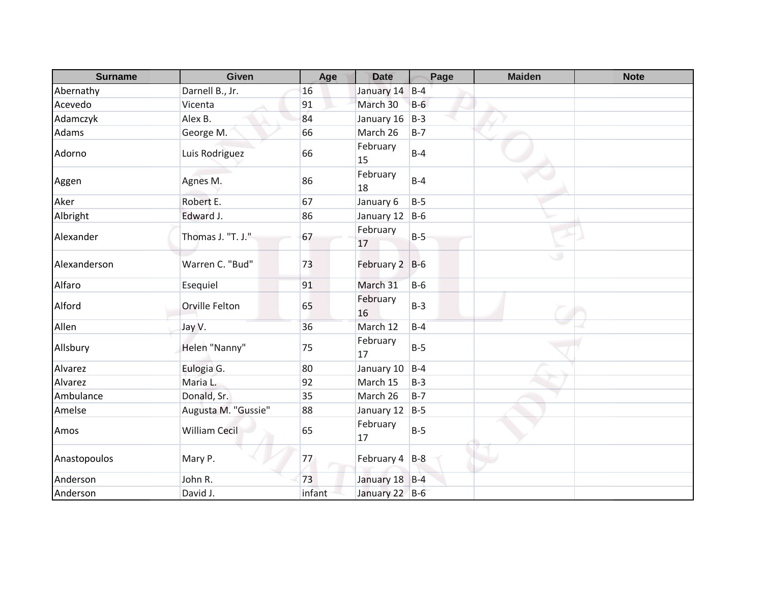| Surname | Given | Age | Date | Page | Maiden | Note |
| --- | --- | --- | --- | --- | --- | --- |
| Abernathy | Darnell B., Jr. | 16 | January 14 | B-4 | | |
| Acevedo | Vicenta | 91 | March 30 | B-6 | | |
| Adamczyk | Alex B. | 84 | January 16 | B-3 | | |
| Adams | George M. | 66 | March 26 | B-7 | | |
| Adorno | Luis Rodriguez | 66 | February 15 | B-4 | | |
| Aggen | Agnes M. | 86 | February 18 | B-4 | | |
| Aker | Robert E. | 67 | January 6 | B-5 | | |
| Albright | Edward J. | 86 | January 12 | B-6 | | |
| Alexander | Thomas J. "T. J." | 67 | February 17 | B-5 | | |
| Alexanderson | Warren C. "Bud" | 73 | February 2 | B-6 | | |
| Alfaro | Esequiel | 91 | March 31 | B-6 | | |
| Alford | Orville Felton | 65 | February 16 | B-3 | | |
| Allen | Jay V. | 36 | March 12 | B-4 | | |
| Allsbury | Helen "Nanny" | 75 | February 17 | B-5 | | |
| Alvarez | Eulogia G. | 80 | January 10 | B-4 | | |
| Alvarez | Maria L. | 92 | March 15 | B-3 | | |
| Ambulance | Donald, Sr. | 35 | March 26 | B-7 | | |
| Amelse | Augusta M. "Gussie" | 88 | January 12 | B-5 | | |
| Amos | William Cecil | 65 | February 17 | B-5 | | |
| Anastopoulos | Mary P. | 77 | February 4 | B-8 | | |
| Anderson | John R. | 73 | January 18 | B-4 | | |
| Anderson | David J. | infant | January 22 | B-6 | | |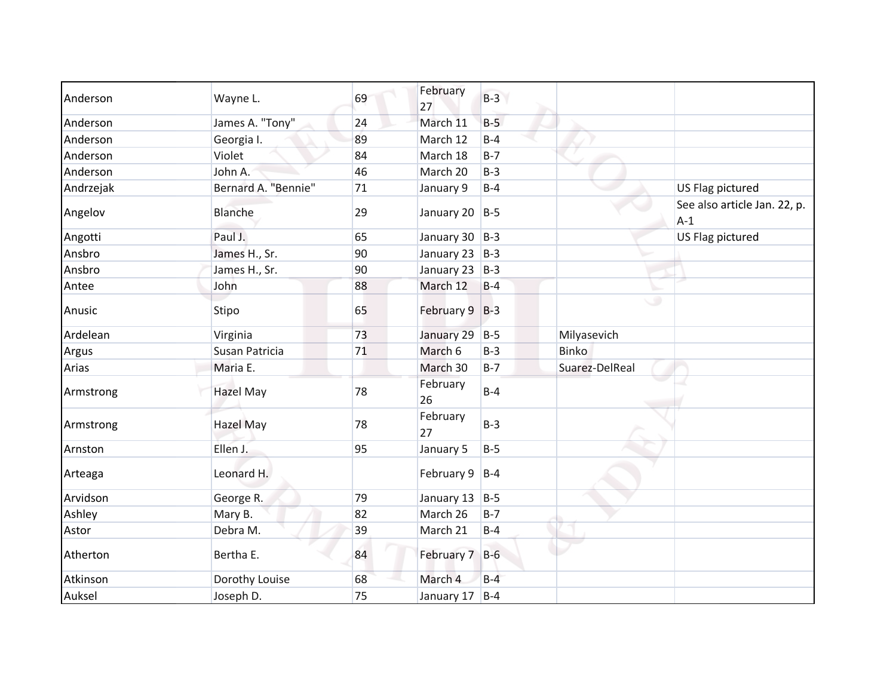| | | | | | | |
|---|---|---|---|---|---|---|
| Anderson | Wayne L. | 69 | February 27 | B-3 | | |
| Anderson | James A. "Tony" | 24 | March 11 | B-5 | | |
| Anderson | Georgia I. | 89 | March 12 | B-4 | | |
| Anderson | Violet | 84 | March 18 | B-7 | | |
| Anderson | John A. | 46 | March 20 | B-3 | | |
| Andrzejak | Bernard A. "Bennie" | 71 | January 9 | B-4 | | US Flag pictured |
| Angelov | Blanche | 29 | January 20 | B-5 | | See also article Jan. 22, p. A-1 |
| Angotti | Paul J. | 65 | January 30 | B-3 | | US Flag pictured |
| Ansbro | James H., Sr. | 90 | January 23 | B-3 | | |
| Ansbro | James H., Sr. | 90 | January 23 | B-3 | | |
| Antee | John | 88 | March 12 | B-4 | | |
| Anusic | Stipo | 65 | February 9 | B-3 | | |
| Ardelean | Virginia | 73 | January 29 | B-5 | Milyasevich | |
| Argus | Susan Patricia | 71 | March 6 | B-3 | Binko | |
| Arias | Maria E. | | March 30 | B-7 | Suarez-DelReal | |
| Armstrong | Hazel May | 78 | February 26 | B-4 | | |
| Armstrong | Hazel May | 78 | February 27 | B-3 | | |
| Arnston | Ellen J. | 95 | January 5 | B-5 | | |
| Arteaga | Leonard H. | | February 9 | B-4 | | |
| Arvidson | George R. | 79 | January 13 | B-5 | | |
| Ashley | Mary B. | 82 | March 26 | B-7 | | |
| Astor | Debra M. | 39 | March 21 | B-4 | | |
| Atherton | Bertha E. | 84 | February 7 | B-6 | | |
| Atkinson | Dorothy Louise | 68 | March 4 | B-4 | | |
| Auksel | Joseph D. | 75 | January 17 | B-4 | | |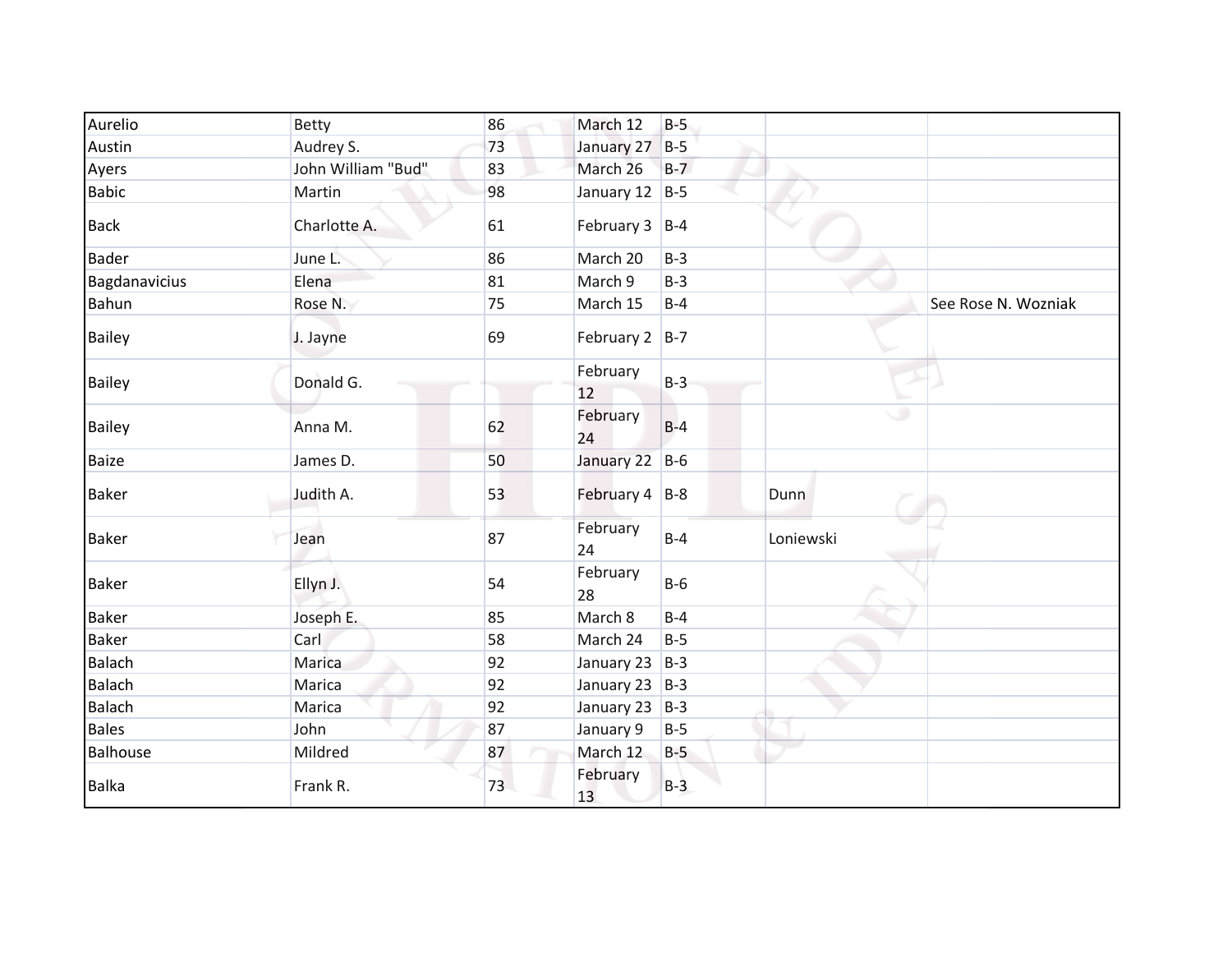| | | | | | | |
|---|---|---|---|---|---|---|
| Aurelio | Betty | 86 | March 12 | B-5 | | |
| Austin | Audrey S. | 73 | January 27 | B-5 | | |
| Ayers | John William "Bud" | 83 | March 26 | B-7 | | |
| Babic | Martin | 98 | January 12 | B-5 | | |
| Back | Charlotte A. | 61 | February 3 | B-4 | | |
| Bader | June L. | 86 | March 20 | B-3 | | |
| Bagdanavicius | Elena | 81 | March 9 | B-3 | | |
| Bahun | Rose N. | 75 | March 15 | B-4 | | See Rose N. Wozniak |
| Bailey | J. Jayne | 69 | February 2 | B-7 | | |
| Bailey | Donald G. | | February 12 | B-3 | | |
| Bailey | Anna M. | 62 | February 24 | B-4 | | |
| Baize | James D. | 50 | January 22 | B-6 | | |
| Baker | Judith A. | 53 | February 4 | B-8 | Dunn | |
| Baker | Jean | 87 | February 24 | B-4 | Loniewski | |
| Baker | Ellyn J. | 54 | February 28 | B-6 | | |
| Baker | Joseph E. | 85 | March 8 | B-4 | | |
| Baker | Carl | 58 | March 24 | B-5 | | |
| Balach | Marica | 92 | January 23 | B-3 | | |
| Balach | Marica | 92 | January 23 | B-3 | | |
| Balach | Marica | 92 | January 23 | B-3 | | |
| Bales | John | 87 | January 9 | B-5 | | |
| Balhouse | Mildred | 87 | March 12 | B-5 | | |
| Balka | Frank R. | 73 | February 13 | B-3 | | |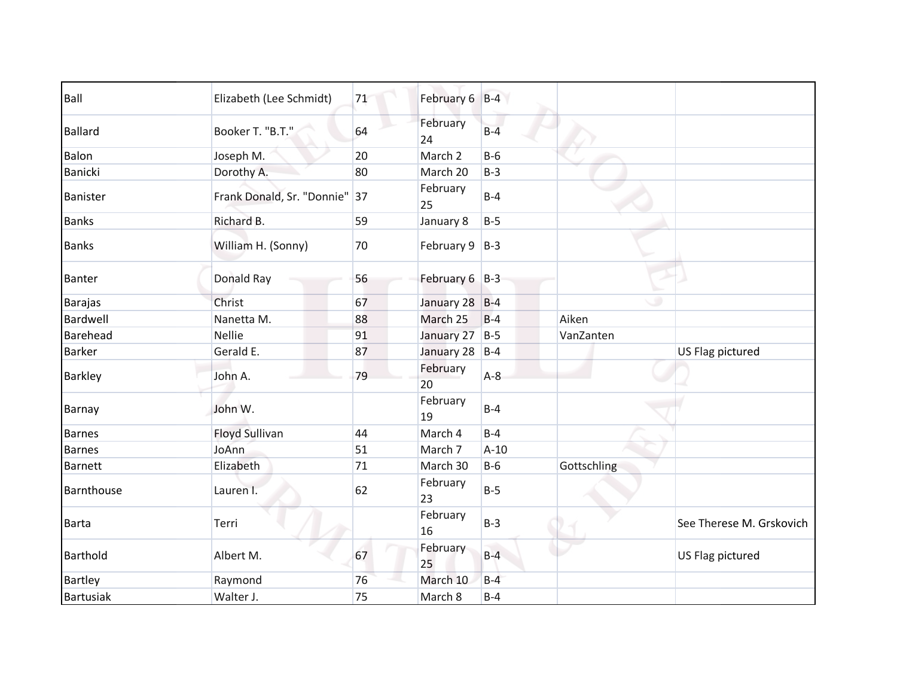| | | | | | | |
|---|---|---|---|---|---|---|
| Ball | Elizabeth (Lee Schmidt) | 71 | February 6 | B-4 | | |
| Ballard | Booker T. "B.T." | 64 | February 24 | B-4 | | |
| Balon | Joseph M. | 20 | March 2 | B-6 | | |
| Banicki | Dorothy A. | 80 | March 20 | B-3 | | |
| Banister | Frank Donald, Sr. "Donnie" | 37 | February 25 | B-4 | | |
| Banks | Richard B. | 59 | January 8 | B-5 | | |
| Banks | William H. (Sonny) | 70 | February 9 | B-3 | | |
| Banter | Donald Ray | 56 | February 6 | B-3 | | |
| Barajas | Christ | 67 | January 28 | B-4 | | |
| Bardwell | Nanetta M. | 88 | March 25 | B-4 | Aiken | |
| Barehead | Nellie | 91 | January 27 | B-5 | VanZanten | |
| Barker | Gerald E. | 87 | January 28 | B-4 | | US Flag pictured |
| Barkley | John A. | 79 | February 20 | A-8 | | |
| Barnay | John W. | | February 19 | B-4 | | |
| Barnes | Floyd Sullivan | 44 | March 4 | B-4 | | |
| Barnes | JoAnn | 51 | March 7 | A-10 | | |
| Barnett | Elizabeth | 71 | March 30 | B-6 | Gottschling | |
| Barnthouse | Lauren I. | 62 | February 23 | B-5 | | |
| Barta | Terri | | February 16 | B-3 | | See Therese M. Grskovich |
| Barthold | Albert M. | 67 | February 25 | B-4 | | US Flag pictured |
| Bartley | Raymond | 76 | March 10 | B-4 | | |
| Bartusiak | Walter J. | 75 | March 8 | B-4 | | |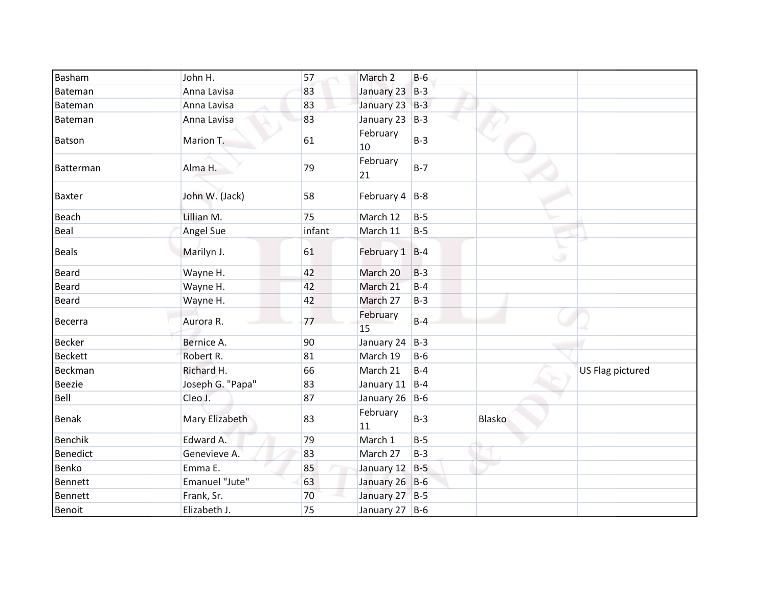| | | | | | | |
|---|---|---|---|---|---|---|
| Basham | John H. | 57 | March 2 | B-6 | | |
| Bateman | Anna Lavisa | 83 | January 23 | B-3 | | |
| Bateman | Anna Lavisa | 83 | January 23 | B-3 | | |
| Bateman | Anna Lavisa | 83 | January 23 | B-3 | | |
| Batson | Marion T. | 61 | February 10 | B-3 | | |
| Batterman | Alma H. | 79 | February 21 | B-7 | | |
| Baxter | John W. (Jack) | 58 | February 4 | B-8 | | |
| Beach | Lillian M. | 75 | March 12 | B-5 | | |
| Beal | Angel Sue | infant | March 11 | B-5 | | |
| Beals | Marilyn J. | 61 | February 1 | B-4 | | |
| Beard | Wayne H. | 42 | March 20 | B-3 | | |
| Beard | Wayne H. | 42 | March 21 | B-4 | | |
| Beard | Wayne H. | 42 | March 27 | B-3 | | |
| Becerra | Aurora R. | 77 | February 15 | B-4 | | |
| Becker | Bernice A. | 90 | January 24 | B-3 | | |
| Beckett | Robert R. | 81 | March 19 | B-6 | | |
| Beckman | Richard H. | 66 | March 21 | B-4 | | US Flag pictured |
| Beezie | Joseph G. "Papa" | 83 | January 11 | B-4 | | |
| Bell | Cleo J. | 87 | January 26 | B-6 | | |
| Benak | Mary Elizabeth | 83 | February 11 | B-3 | Blasko | |
| Benchik | Edward A. | 79 | March 1 | B-5 | | |
| Benedict | Genevieve A. | 83 | March 27 | B-3 | | |
| Benko | Emma E. | 85 | January 12 | B-5 | | |
| Bennett | Emanuel "Jute" | 63 | January 26 | B-6 | | |
| Bennett | Frank, Sr. | 70 | January 27 | B-5 | | |
| Benoit | Elizabeth J. | 75 | January 27 | B-6 | | |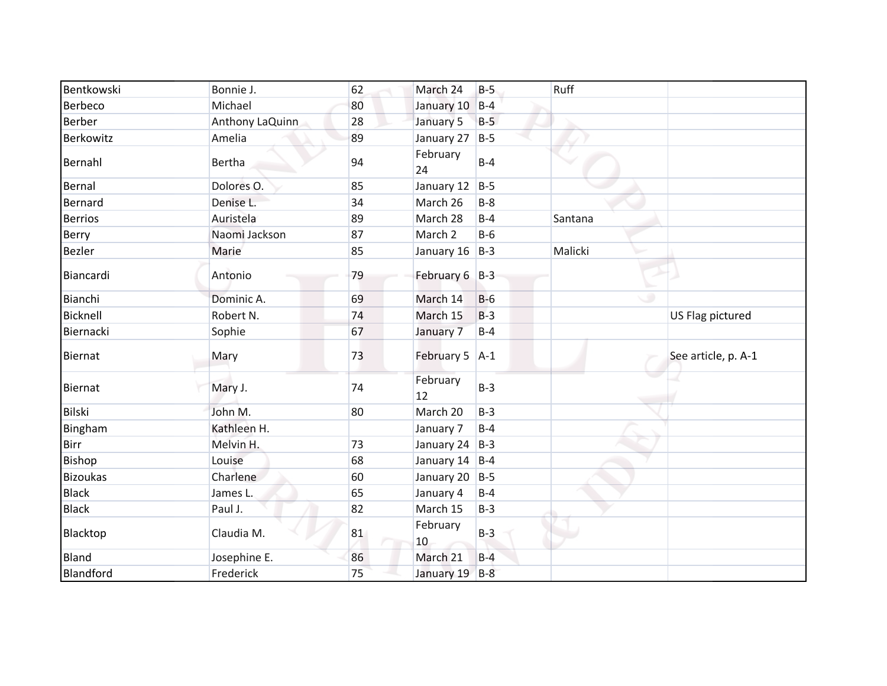| | | | | | | |
|---|---|---|---|---|---|---|
| Bentkowski | Bonnie J. | 62 | March 24 | B-5 | Ruff | |
| Berbeco | Michael | 80 | January 10 | B-4 | | |
| Berber | Anthony LaQuinn | 28 | January 5 | B-5 | | |
| Berkowitz | Amelia | 89 | January 27 | B-5 | | |
| Bernahl | Bertha | 94 | February 24 | B-4 | | |
| Bernal | Dolores O. | 85 | January 12 | B-5 | | |
| Bernard | Denise L. | 34 | March 26 | B-8 | | |
| Berrios | Auristela | 89 | March 28 | B-4 | Santana | |
| Berry | Naomi Jackson | 87 | March 2 | B-6 | | |
| Bezler | Marie | 85 | January 16 | B-3 | Malicki | |
| Biancardi | Antonio | 79 | February 6 | B-3 | | |
| Bianchi | Dominic A. | 69 | March 14 | B-6 | | |
| Bicknell | Robert N. | 74 | March 15 | B-3 | | US Flag pictured |
| Biernacki | Sophie | 67 | January 7 | B-4 | | |
| Biernat | Mary | 73 | February 5 | A-1 | | See article, p. A-1 |
| Biernat | Mary J. | 74 | February 12 | B-3 | | |
| Bilski | John M. | 80 | March 20 | B-3 | | |
| Bingham | Kathleen H. | | January 7 | B-4 | | |
| Birr | Melvin H. | 73 | January 24 | B-3 | | |
| Bishop | Louise | 68 | January 14 | B-4 | | |
| Bizoukas | Charlene | 60 | January 20 | B-5 | | |
| Black | James L. | 65 | January 4 | B-4 | | |
| Black | Paul J. | 82 | March 15 | B-3 | | |
| Blacktop | Claudia M. | 81 | February 10 | B-3 | | |
| Bland | Josephine E. | 86 | March 21 | B-4 | | |
| Blandford | Frederick | 75 | January 19 | B-8 | | |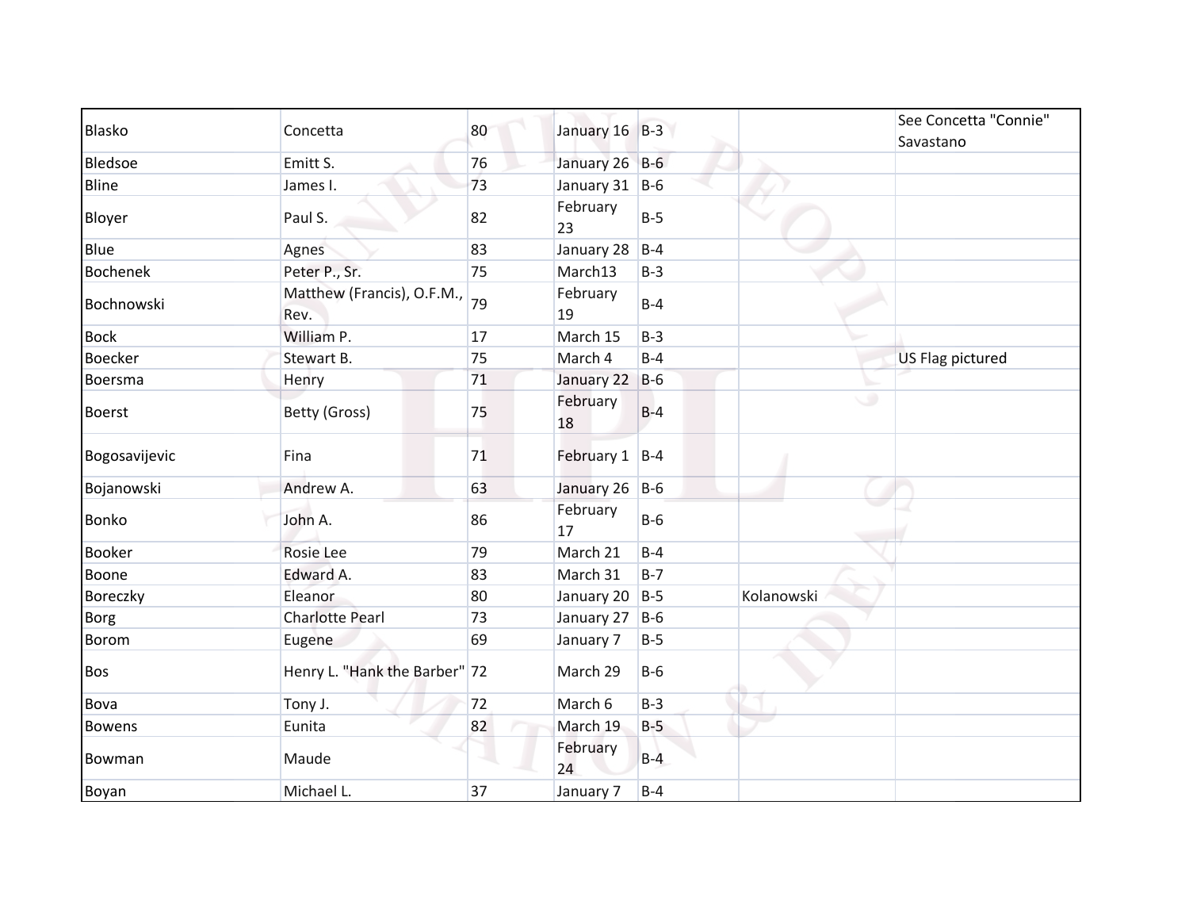| | | | | | | |
|---|---|---|---|---|---|---|
| Blasko | Concetta | 80 | January 16 | B-3 | | See Concetta "Connie" Savastano |
| Bledsoe | Emitt S. | 76 | January 26 | B-6 | | |
| Bline | James I. | 73 | January 31 | B-6 | | |
| Bloyer | Paul S. | 82 | February 23 | B-5 | | |
| Blue | Agnes | 83 | January 28 | B-4 | | |
| Bochenek | Peter P., Sr. | 75 | March13 | B-3 | | |
| Bochnowski | Matthew (Francis), O.F.M., Rev. | 79 | February 19 | B-4 | | |
| Bock | William P. | 17 | March 15 | B-3 | | |
| Boecker | Stewart B. | 75 | March 4 | B-4 | | US Flag pictured |
| Boersma | Henry | 71 | January 22 | B-6 | | |
| Boerst | Betty (Gross) | 75 | February 18 | B-4 | | |
| Bogosavijevic | Fina | 71 | February 1 | B-4 | | |
| Bojanowski | Andrew A. | 63 | January 26 | B-6 | | |
| Bonko | John A. | 86 | February 17 | B-6 | | |
| Booker | Rosie Lee | 79 | March 21 | B-4 | | |
| Boone | Edward A. | 83 | March 31 | B-7 | | |
| Boreczky | Eleanor | 80 | January 20 | B-5 | Kolanowski | |
| Borg | Charlotte Pearl | 73 | January 27 | B-6 | | |
| Borom | Eugene | 69 | January 7 | B-5 | | |
| Bos | Henry L. "Hank the Barber" | 72 | March 29 | B-6 | | |
| Bova | Tony J. | 72 | March 6 | B-3 | | |
| Bowens | Eunita | 82 | March 19 | B-5 | | |
| Bowman | Maude | | February 24 | B-4 | | |
| Boyan | Michael L. | 37 | January 7 | B-4 | | |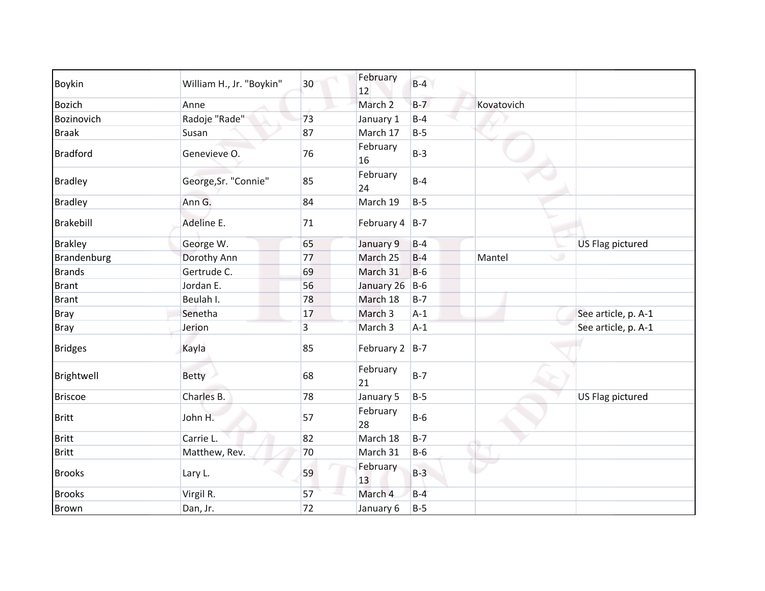| | | | | | | |
|---|---|---|---|---|---|---|
| Boykin | William H., Jr. "Boykin" | 30 | February 12 | B-4 | | |
| Bozich | Anne | | March 2 | B-7 | Kovatovich | |
| Bozinovich | Radoje "Rade" | 73 | January 1 | B-4 | | |
| Braak | Susan | 87 | March 17 | B-5 | | |
| Bradford | Genevieve O. | 76 | February 16 | B-3 | | |
| Bradley | George,Sr. "Connie" | 85 | February 24 | B-4 | | |
| Bradley | Ann G. | 84 | March 19 | B-5 | | |
| Brakebill | Adeline E. | 71 | February 4 | B-7 | | |
| Brakley | George W. | 65 | January 9 | B-4 | | US Flag pictured |
| Brandenburg | Dorothy Ann | 77 | March 25 | B-4 | Mantel | |
| Brands | Gertrude C. | 69 | March 31 | B-6 | | |
| Brant | Jordan E. | 56 | January 26 | B-6 | | |
| Brant | Beulah I. | 78 | March 18 | B-7 | | |
| Bray | Senetha | 17 | March 3 | A-1 | | See article, p. A-1 |
| Bray | Jerion | 3 | March 3 | A-1 | | See article, p. A-1 |
| Bridges | Kayla | 85 | February 2 | B-7 | | |
| Brightwell | Betty | 68 | February 21 | B-7 | | |
| Briscoe | Charles B. | 78 | January 5 | B-5 | | US Flag pictured |
| Britt | John H. | 57 | February 28 | B-6 | | |
| Britt | Carrie L. | 82 | March 18 | B-7 | | |
| Britt | Matthew, Rev. | 70 | March 31 | B-6 | | |
| Brooks | Lary L. | 59 | February 13 | B-3 | | |
| Brooks | Virgil R. | 57 | March 4 | B-4 | | |
| Brown | Dan, Jr. | 72 | January 6 | B-5 | | |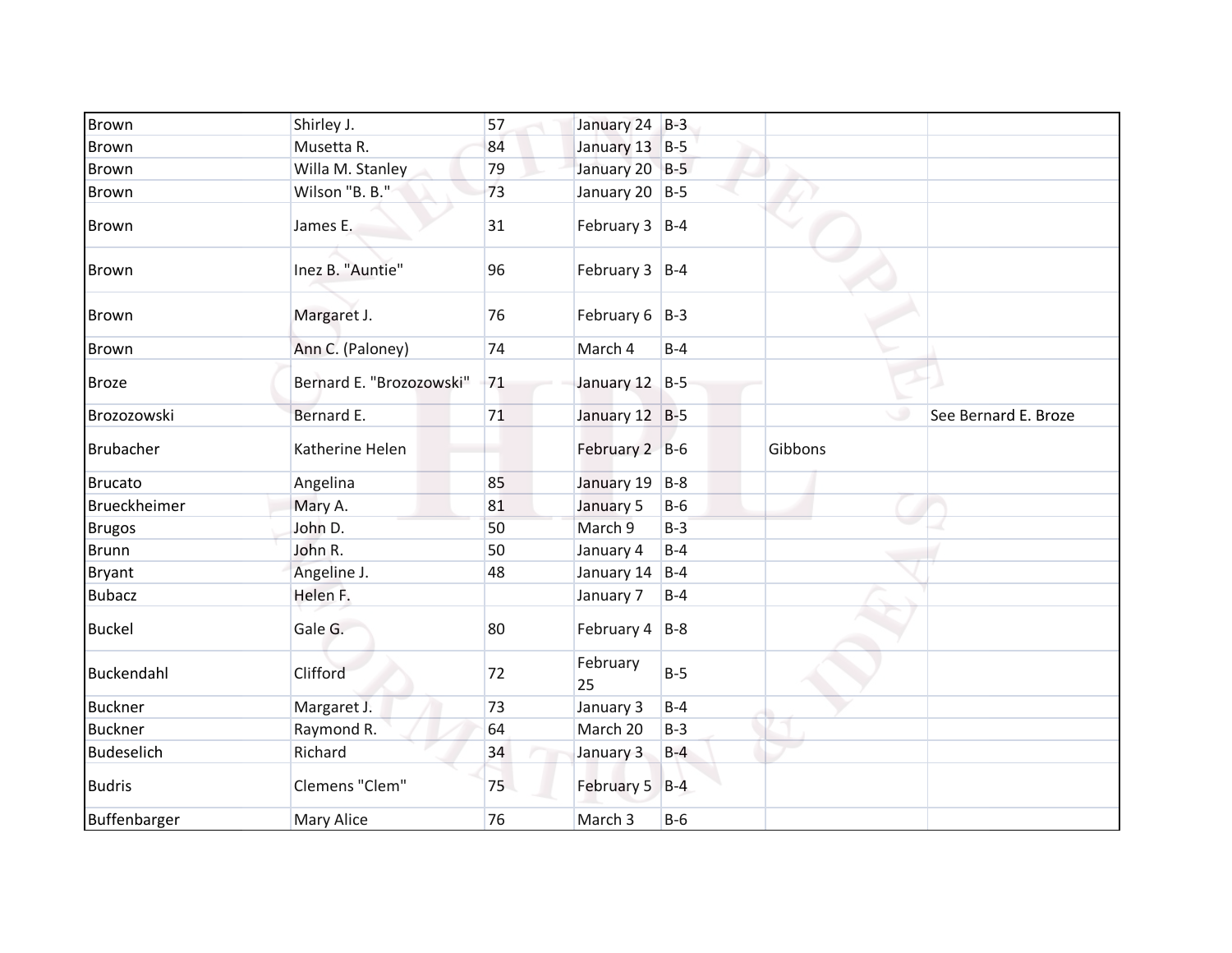| | | | | | | |
|---|---|---|---|---|---|---|
| Brown | Shirley J. | 57 | January 24 | B-3 | | |
| Brown | Musetta R. | 84 | January 13 | B-5 | | |
| Brown | Willa M. Stanley | 79 | January 20 | B-5 | | |
| Brown | Wilson "B. B." | 73 | January 20 | B-5 | | |
| Brown | James E. | 31 | February 3 | B-4 | | |
| Brown | Inez B. "Auntie" | 96 | February 3 | B-4 | | |
| Brown | Margaret J. | 76 | February 6 | B-3 | | |
| Brown | Ann C. (Paloney) | 74 | March 4 | B-4 | | |
| Broze | Bernard E. "Brozozowski" | 71 | January 12 | B-5 | | |
| Brozozowski | Bernard E. | 71 | January 12 | B-5 | | See Bernard E. Broze |
| Brubacher | Katherine Helen | | February 2 | B-6 | Gibbons | |
| Brucato | Angelina | 85 | January 19 | B-8 | | |
| Brueckheimer | Mary A. | 81 | January 5 | B-6 | | |
| Brugos | John D. | 50 | March 9 | B-3 | | |
| Brunn | John R. | 50 | January 4 | B-4 | | |
| Bryant | Angeline J. | 48 | January 14 | B-4 | | |
| Bubacz | Helen F. | | January 7 | B-4 | | |
| Buckel | Gale G. | 80 | February 4 | B-8 | | |
| Buckendahl | Clifford | 72 | February 25 | B-5 | | |
| Buckner | Margaret J. | 73 | January 3 | B-4 | | |
| Buckner | Raymond R. | 64 | March 20 | B-3 | | |
| Budeselich | Richard | 34 | January 3 | B-4 | | |
| Budris | Clemens "Clem" | 75 | February 5 | B-4 | | |
| Buffenbarger | Mary Alice | 76 | March 3 | B-6 | | |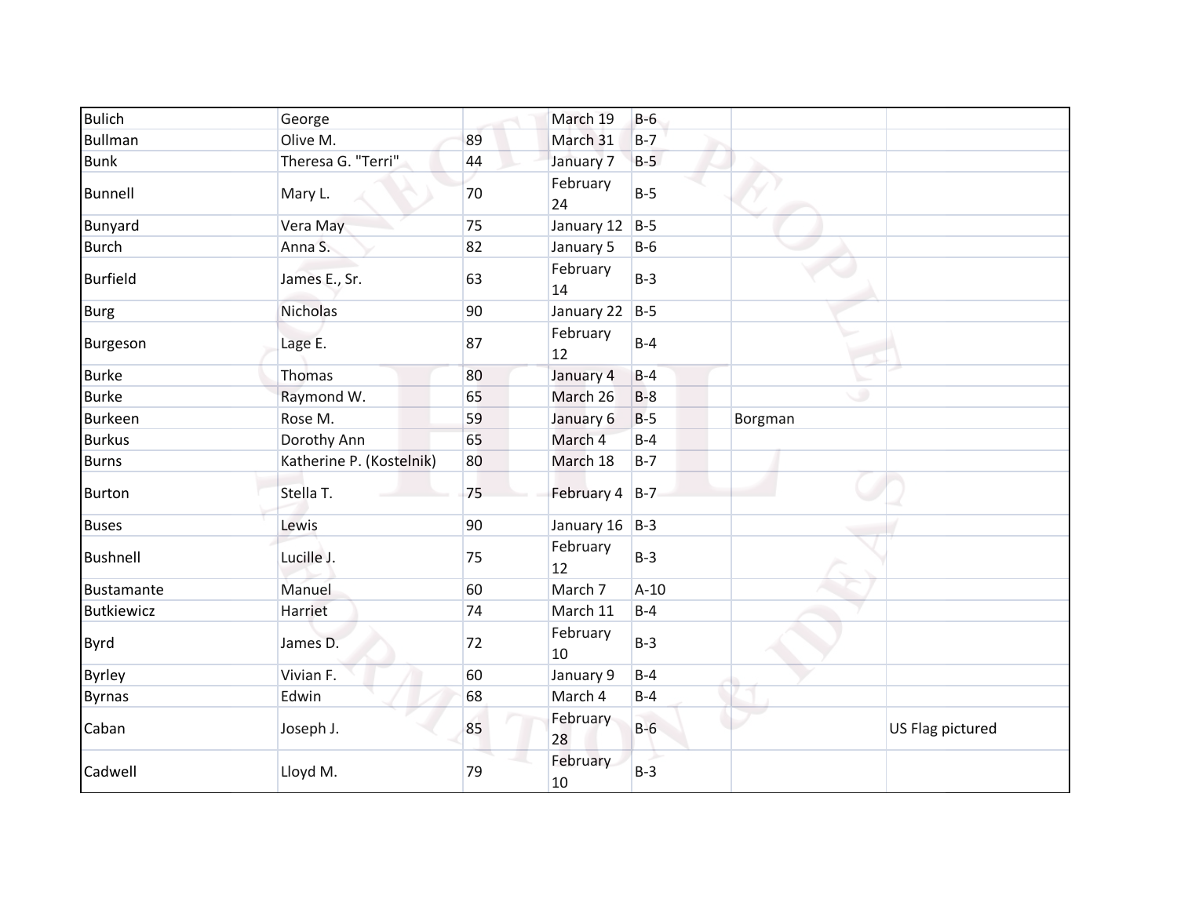| | | | | | | |
|---|---|---|---|---|---|---|
| Bulich | George | | March 19 | B-6 | | |
| Bullman | Olive M. | 89 | March 31 | B-7 | | |
| Bunk | Theresa G. "Terri" | 44 | January 7 | B-5 | | |
| Bunnell | Mary L. | 70 | February 24 | B-5 | | |
| Bunyard | Vera May | 75 | January 12 | B-5 | | |
| Burch | Anna S. | 82 | January 5 | B-6 | | |
| Burfield | James E., Sr. | 63 | February 14 | B-3 | | |
| Burg | Nicholas | 90 | January 22 | B-5 | | |
| Burgeson | Lage E. | 87 | February 12 | B-4 | | |
| Burke | Thomas | 80 | January 4 | B-4 | | |
| Burke | Raymond W. | 65 | March 26 | B-8 | | |
| Burkeen | Rose M. | 59 | January 6 | B-5 | Borgman | |
| Burkus | Dorothy Ann | 65 | March 4 | B-4 | | |
| Burns | Katherine P. (Kostelnik) | 80 | March 18 | B-7 | | |
| Burton | Stella T. | 75 | February 4 | B-7 | | |
| Buses | Lewis | 90 | January 16 | B-3 | | |
| Bushnell | Luciille J. | 75 | February 12 | B-3 | | |
| Bustamante | Manuel | 60 | March 7 | A-10 | | |
| Butkiewicz | Harriet | 74 | March 11 | B-4 | | |
| Byrd | James D. | 72 | February 10 | B-3 | | |
| Byrley | Vivian F. | 60 | January 9 | B-4 | | |
| Byrnas | Edwin | 68 | March 4 | B-4 | | |
| Caban | Joseph J. | 85 | February 28 | B-6 | | US Flag pictured |
| Cadwell | Lloyd M. | 79 | February 10 | B-3 | | |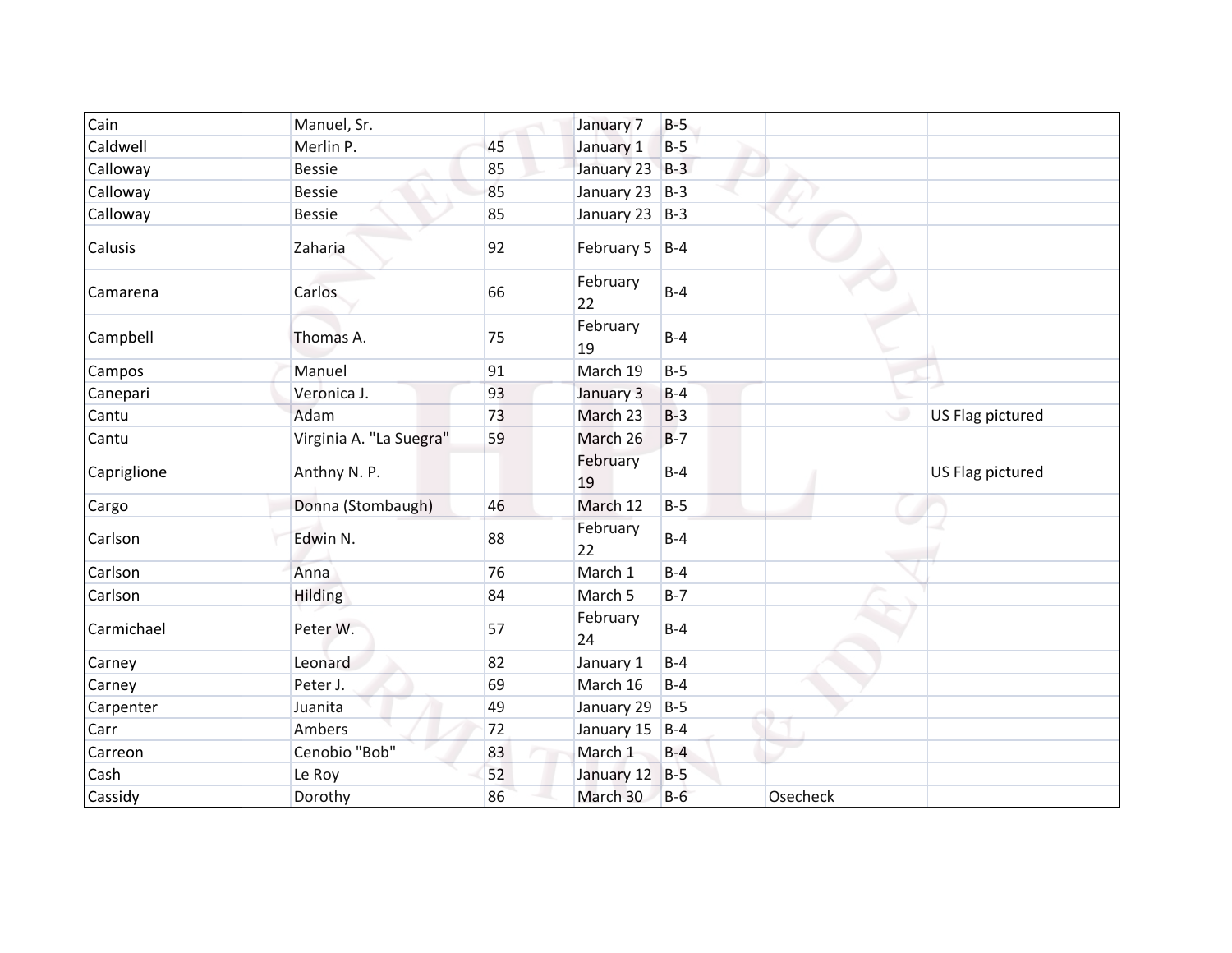| | | | | | | |
|---|---|---|---|---|---|---|
| Cain | Manuel, Sr. | | January 7 | B-5 | | |
| Caldwell | Merlin P. | 45 | January 1 | B-5 | | |
| Calloway | Bessie | 85 | January 23 | B-3 | | |
| Calloway | Bessie | 85 | January 23 | B-3 | | |
| Calloway | Bessie | 85 | January 23 | B-3 | | |
| Calusis | Zaharia | 92 | February 5 | B-4 | | |
| Camarena | Carlos | 66 | February 22 | B-4 | | |
| Campbell | Thomas A. | 75 | February 19 | B-4 | | |
| Campos | Manuel | 91 | March 19 | B-5 | | |
| Canepari | Veronica J. | 93 | January 3 | B-4 | | |
| Cantu | Adam | 73 | March 23 | B-3 | | US Flag pictured |
| Cantu | Virginia A. "La Suegra" | 59 | March 26 | B-7 | | |
| Capriglione | Anthny N. P. | | February 19 | B-4 | | US Flag pictured |
| Cargo | Donna (Stombaugh) | 46 | March 12 | B-5 | | |
| Carlson | Edwin N. | 88 | February 22 | B-4 | | |
| Carlson | Anna | 76 | March 1 | B-4 | | |
| Carlson | Hilding | 84 | March 5 | B-7 | | |
| Carmichael | Peter W. | 57 | February 24 | B-4 | | |
| Carney | Leonard | 82 | January 1 | B-4 | | |
| Carney | Peter J. | 69 | March 16 | B-4 | | |
| Carpenter | Juanita | 49 | January 29 | B-5 | | |
| Carr | Ambers | 72 | January 15 | B-4 | | |
| Carreon | Cenobio "Bob" | 83 | March 1 | B-4 | | |
| Cash | Le Roy | 52 | January 12 | B-5 | | |
| Cassidy | Dorothy | 86 | March 30 | B-6 | Osecheck | |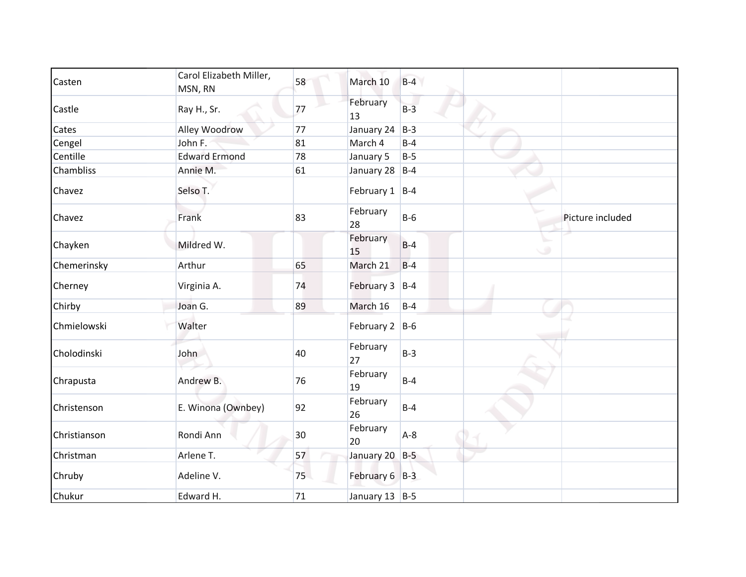| | | | | | | |
|---|---|---|---|---|---|---|
| Casten | Carol Elizabeth Miller, MSN, RN | 58 | March 10 | B-4 | | |
| Castle | Ray H., Sr. | 77 | February 13 | B-3 | | |
| Cates | Alley Woodrow | 77 | January 24 | B-3 | | |
| Cengel | John F. | 81 | March 4 | B-4 | | |
| Centille | Edward Ermond | 78 | January 5 | B-5 | | |
| Chambliss | Annie M. | 61 | January 28 | B-4 | | |
| Chavez | Selso T. | | February 1 | B-4 | | |
| Chavez | Frank | 83 | February 28 | B-6 | | Picture included |
| Chayken | Mildred W. | | February 15 | B-4 | | |
| Chemerinsky | Arthur | 65 | March 21 | B-4 | | |
| Cherney | Virginia A. | 74 | February 3 | B-4 | | |
| Chirby | Joan G. | 89 | March 16 | B-4 | | |
| Chmielowski | Walter | | February 2 | B-6 | | |
| Cholodinski | John | 40 | February 27 | B-3 | | |
| Chrapusta | Andrew B. | 76 | February 19 | B-4 | | |
| Christenson | E. Winona (Ownbey) | 92 | February 26 | B-4 | | |
| Christianson | Rondi Ann | 30 | February 20 | A-8 | | |
| Christman | Arlene T. | 57 | January 20 | B-5 | | |
| Chruby | Adeline V. | 75 | February 6 | B-3 | | |
| Chukur | Edward H. | 71 | January 13 | B-5 | | |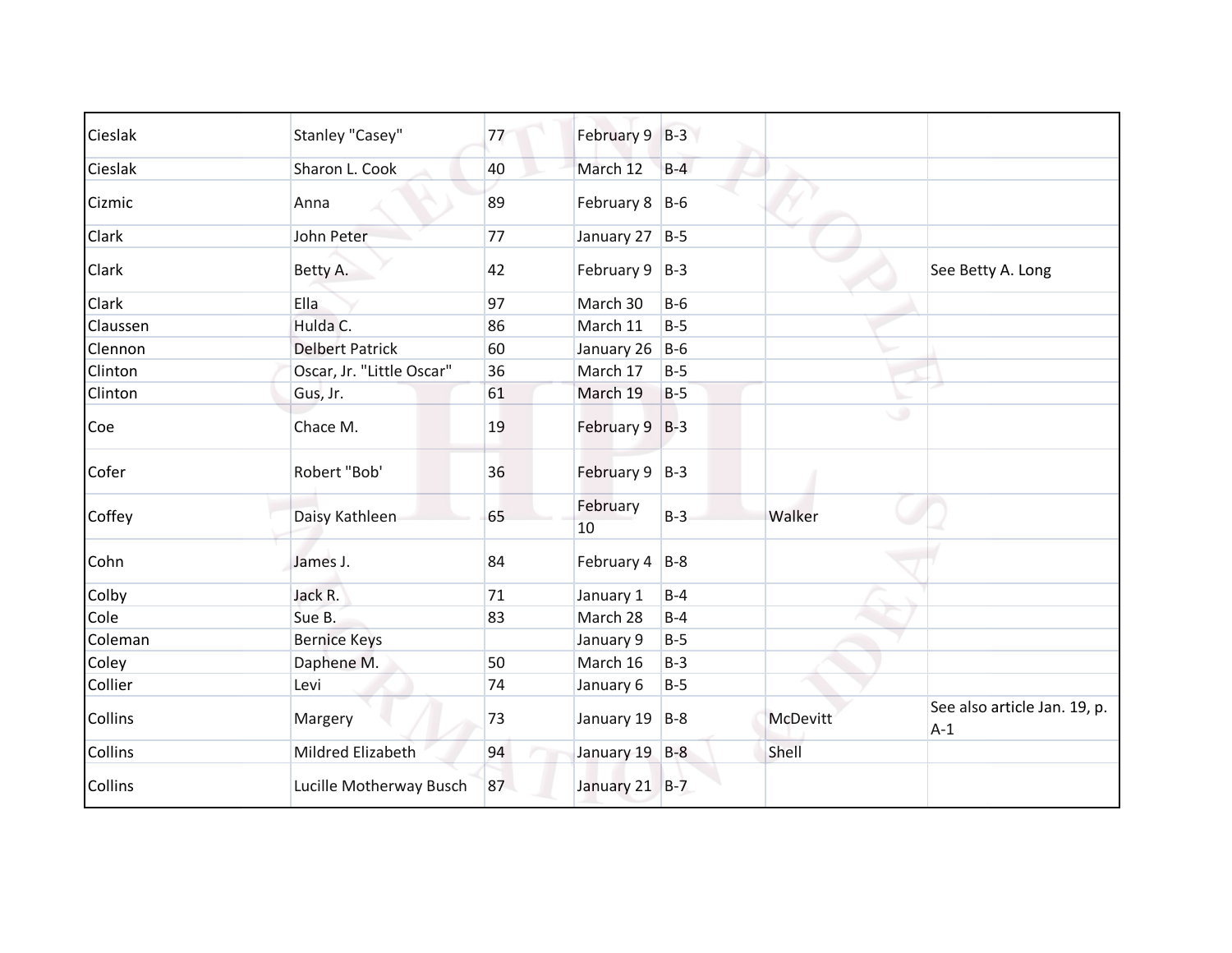| | | | | | | |
|---|---|---|---|---|---|---|
| Cieslak | Stanley "Casey" | 77 | February 9 | B-3 | | |
| Cieslak | Sharon L. Cook | 40 | March 12 | B-4 | | |
| Cizmic | Anna | 89 | February 8 | B-6 | | |
| Clark | John Peter | 77 | January 27 | B-5 | | |
| Clark | Betty A. | 42 | February 9 | B-3 | | See Betty A. Long |
| Clark | Ella | 97 | March 30 | B-6 | | |
| Claussen | Hulda C. | 86 | March 11 | B-5 | | |
| Clennon | Delbert Patrick | 60 | January 26 | B-6 | | |
| Clinton | Oscar, Jr. "Little Oscar" | 36 | March 17 | B-5 | | |
| Clinton | Gus, Jr. | 61 | March 19 | B-5 | | |
| Coe | Chace M. | 19 | February 9 | B-3 | | |
| Cofer | Robert "Bob' | 36 | February 9 | B-3 | | |
| Coffey | Daisy Kathleen | 65 | February 10 | B-3 | Walker | |
| Cohn | James J. | 84 | February 4 | B-8 | | |
| Colby | Jack R. | 71 | January 1 | B-4 | | |
| Cole | Sue B. | 83 | March 28 | B-4 | | |
| Coleman | Bernice Keys | | January 9 | B-5 | | |
| Coley | Daphene M. | 50 | March 16 | B-3 | | |
| Collier | Levi | 74 | January 6 | B-5 | | |
| Collins | Margery | 73 | January 19 | B-8 | McDevitt | See also article Jan. 19, p. A-1 |
| Collins | Mildred Elizabeth | 94 | January 19 | B-8 | Shell | |
| Collins | Lucille Motherway Busch | 87 | January 21 | B-7 | | |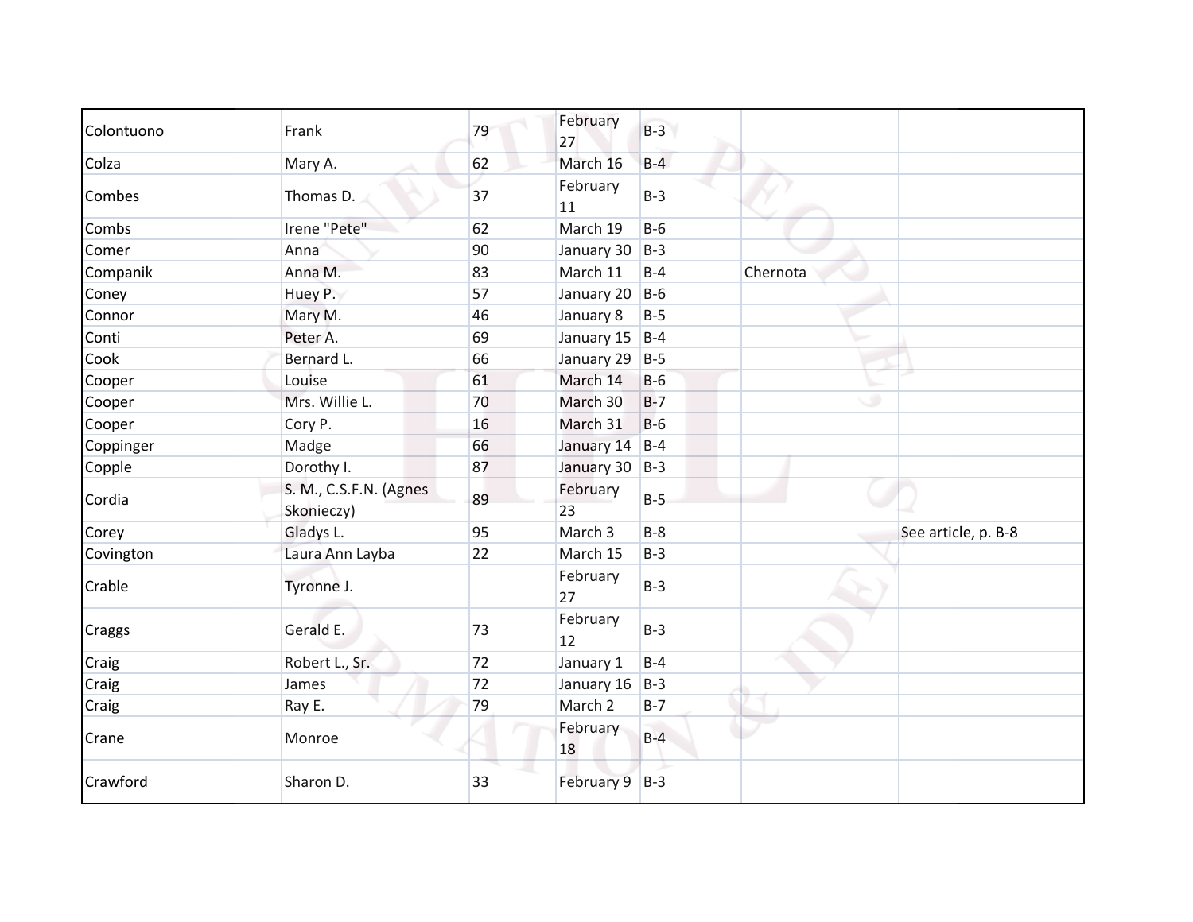| | | | | | | |
|---|---|---|---|---|---|---|
| Colontuono | Frank | 79 | February 27 | B-3 | | |
| Colza | Mary A. | 62 | March 16 | B-4 | | |
| Combes | Thomas D. | 37 | February 11 | B-3 | | |
| Combs | Irene "Pete" | 62 | March 19 | B-6 | | |
| Comer | Anna | 90 | January 30 | B-3 | | |
| Companik | Anna M. | 83 | March 11 | B-4 | Chernota | |
| Coney | Huey P. | 57 | January 20 | B-6 | | |
| Connor | Mary M. | 46 | January 8 | B-5 | | |
| Conti | Peter A. | 69 | January 15 | B-4 | | |
| Cook | Bernard L. | 66 | January 29 | B-5 | | |
| Cooper | Louise | 61 | March 14 | B-6 | | |
| Cooper | Mrs. Willie L. | 70 | March 30 | B-7 | | |
| Cooper | Cory P. | 16 | March 31 | B-6 | | |
| Coppinger | Madge | 66 | January 14 | B-4 | | |
| Copple | Dorothy I. | 87 | January 30 | B-3 | | |
| Cordia | S. M., C.S.F.N. (Agnes Skonieczy) | 89 | February 23 | B-5 | | |
| Corey | Gladys L. | 95 | March 3 | B-8 | | See article, p. B-8 |
| Covington | Laura Ann Layba | 22 | March 15 | B-3 | | |
| Crable | Tyronne J. | | February 27 | B-3 | | |
| Craggs | Gerald E. | 73 | February 12 | B-3 | | |
| Craig | Robert L., Sr. | 72 | January 1 | B-4 | | |
| Craig | James | 72 | January 16 | B-3 | | |
| Craig | Ray E. | 79 | March 2 | B-7 | | |
| Crane | Monroe | | February 18 | B-4 | | |
| Crawford | Sharon D. | 33 | February 9 | B-3 | | |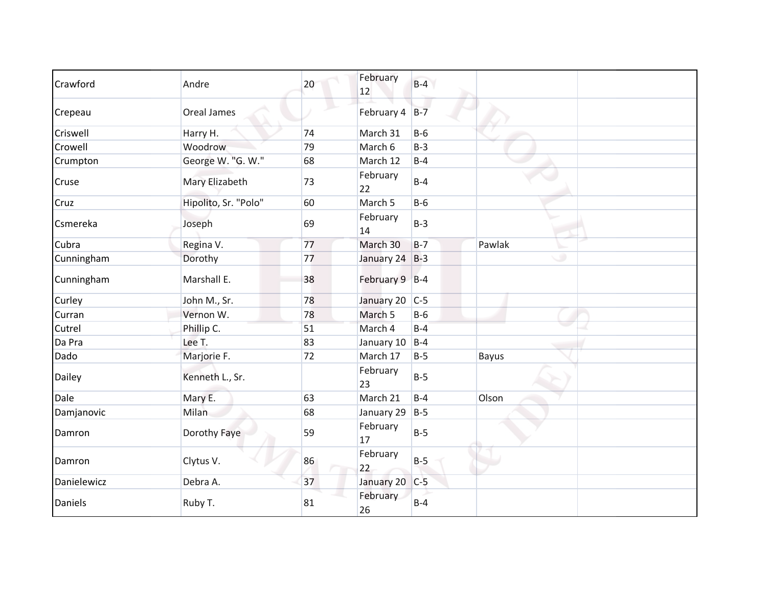| | | | | | | |
|---|---|---|---|---|---|---|
| Crawford | Andre | 20 | February 12 | B-4 | | |
| Crepeau | Oreal James | | February 4 | B-7 | | |
| Criswell | Harry H. | 74 | March 31 | B-6 | | |
| Crowell | Woodrow | 79 | March 6 | B-3 | | |
| Crumpton | George W. "G. W." | 68 | March 12 | B-4 | | |
| Cruse | Mary Elizabeth | 73 | February 22 | B-4 | | |
| Cruz | Hipolito, Sr. "Polo" | 60 | March 5 | B-6 | | |
| Csmereka | Joseph | 69 | February 14 | B-3 | | |
| Cubra | Regina V. | 77 | March 30 | B-7 | Pawlak | |
| Cunningham | Dorothy | 77 | January 24 | B-3 | | |
| Cunningham | Marshall E. | 38 | February 9 | B-4 | | |
| Curley | John M., Sr. | 78 | January 20 | C-5 | | |
| Curran | Vernon W. | 78 | March 5 | B-6 | | |
| Cutrel | Phillip C. | 51 | March 4 | B-4 | | |
| Da Pra | Lee T. | 83 | January 10 | B-4 | | |
| Dado | Marjorie F. | 72 | March 17 | B-5 | Bayus | |
| Dailey | Kenneth L., Sr. | | February 23 | B-5 | | |
| Dale | Mary E. | 63 | March 21 | B-4 | Olson | |
| Damjanovic | Milan | 68 | January 29 | B-5 | | |
| Damron | Dorothy Faye | 59 | February 17 | B-5 | | |
| Damron | Clytus V. | 86 | February 22 | B-5 | | |
| Danielewicz | Debra A. | 37 | January 20 | C-5 | | |
| Daniels | Ruby T. | 81 | February 26 | B-4 | | |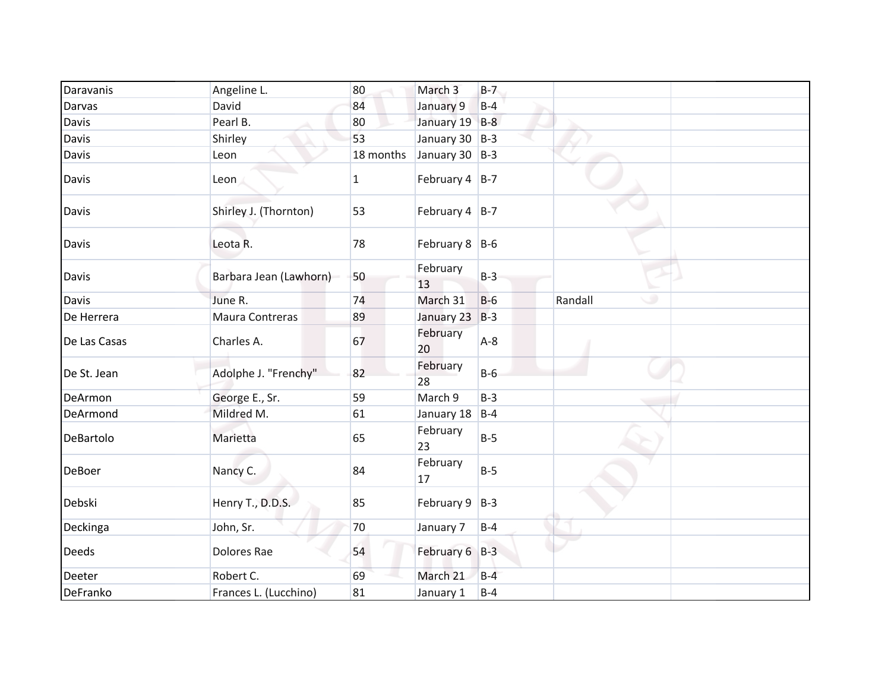| | | | | | | |
|---|---|---|---|---|---|---|
| Daravanis | Angeline L. | 80 | March 3 | B-7 | | |
| Darvas | David | 84 | January 9 | B-4 | | |
| Davis | Pearl B. | 80 | January 19 | B-8 | | |
| Davis | Shirley | 53 | January 30 | B-3 | | |
| Davis | Leon | 18 months | January 30 | B-3 | | |
| Davis | Leon | 1 | February 4 | B-7 | | |
| Davis | Shirley J. (Thornton) | 53 | February 4 | B-7 | | |
| Davis | Leota R. | 78 | February 8 | B-6 | | |
| Davis | Barbara Jean (Lawhorn) | 50 | February 13 | B-3 | | |
| Davis | June R. | 74 | March 31 | B-6 | Randall | |
| De Herrera | Maura Contreras | 89 | January 23 | B-3 | | |
| De Las Casas | Charles A. | 67 | February 20 | A-8 | | |
| De St. Jean | Adolphe J. "Frenchy" | 82 | February 28 | B-6 | | |
| DeArmon | George E., Sr. | 59 | March 9 | B-3 | | |
| DeArmond | Mildred M. | 61 | January 18 | B-4 | | |
| DeBartolo | Marietta | 65 | February 23 | B-5 | | |
| DeBoer | Nancy C. | 84 | February 17 | B-5 | | |
| Debski | Henry T., D.D.S. | 85 | February 9 | B-3 | | |
| Deckinga | John, Sr. | 70 | January 7 | B-4 | | |
| Deeds | Dolores Rae | 54 | February 6 | B-3 | | |
| Deeter | Robert C. | 69 | March 21 | B-4 | | |
| DeFranko | Frances L. (Lucchino) | 81 | January 1 | B-4 | | |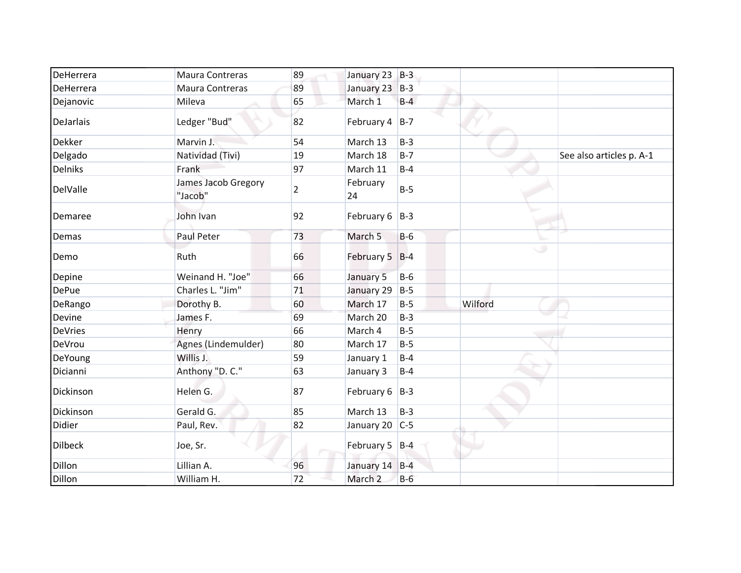| | | | | | | |
|---|---|---|---|---|---|---|
| DeHerrera | Maura Contreras | 89 | January 23 | B-3 | | |
| DeHerrera | Maura Contreras | 89 | January 23 | B-3 | | |
| Dejanovic | Mileva | 65 | March 1 | B-4 | | |
| DeJarlais | Ledger "Bud" | 82 | February 4 | B-7 | | |
| Dekker | Marvin J. | 54 | March 13 | B-3 | | |
| Delgado | Natividad (Tivi) | 19 | March 18 | B-7 | | See also articles p. A-1 |
| Delniks | Frank | 97 | March 11 | B-4 | | |
| DelValle | James Jacob Gregory "Jacob" | 2 | February 24 | B-5 | | |
| Demaree | John Ivan | 92 | February 6 | B-3 | | |
| Demas | Paul Peter | 73 | March 5 | B-6 | | |
| Demo | Ruth | 66 | February 5 | B-4 | | |
| Depine | Weinand H. "Joe" | 66 | January 5 | B-6 | | |
| DePue | Charles L. "Jim" | 71 | January 29 | B-5 | | |
| DeRango | Dorothy B. | 60 | March 17 | B-5 | Wilford | |
| Devine | James F. | 69 | March 20 | B-3 | | |
| DeVries | Henry | 66 | March 4 | B-5 | | |
| DeVrou | Agnes (Lindemulder) | 80 | March 17 | B-5 | | |
| DeYoung | Willis J. | 59 | January 1 | B-4 | | |
| Dicianni | Anthony "D. C." | 63 | January 3 | B-4 | | |
| Dickinson | Helen G. | 87 | February 6 | B-3 | | |
| Dickinson | Gerald G. | 85 | March 13 | B-3 | | |
| Didier | Paul, Rev. | 82 | January 20 | C-5 | | |
| Dilbeck | Joe, Sr. | | February 5 | B-4 | | |
| Dillon | Lillian A. | 96 | January 14 | B-4 | | |
| Dillon | William H. | 72 | March 2 | B-6 | | |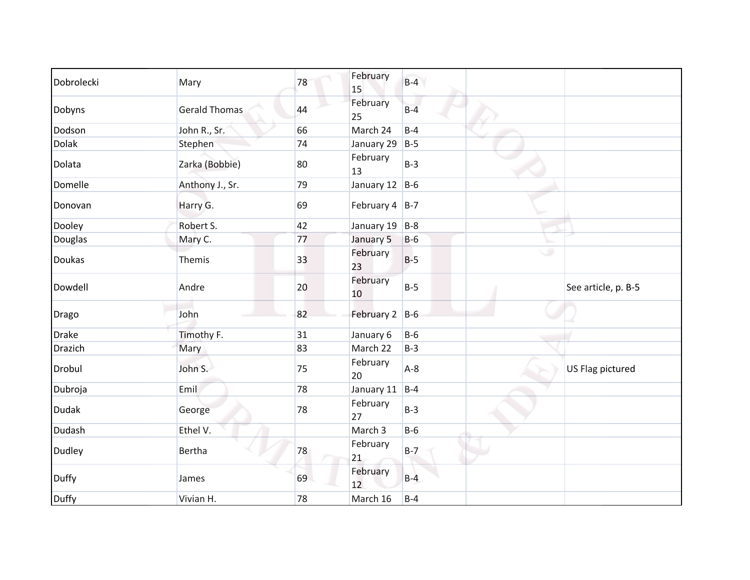| | | | | | | |
|---|---|---|---|---|---|---|
| Dobrolecki | Mary | 78 | February 15 | B-4 | | |
| Dobyns | Gerald Thomas | 44 | February 25 | B-4 | | |
| Dodson | John R., Sr. | 66 | March 24 | B-4 | | |
| Dolak | Stephen | 74 | January 29 | B-5 | | |
| Dolata | Zarka (Bobbie) | 80 | February 13 | B-3 | | |
| Domelle | Anthony J., Sr. | 79 | January 12 | B-6 | | |
| Donovan | Harry G. | 69 | February 4 | B-7 | | |
| Dooley | Robert S. | 42 | January 19 | B-8 | | |
| Douglas | Mary C. | 77 | January 5 | B-6 | | |
| Doukas | Themis | 33 | February 23 | B-5 | | |
| Dowdell | Andre | 20 | February 10 | B-5 | | See article, p. B-5 |
| Drago | John | 82 | February 2 | B-6 | | |
| Drake | Timothy F. | 31 | January 6 | B-6 | | |
| Drazich | Mary | 83 | March 22 | B-3 | | |
| Drobul | John S. | 75 | February 20 | A-8 | | US Flag pictured |
| Dubroja | Emil | 78 | January 11 | B-4 | | |
| Dudak | George | 78 | February 27 | B-3 | | |
| Dudash | Ethel V. | | March 3 | B-6 | | |
| Dudley | Bertha | 78 | February 21 | B-7 | | |
| Duffy | James | 69 | February 12 | B-4 | | |
| Duffy | Vivian H. | 78 | March 16 | B-4 | | |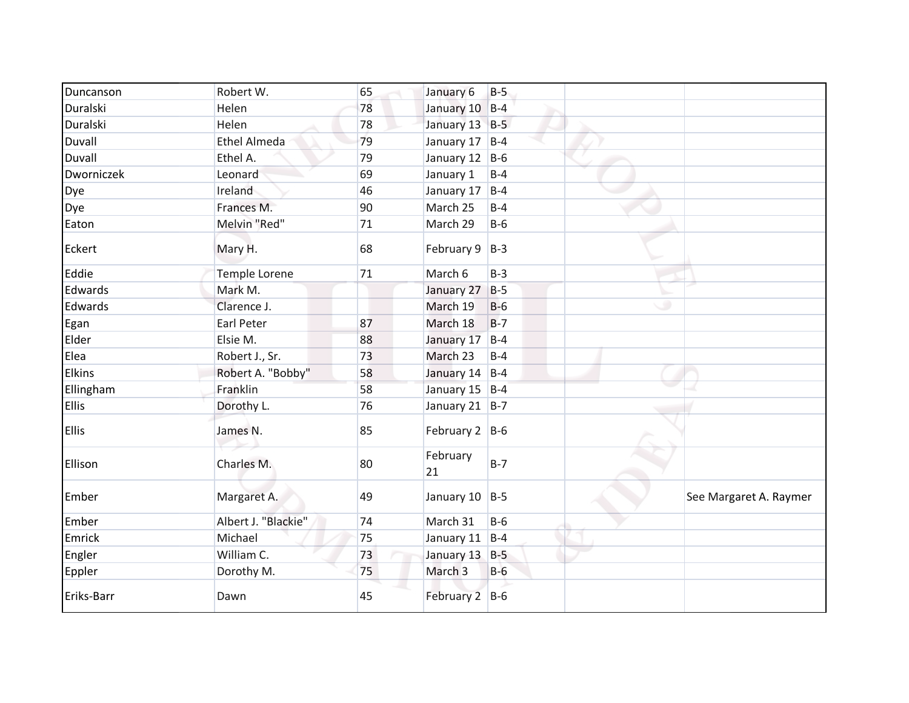| | | | | | | |
|---|---|---|---|---|---|---|
| Duncanson | Robert W. | 65 | January 6 | B-5 | | |
| Duralski | Helen | 78 | January 10 | B-4 | | |
| Duralski | Helen | 78 | January 13 | B-5 | | |
| Duvall | Ethel Almeda | 79 | January 17 | B-4 | | |
| Duvall | Ethel A. | 79 | January 12 | B-6 | | |
| Dworniczek | Leonard | 69 | January 1 | B-4 | | |
| Dye | Ireland | 46 | January 17 | B-4 | | |
| Dye | Frances M. | 90 | March 25 | B-4 | | |
| Eaton | Melvin "Red" | 71 | March 29 | B-6 | | |
| Eckert | Mary H. | 68 | February 9 | B-3 | | |
| Eddie | Temple Lorene | 71 | March 6 | B-3 | | |
| Edwards | Mark M. | | January 27 | B-5 | | |
| Edwards | Clarence J. | | March 19 | B-6 | | |
| Egan | Earl Peter | 87 | March 18 | B-7 | | |
| Elder | Elsie M. | 88 | January 17 | B-4 | | |
| Elea | Robert J., Sr. | 73 | March 23 | B-4 | | |
| Elkins | Robert A. "Bobby" | 58 | January 14 | B-4 | | |
| Ellingham | Franklin | 58 | January 15 | B-4 | | |
| Ellis | Dorothy L. | 76 | January 21 | B-7 | | |
| Ellis | James N. | 85 | February 2 | B-6 | | |
| Ellison | Charles M. | 80 | February 21 | B-7 | | |
| Ember | Margaret A. | 49 | January 10 | B-5 | | See Margaret A. Raymer |
| Ember | Albert J. "Blackie" | 74 | March 31 | B-6 | | |
| Emrick | Michael | 75 | January 11 | B-4 | | |
| Engler | William C. | 73 | January 13 | B-5 | | |
| Eppler | Dorothy M. | 75 | March 3 | B-6 | | |
| Eriks-Barr | Dawn | 45 | February 2 | B-6 | | |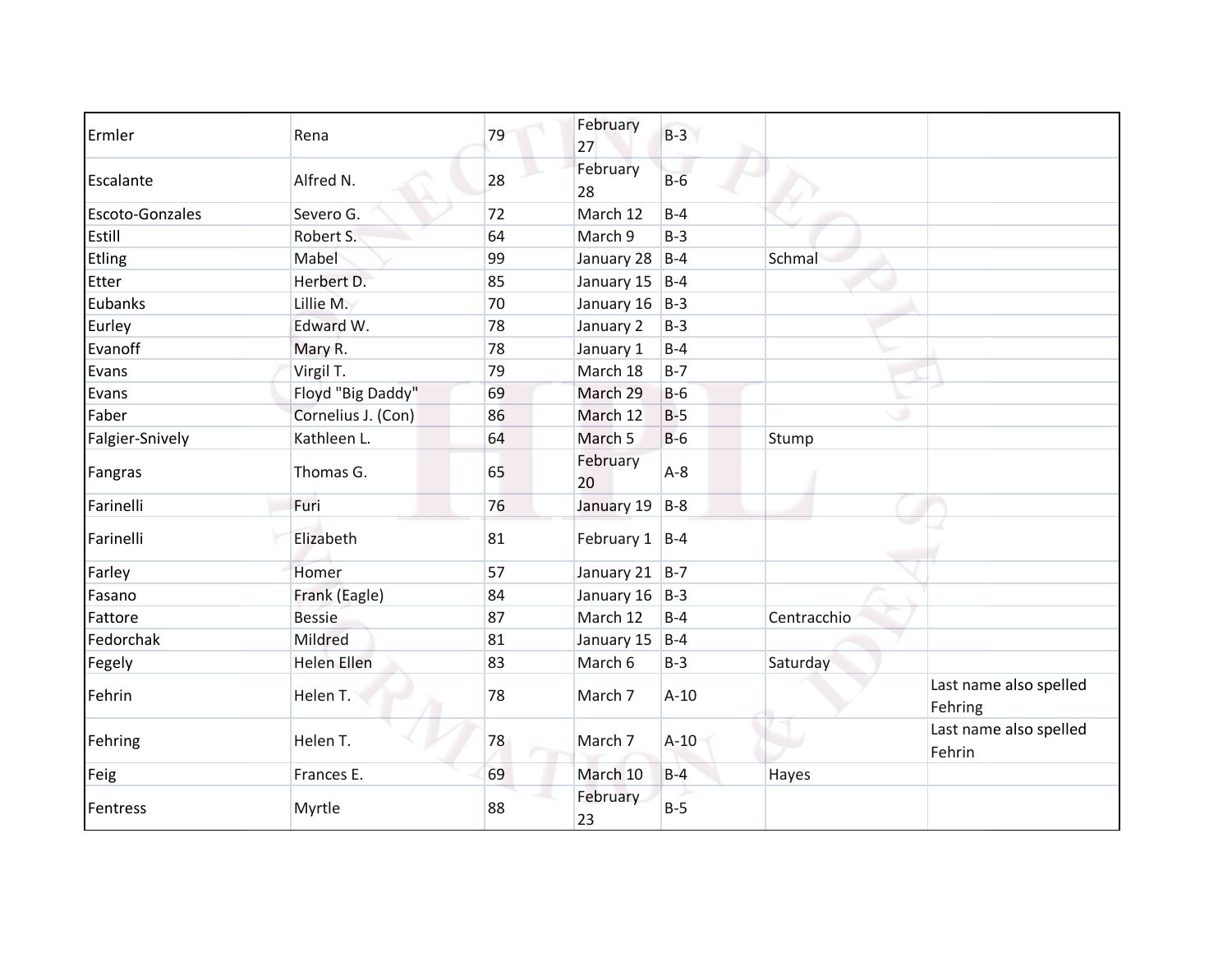| | | | | | | |
|---|---|---|---|---|---|---|
| Ermler | Rena | 79 | February 27 | B-3 | | |
| Escalante | Alfred N. | 28 | February 28 | B-6 | | |
| Escoto-Gonzales | Severo G. | 72 | March 12 | B-4 | | |
| Estill | Robert S. | 64 | March 9 | B-3 | | |
| Etling | Mabel | 99 | January 28 | B-4 | Schmal | |
| Etter | Herbert D. | 85 | January 15 | B-4 | | |
| Eubanks | Lillie M. | 70 | January 16 | B-3 | | |
| Eurley | Edward W. | 78 | January 2 | B-3 | | |
| Evanoff | Mary R. | 78 | January 1 | B-4 | | |
| Evans | Virgil T. | 79 | March 18 | B-7 | | |
| Evans | Floyd "Big Daddy" | 69 | March 29 | B-6 | | |
| Faber | Cornelius J. (Con) | 86 | March 12 | B-5 | | |
| Falgier-Snively | Kathleen L. | 64 | March 5 | B-6 | Stump | |
| Fangras | Thomas G. | 65 | February 20 | A-8 | | |
| Farinelli | Furi | 76 | January 19 | B-8 | | |
| Farinelli | Elizabeth | 81 | February 1 | B-4 | | |
| Farley | Homer | 57 | January 21 | B-7 | | |
| Fasano | Frank (Eagle) | 84 | January 16 | B-3 | | |
| Fattore | Bessie | 87 | March 12 | B-4 | Centracchio | |
| Fedorchak | Mildred | 81 | January 15 | B-4 | | |
| Fegely | Helen Ellen | 83 | March 6 | B-3 | Saturday | |
| Fehrin | Helen T. | 78 | March 7 | A-10 | | Last name also spelled Fehring |
| Fehring | Helen T. | 78 | March 7 | A-10 | | Last name also spelled Fehrin |
| Feig | Frances E. | 69 | March 10 | B-4 | Hayes | |
| Fentress | Myrtle | 88 | February 23 | B-5 | | |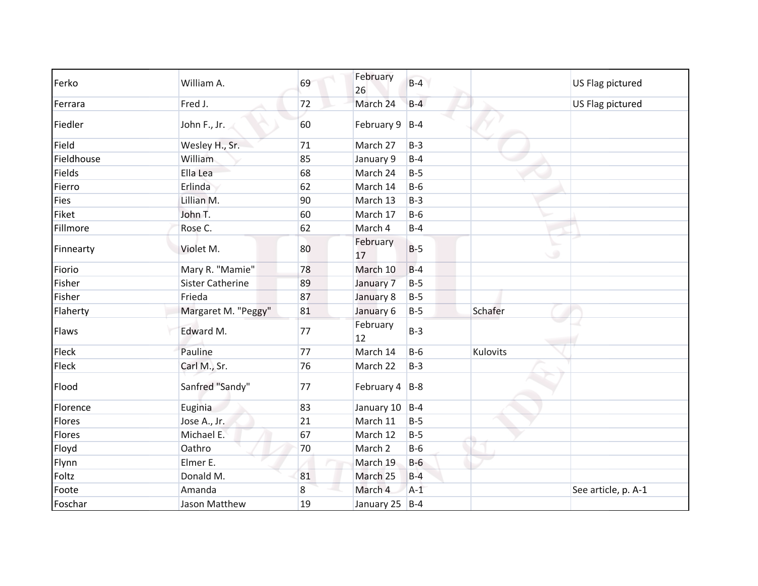| | | | | | | |
|---|---|---|---|---|---|---|
| Ferko | William A. | 69 | February 26 | B-4 | | US Flag pictured |
| Ferrara | Fred J. | 72 | March 24 | B-4 | | US Flag pictured |
| Fiedler | John F., Jr. | 60 | February 9 | B-4 | | |
| Field | Wesley H., Sr. | 71 | March 27 | B-3 | | |
| Fieldhouse | William | 85 | January 9 | B-4 | | |
| Fields | Ella Lea | 68 | March 24 | B-5 | | |
| Fierro | Erlinda | 62 | March 14 | B-6 | | |
| Fies | Lillian M. | 90 | March 13 | B-3 | | |
| Fiket | John T. | 60 | March 17 | B-6 | | |
| Fillmore | Rose C. | 62 | March 4 | B-4 | | |
| Finnearty | Violet M. | 80 | February 17 | B-5 | | |
| Fiorio | Mary R. "Mamie" | 78 | March 10 | B-4 | | |
| Fisher | Sister Catherine | 89 | January 7 | B-5 | | |
| Fisher | Frieda | 87 | January 8 | B-5 | | |
| Flaherty | Margaret M. "Peggy" | 81 | January 6 | B-5 | Schafer | |
| Flaws | Edward M. | 77 | February 12 | B-3 | | |
| Fleck | Pauline | 77 | March 14 | B-6 | Kulovits | |
| Fleck | Carl M., Sr. | 76 | March 22 | B-3 | | |
| Flood | Sanfred "Sandy" | 77 | February 4 | B-8 | | |
| Florence | Euginia | 83 | January 10 | B-4 | | |
| Flores | Jose A., Jr. | 21 | March 11 | B-5 | | |
| Flores | Michael E. | 67 | March 12 | B-5 | | |
| Floyd | Oathro | 70 | March 2 | B-6 | | |
| Flynn | Elmer E. | | March 19 | B-6 | | |
| Foltz | Donald M. | 81 | March 25 | B-4 | | |
| Foote | Amanda | 8 | March 4 | A-1 | | See article, p. A-1 |
| Foschar | Jason Matthew | 19 | January 25 | B-4 | | |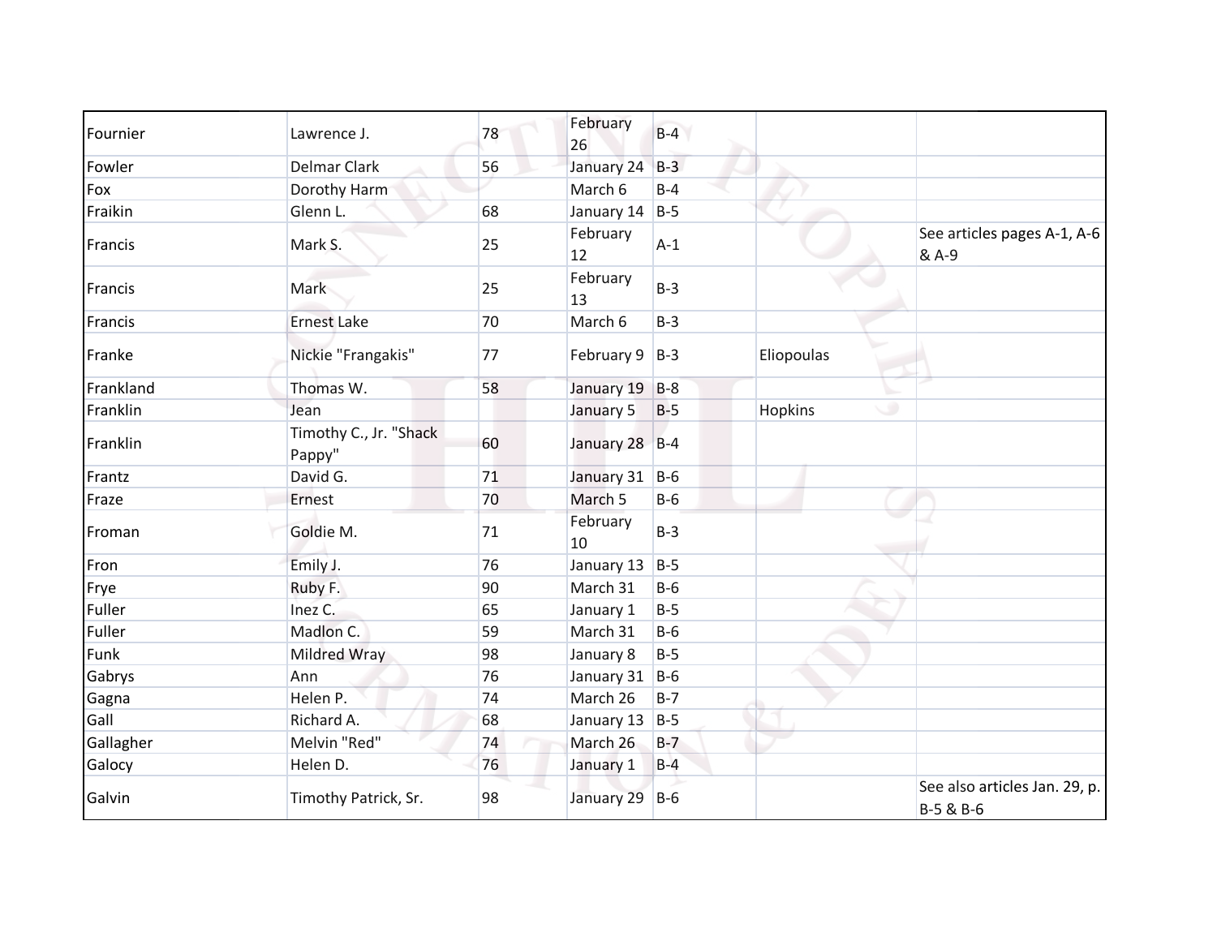| | | | | | | |
|---|---|---|---|---|---|---|
| Fournier | Lawrence J. | 78 | February 26 | B-4 | | |
| Fowler | Delmar Clark | 56 | January 24 | B-3 | | |
| Fox | Dorothy Harm | | March 6 | B-4 | | |
| Fraikin | Glenn L. | 68 | January 14 | B-5 | | |
| Francis | Mark S. | 25 | February 12 | A-1 | | See articles pages A-1, A-6 & A-9 |
| Francis | Mark | 25 | February 13 | B-3 | | |
| Francis | Ernest Lake | 70 | March 6 | B-3 | | |
| Franke | Nickie "Frangakis" | 77 | February 9 | B-3 | Eliopoulas | |
| Frankland | Thomas W. | 58 | January 19 | B-8 | | |
| Franklin | Jean | | January 5 | B-5 | Hopkins | |
| Franklin | Timothy C., Jr. "Shack Pappy" | 60 | January 28 | B-4 | | |
| Frantz | David G. | 71 | January 31 | B-6 | | |
| Fraze | Ernest | 70 | March 5 | B-6 | | |
| Froman | Goldie M. | 71 | February 10 | B-3 | | |
| Fron | Emily J. | 76 | January 13 | B-5 | | |
| Frye | Ruby F. | 90 | March 31 | B-6 | | |
| Fuller | Inez C. | 65 | January 1 | B-5 | | |
| Fuller | Madlon C. | 59 | March 31 | B-6 | | |
| Funk | Mildred Wray | 98 | January 8 | B-5 | | |
| Gabrys | Ann | 76 | January 31 | B-6 | | |
| Gagna | Helen P. | 74 | March 26 | B-7 | | |
| Gall | Richard A. | 68 | January 13 | B-5 | | |
| Gallagher | Melvin "Red" | 74 | March 26 | B-7 | | |
| Galocy | Helen D. | 76 | January 1 | B-4 | | |
| Galvin | Timothy Patrick, Sr. | 98 | January 29 | B-6 | | See also articles Jan. 29, p. B-5 & B-6 |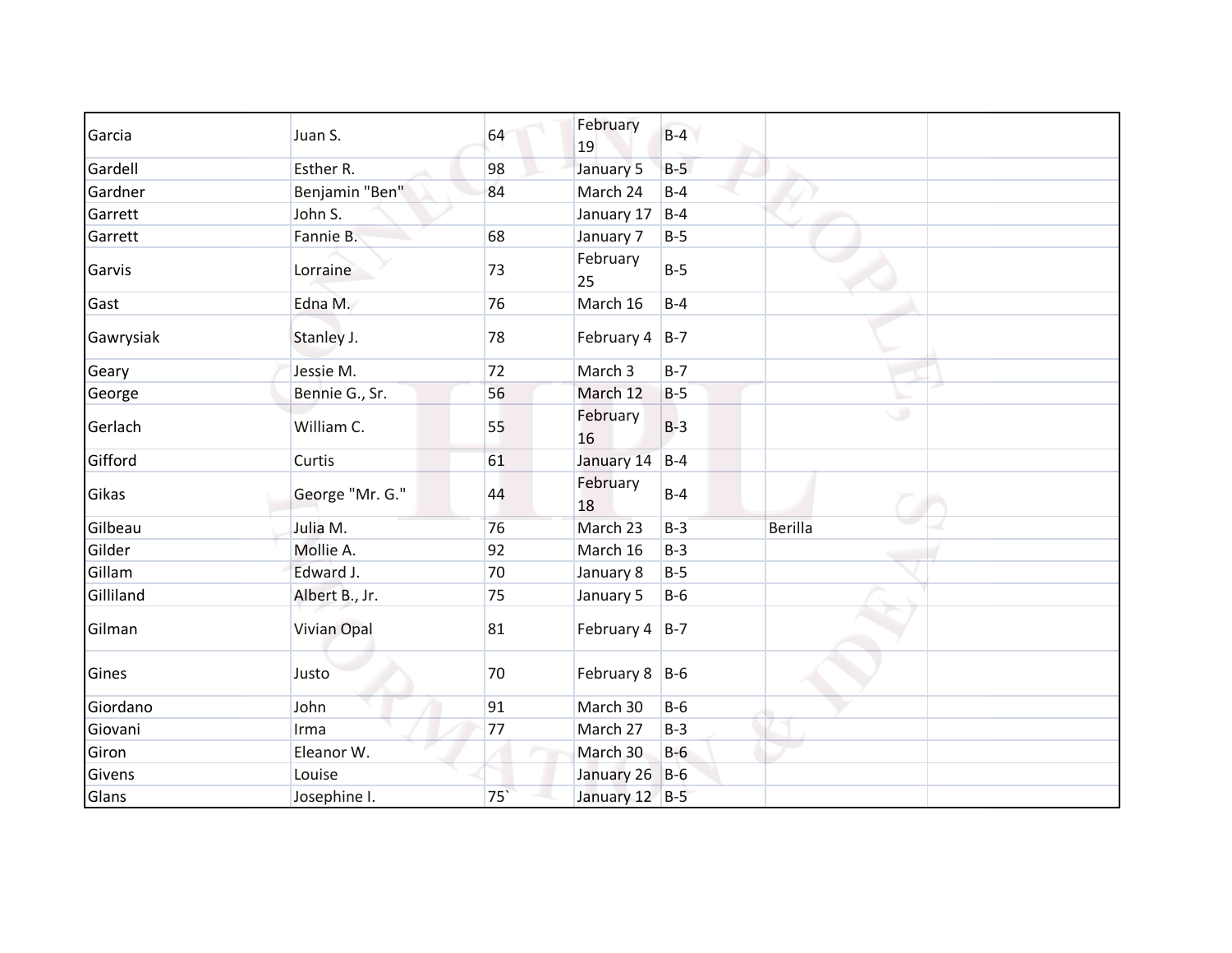| | | | | | | |
|---|---|---|---|---|---|---|
| Garcia | Juan S. | 64 | February 19 | B-4 | | |
| Gardell | Esther R. | 98 | January 5 | B-5 | | |
| Gardner | Benjamin "Ben" | 84 | March 24 | B-4 | | |
| Garrett | John S. | | January 17 | B-4 | | |
| Garrett | Fannie B. | 68 | January 7 | B-5 | | |
| Garvis | Lorraine | 73 | February 25 | B-5 | | |
| Gast | Edna M. | 76 | March 16 | B-4 | | |
| Gawrysiak | Stanley J. | 78 | February 4 | B-7 | | |
| Geary | Jessie M. | 72 | March 3 | B-7 | | |
| George | Bennie G., Sr. | 56 | March 12 | B-5 | | |
| Gerlach | William C. | 55 | February 16 | B-3 | | |
| Gifford | Curtis | 61 | January 14 | B-4 | | |
| Gikas | George "Mr. G." | 44 | February 18 | B-4 | | |
| Gilbeau | Julia M. | 76 | March 23 | B-3 | Berilla | |
| Gilder | Mollie A. | 92 | March 16 | B-3 | | |
| Gillam | Edward J. | 70 | January 8 | B-5 | | |
| Gilliland | Albert B., Jr. | 75 | January 5 | B-6 | | |
| Gilman | Vivian Opal | 81 | February 4 | B-7 | | |
| Gines | Justo | 70 | February 8 | B-6 | | |
| Giordano | John | 91 | March 30 | B-6 | | |
| Giovani | Irma | 77 | March 27 | B-3 | | |
| Giron | Eleanor W. | | March 30 | B-6 | | |
| Givens | Louise | | January 26 | B-6 | | |
| Glans | Josephine I. | 75` | January 12 | B-5 | | |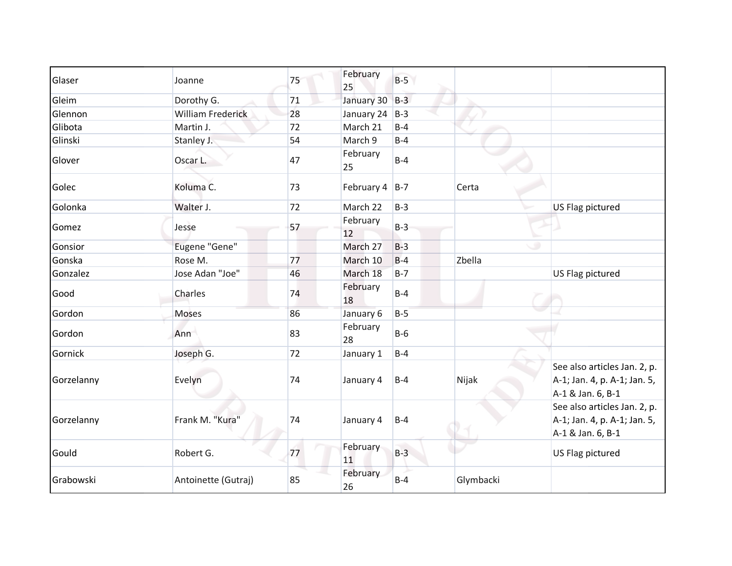| | | | | | | |
|---|---|---|---|---|---|---|
| Glaser | Joanne | 75 | February 25 | B-5 | | |
| Gleim | Dorothy G. | 71 | January 30 | B-3 | | |
| Glennon | William Frederick | 28 | January 24 | B-3 | | |
| Glibota | Martin J. | 72 | March 21 | B-4 | | |
| Glinski | Stanley J. | 54 | March 9 | B-4 | | |
| Glover | Oscar L. | 47 | February 25 | B-4 | | |
| Golec | Koluma C. | 73 | February 4 | B-7 | Certa | |
| Golonka | Walter J. | 72 | March 22 | B-3 | | US Flag pictured |
| Gomez | Jesse | 57 | February 12 | B-3 | | |
| Gonsior | Eugene "Gene" | | March 27 | B-3 | | |
| Gonska | Rose M. | 77 | March 10 | B-4 | Zbella | |
| Gonzalez | Jose Adan "Joe" | 46 | March 18 | B-7 | | US Flag pictured |
| Good | Charles | 74 | February 18 | B-4 | | |
| Gordon | Moses | 86 | January 6 | B-5 | | |
| Gordon | Ann | 83 | February 28 | B-6 | | |
| Gornick | Joseph G. | 72 | January 1 | B-4 | | |
| Gorzelanny | Evelyn | 74 | January 4 | B-4 | Nijak | See also articles Jan. 2, p. A-1; Jan. 4, p. A-1; Jan. 5, A-1 & Jan. 6, B-1 |
| Gorzelanny | Frank M. "Kura" | 74 | January 4 | B-4 | | See also articles Jan. 2, p. A-1; Jan. 4, p. A-1; Jan. 5, A-1 & Jan. 6, B-1 |
| Gould | Robert G. | 77 | February 11 | B-3 | | US Flag pictured |
| Grabowski | Antoinette (Gutraj) | 85 | February 26 | B-4 | Glymbacki | |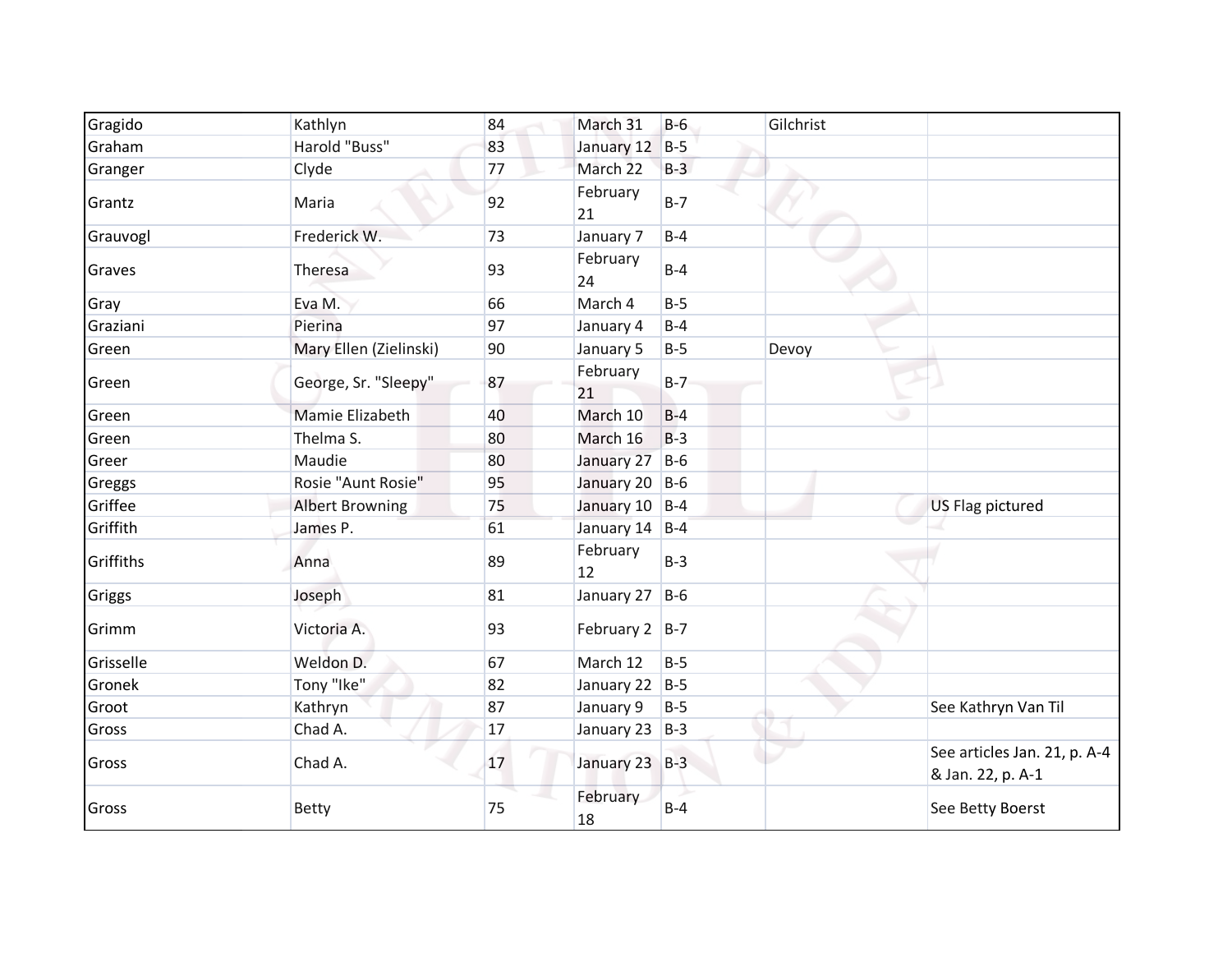| | | | | | | |
|---|---|---|---|---|---|---|
| Gragido | Kathlyn | 84 | March 31 | B-6 | Gilchrist | |
| Graham | Harold "Buss" | 83 | January 12 | B-5 | | |
| Granger | Clyde | 77 | March 22 | B-3 | | |
| Grantz | Maria | 92 | February 21 | B-7 | | |
| Grauvogl | Frederick W. | 73 | January 7 | B-4 | | |
| Graves | Theresa | 93 | February 24 | B-4 | | |
| Gray | Eva M. | 66 | March 4 | B-5 | | |
| Graziani | Pierina | 97 | January 4 | B-4 | | |
| Green | Mary Ellen (Zielinski) | 90 | January 5 | B-5 | Devoy | |
| Green | George, Sr. "Sleepy" | 87 | February 21 | B-7 | | |
| Green | Mamie Elizabeth | 40 | March 10 | B-4 | | |
| Green | Thelma S. | 80 | March 16 | B-3 | | |
| Greer | Maudie | 80 | January 27 | B-6 | | |
| Greggs | Rosie "Aunt Rosie" | 95 | January 20 | B-6 | | |
| Griffee | Albert Browning | 75 | January 10 | B-4 | | US Flag pictured |
| Griffith | James P. | 61 | January 14 | B-4 | | |
| Griffiths | Anna | 89 | February 12 | B-3 | | |
| Griggs | Joseph | 81 | January 27 | B-6 | | |
| Grimm | Victoria A. | 93 | February 2 | B-7 | | |
| Grisselle | Weldon D. | 67 | March 12 | B-5 | | |
| Gronek | Tony "Ike" | 82 | January 22 | B-5 | | |
| Groot | Kathryn | 87 | January 9 | B-5 | | See Kathryn Van Til |
| Gross | Chad A. | 17 | January 23 | B-3 | | |
| Gross | Chad A. | 17 | January 23 | B-3 | | See articles Jan. 21, p. A-4 & Jan. 22, p. A-1 |
| Gross | Betty | 75 | February 18 | B-4 | | See Betty Boerst |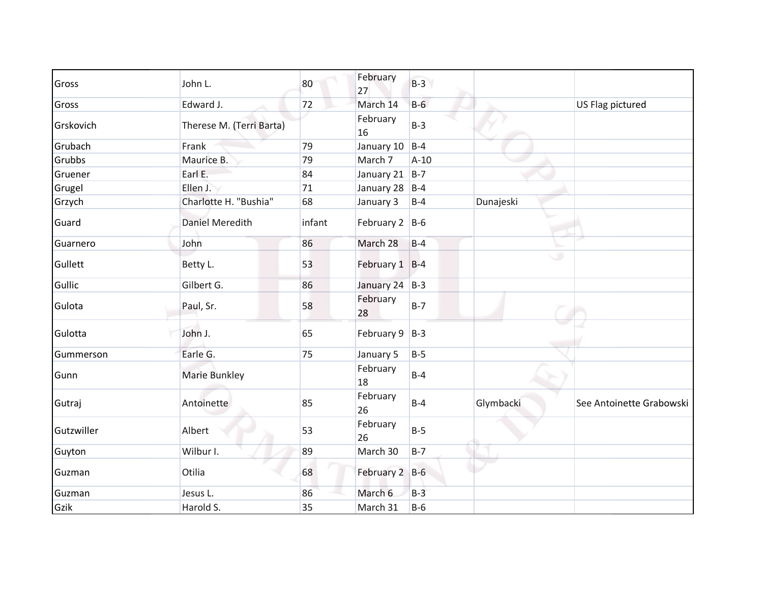| | | | | | | |
|---|---|---|---|---|---|---|
| Gross | John L. | 80 | February 27 | B-3 | | |
| Gross | Edward J. | 72 | March 14 | B-6 | | US Flag pictured |
| Grskovich | Therese M. (Terri Barta) | | February 16 | B-3 | | |
| Grubach | Frank | 79 | January 10 | B-4 | | |
| Grubbs | Maurice B. | 79 | March 7 | A-10 | | |
| Gruener | Earl E. | 84 | January 21 | B-7 | | |
| Grugel | Ellen J. | 71 | January 28 | B-4 | | |
| Grzych | Charlotte H. "Bushia" | 68 | January 3 | B-4 | Dunajeski | |
| Guard | Daniel Meredith | infant | February 2 | B-6 | | |
| Guarnero | John | 86 | March 28 | B-4 | | |
| Gullett | Betty L. | 53 | February 1 | B-4 | | |
| Gullic | Gilbert G. | 86 | January 24 | B-3 | | |
| Gulota | Paul, Sr. | 58 | February 28 | B-7 | | |
| Gulotta | John J. | 65 | February 9 | B-3 | | |
| Gummerson | Earle G. | 75 | January 5 | B-5 | | |
| Gunn | Marie Bunkley | | February 18 | B-4 | | |
| Gutraj | Antoinette | 85 | February 26 | B-4 | Glymbacki | See Antoinette Grabowski |
| Gutzwiller | Albert | 53 | February 26 | B-5 | | |
| Guyton | Wilbur I. | 89 | March 30 | B-7 | | |
| Guzman | Otilia | 68 | February 2 | B-6 | | |
| Guzman | Jesus L. | 86 | March 6 | B-3 | | |
| Gzik | Harold S. | 35 | March 31 | B-6 | | |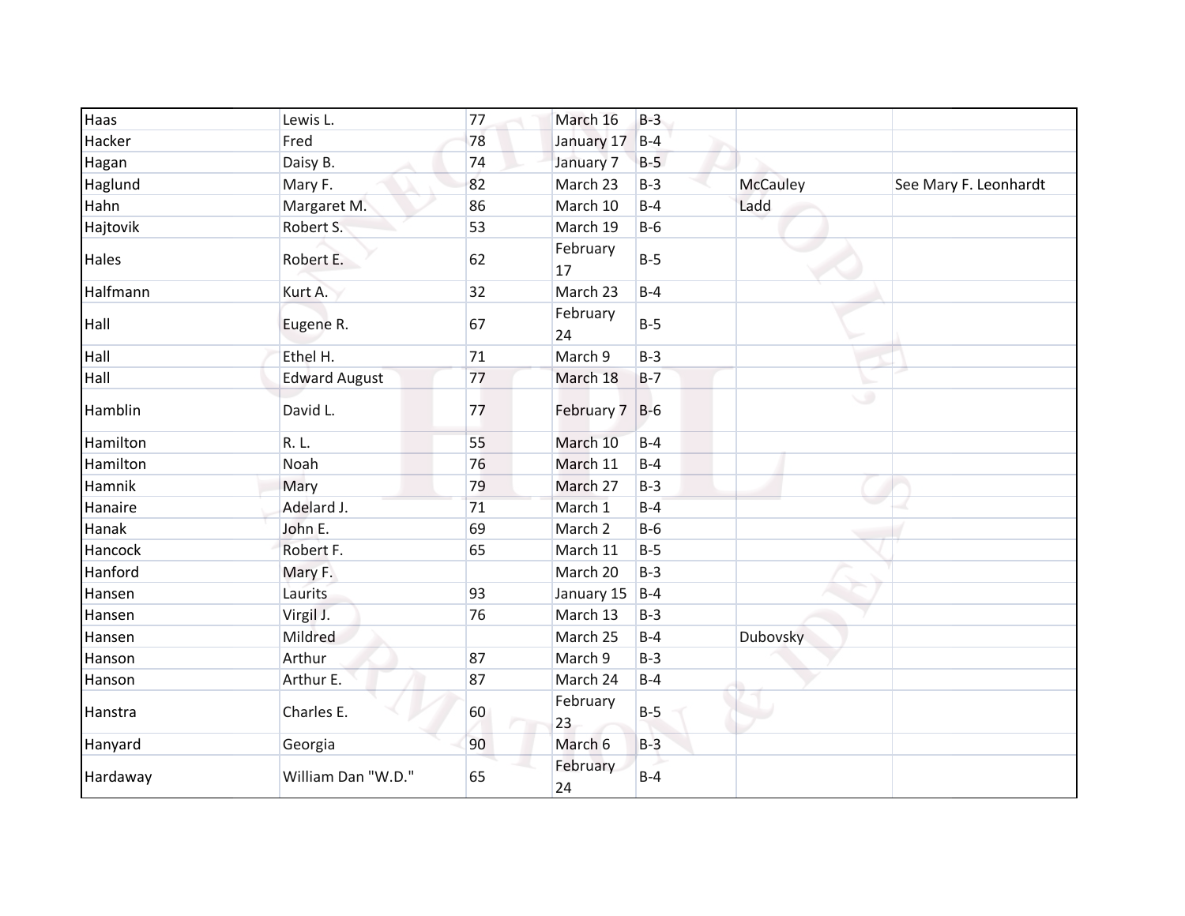| Haas | Lewis L. | 77 | March 16 | B-3 | | |
|---|---|---|---|---|---|---|
| Hacker | Fred | 78 | January 17 | B-4 | | |
| Hagan | Daisy B. | 74 | January 7 | B-5 | | |
| Haglund | Mary F. | 82 | March 23 | B-3 | McCauley | See Mary F. Leonhardt |
| Hahn | Margaret M. | 86 | March 10 | B-4 | Ladd | |
| Hajtovik | Robert S. | 53 | March 19 | B-6 | | |
| Hales | Robert E. | 62 | February 17 | B-5 | | |
| Halfmann | Kurt A. | 32 | March 23 | B-4 | | |
| Hall | Eugene R. | 67 | February 24 | B-5 | | |
| Hall | Ethel H. | 71 | March 9 | B-3 | | |
| Hall | Edward August | 77 | March 18 | B-7 | | |
| Hamblin | David L. | 77 | February 7 | B-6 | | |
| Hamilton | R. L. | 55 | March 10 | B-4 | | |
| Hamilton | Noah | 76 | March 11 | B-4 | | |
| Hamnik | Mary | 79 | March 27 | B-3 | | |
| Hanaire | Adelard J. | 71 | March 1 | B-4 | | |
| Hanak | John E. | 69 | March 2 | B-6 | | |
| Hancock | Robert F. | 65 | March 11 | B-5 | | |
| Hanford | Mary F. | | March 20 | B-3 | | |
| Hansen | Laurits | 93 | January 15 | B-4 | | |
| Hansen | Virgil J. | 76 | March 13 | B-3 | | |
| Hansen | Mildred | | March 25 | B-4 | Dubovsky | |
| Hanson | Arthur | 87 | March 9 | B-3 | | |
| Hanson | Arthur E. | 87 | March 24 | B-4 | | |
| Hanstra | Charles E. | 60 | February 23 | B-5 | | |
| Hanyard | Georgia | 90 | March 6 | B-3 | | |
| Hardaway | William Dan "W.D." | 65 | February 24 | B-4 | | |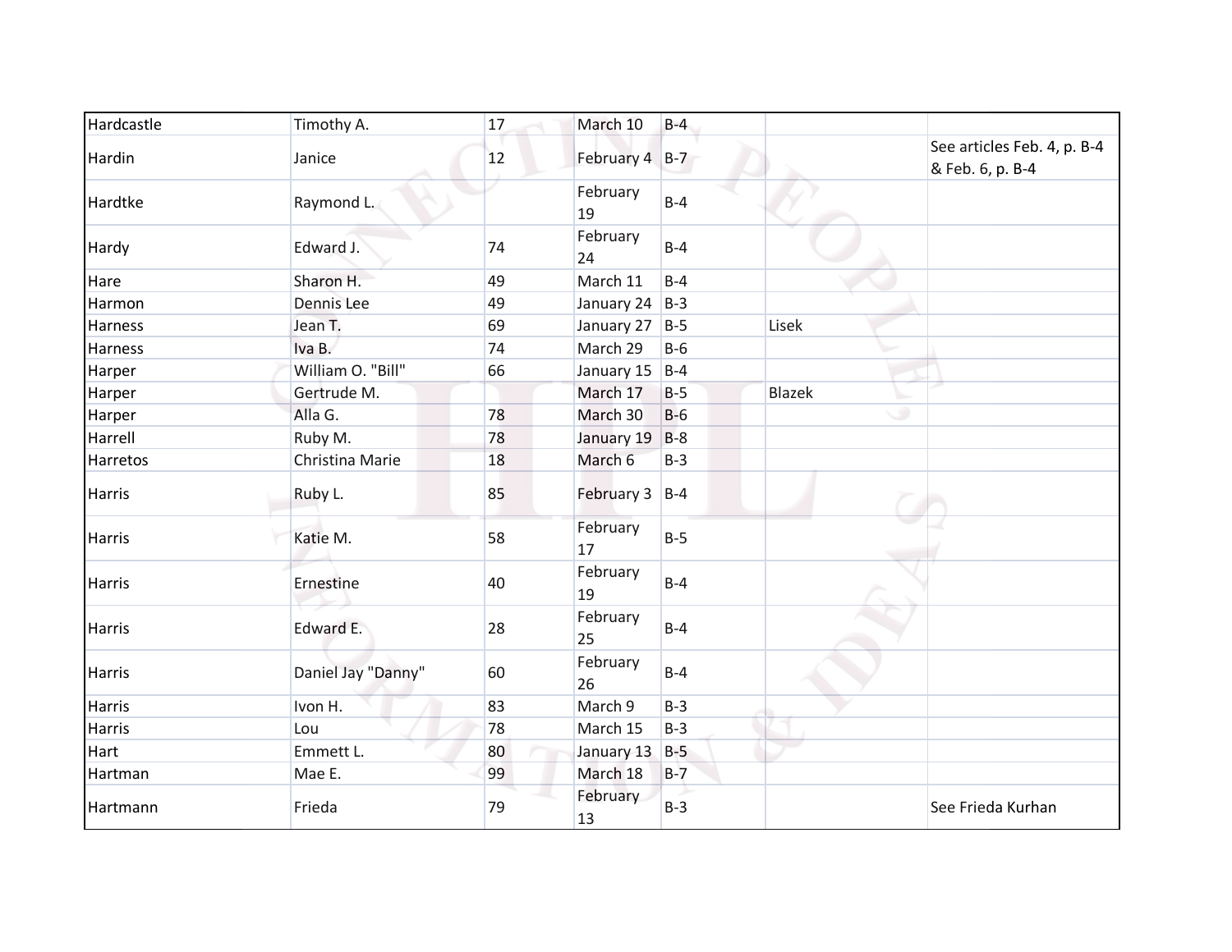| | | | | | | |
|---|---|---|---|---|---|---|
| Hardcastle | Timothy A. | 17 | March 10 | B-4 | | |
| Hardin | Janice | 12 | February 4 | B-7 | | See articles Feb. 4, p. B-4 & Feb. 6, p. B-4 |
| Hardtke | Raymond L. | | February 19 | B-4 | | |
| Hardy | Edward J. | 74 | February 24 | B-4 | | |
| Hare | Sharon H. | 49 | March 11 | B-4 | | |
| Harmon | Dennis Lee | 49 | January 24 | B-3 | | |
| Harness | Jean T. | 69 | January 27 | B-5 | Lisek | |
| Harness | Iva B. | 74 | March 29 | B-6 | | |
| Harper | William O. "Bill" | 66 | January 15 | B-4 | | |
| Harper | Gertrude M. | | March 17 | B-5 | Blazek | |
| Harper | Alla G. | 78 | March 30 | B-6 | | |
| Harrell | Ruby M. | 78 | January 19 | B-8 | | |
| Harretos | Christina Marie | 18 | March 6 | B-3 | | |
| Harris | Ruby L. | 85 | February 3 | B-4 | | |
| Harris | Katie M. | 58 | February 17 | B-5 | | |
| Harris | Ernestine | 40 | February 19 | B-4 | | |
| Harris | Edward E. | 28 | February 25 | B-4 | | |
| Harris | Daniel Jay "Danny" | 60 | February 26 | B-4 | | |
| Harris | Ivon H. | 83 | March 9 | B-3 | | |
| Harris | Lou | 78 | March 15 | B-3 | | |
| Hart | Emmett L. | 80 | January 13 | B-5 | | |
| Hartman | Mae E. | 99 | March 18 | B-7 | | |
| Hartmann | Frieda | 79 | February 13 | B-3 | | See Frieda Kurhan |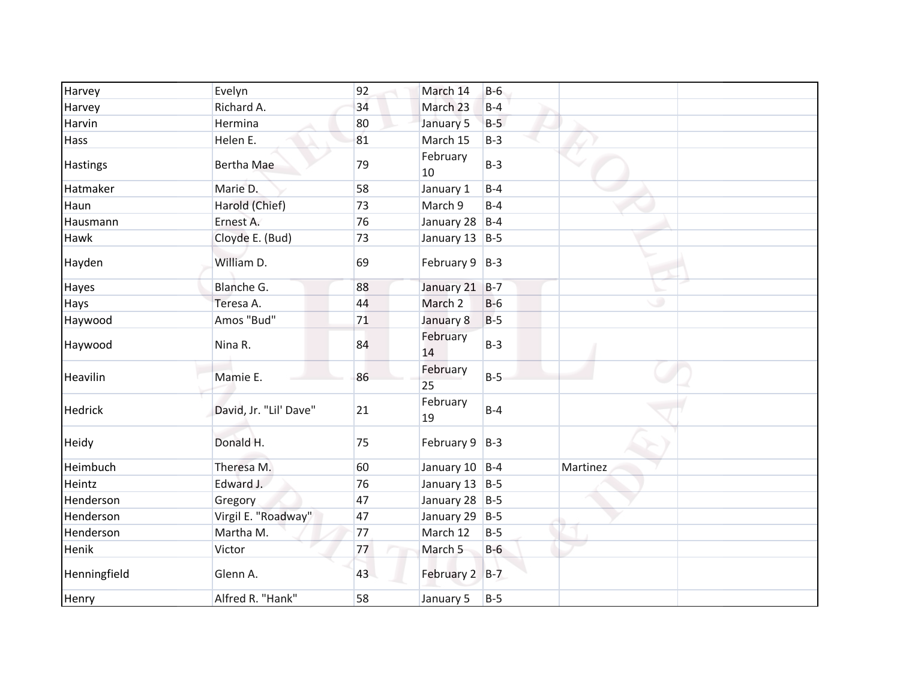| | | | | | | |
|---|---|---|---|---|---|---|
| Harvey | Evelyn | 92 | March 14 | B-6 | | |
| Harvey | Richard A. | 34 | March 23 | B-4 | | |
| Harvin | Hermina | 80 | January 5 | B-5 | | |
| Hass | Helen E. | 81 | March 15 | B-3 | | |
| Hastings | Bertha Mae | 79 | February 10 | B-3 | | |
| Hatmaker | Marie D. | 58 | January 1 | B-4 | | |
| Haun | Harold (Chief) | 73 | March 9 | B-4 | | |
| Hausmann | Ernest A. | 76 | January 28 | B-4 | | |
| Hawk | Cloyde E. (Bud) | 73 | January 13 | B-5 | | |
| Hayden | William D. | 69 | February 9 | B-3 | | |
| Hayes | Blanche G. | 88 | January 21 | B-7 | | |
| Hays | Teresa A. | 44 | March 2 | B-6 | | |
| Haywood | Amos "Bud" | 71 | January 8 | B-5 | | |
| Haywood | Nina R. | 84 | February 14 | B-3 | | |
| Heavilin | Mamie E. | 86 | February 25 | B-5 | | |
| Hedrick | David, Jr. "Lil' Dave" | 21 | February 19 | B-4 | | |
| Heidy | Donald H. | 75 | February 9 | B-3 | | |
| Heimbuch | Theresa M. | 60 | January 10 | B-4 | Martinez | |
| Heintz | Edward J. | 76 | January 13 | B-5 | | |
| Henderson | Gregory | 47 | January 28 | B-5 | | |
| Henderson | Virgil E. "Roadway" | 47 | January 29 | B-5 | | |
| Henderson | Martha M. | 77 | March 12 | B-5 | | |
| Henik | Victor | 77 | March 5 | B-6 | | |
| Henningfield | Glenn A. | 43 | February 2 | B-7 | | |
| Henry | Alfred R. "Hank" | 58 | January 5 | B-5 | | |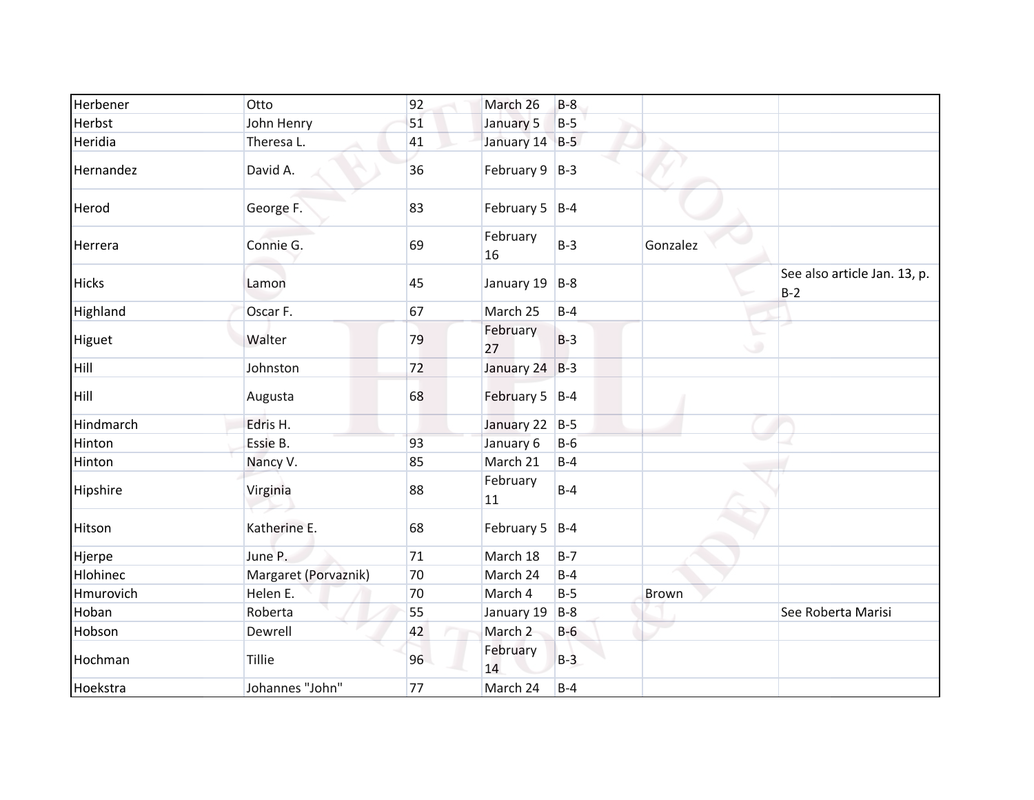| | | | | | | |
|---|---|---|---|---|---|---|
| Herbener | Otto | 92 | March 26 | B-8 | | |
| Herbst | John Henry | 51 | January 5 | B-5 | | |
| Heridia | Theresa L. | 41 | January 14 | B-5 | | |
| Hernandez | David A. | 36 | February 9 | B-3 | | |
| Herod | George F. | 83 | February 5 | B-4 | | |
| Herrera | Connie G. | 69 | February 16 | B-3 | Gonzalez | |
| Hicks | Lamon | 45 | January 19 | B-8 | | See also article Jan. 13, p. B-2 |
| Highland | Oscar F. | 67 | March 25 | B-4 | | |
| Higuet | Walter | 79 | February 27 | B-3 | | |
| Hill | Johnston | 72 | January 24 | B-3 | | |
| Hill | Augusta | 68 | February 5 | B-4 | | |
| Hindmarch | Edris H. | | January 22 | B-5 | | |
| Hinton | Essie B. | 93 | January 6 | B-6 | | |
| Hinton | Nancy V. | 85 | March 21 | B-4 | | |
| Hipshire | Virginia | 88 | February 11 | B-4 | | |
| Hitson | Katherine E. | 68 | February 5 | B-4 | | |
| Hjerpe | June P. | 71 | March 18 | B-7 | | |
| Hlohinec | Margaret (Porvaznik) | 70 | March 24 | B-4 | | |
| Hmurovich | Helen E. | 70 | March 4 | B-5 | Brown | |
| Hoban | Roberta | 55 | January 19 | B-8 | | See Roberta Marisi |
| Hobson | Dewrell | 42 | March 2 | B-6 | | |
| Hochman | Tillie | 96 | February 14 | B-3 | | |
| Hoekstra | Johannes "John" | 77 | March 24 | B-4 | | |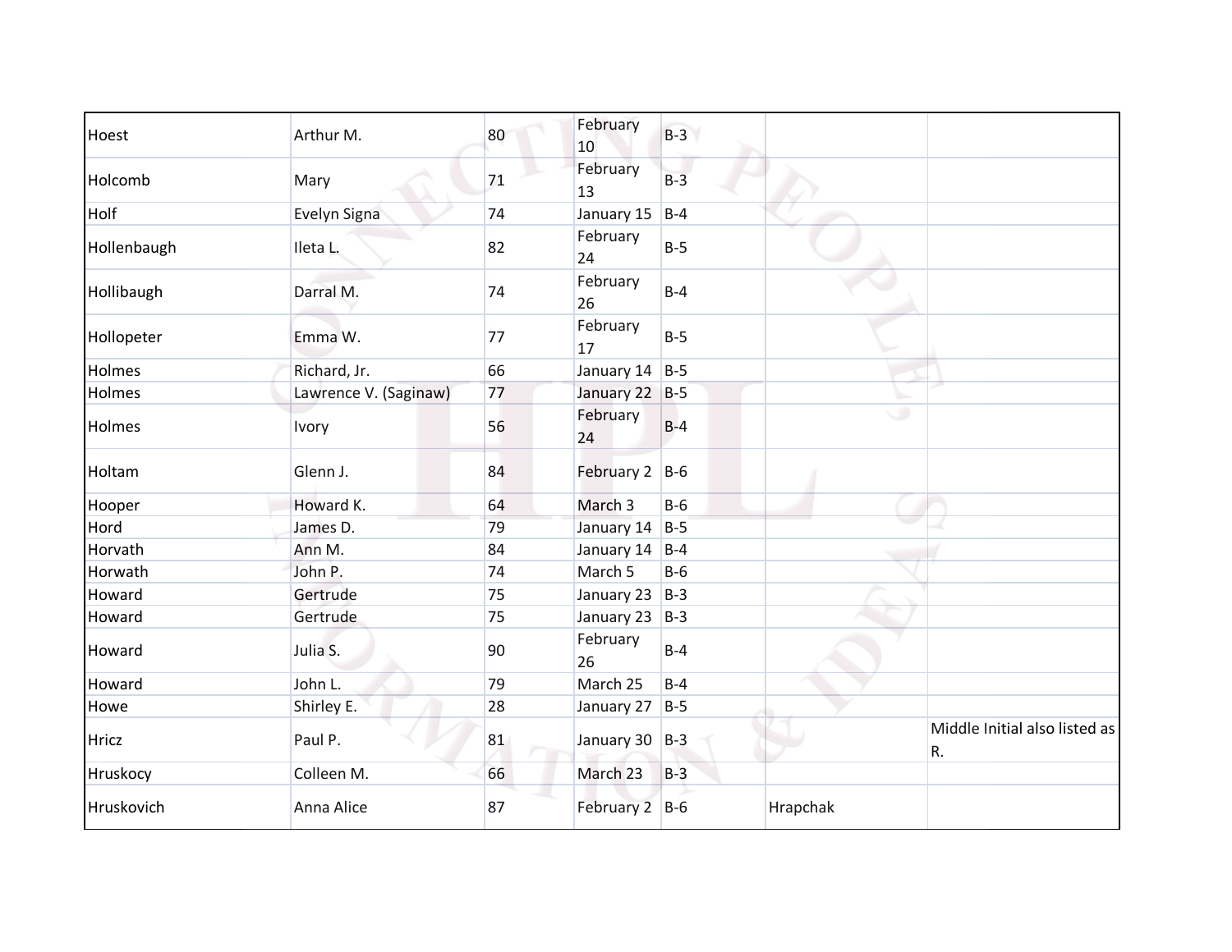| | | | | | | |
|---|---|---|---|---|---|---|
| Hoest | Arthur M. | 80 | February 10 | B-3 | | |
| Holcomb | Mary | 71 | February 13 | B-3 | | |
| Holf | Evelyn Signa | 74 | January 15 | B-4 | | |
| Hollenbaugh | Ileta L. | 82 | February 24 | B-5 | | |
| Hollibaugh | Darral M. | 74 | February 26 | B-4 | | |
| Hollopeter | Emma W. | 77 | February 17 | B-5 | | |
| Holmes | Richard, Jr. | 66 | January 14 | B-5 | | |
| Holmes | Lawrence V. (Saginaw) | 77 | January 22 | B-5 | | |
| Holmes | Ivory | 56 | February 24 | B-4 | | |
| Holtam | Glenn J. | 84 | February 2 | B-6 | | |
| Hooper | Howard K. | 64 | March 3 | B-6 | | |
| Hord | James D. | 79 | January 14 | B-5 | | |
| Horvath | Ann M. | 84 | January 14 | B-4 | | |
| Horwath | John P. | 74 | March 5 | B-6 | | |
| Howard | Gertrude | 75 | January 23 | B-3 | | |
| Howard | Gertrude | 75 | January 23 | B-3 | | |
| Howard | Julia S. | 90 | February 26 | B-4 | | |
| Howard | John L. | 79 | March 25 | B-4 | | |
| Howe | Shirley E. | 28 | January 27 | B-5 | | |
| Hricz | Paul P. | 81 | January 30 | B-3 | | Middle Initial also listed as R. |
| Hruskocy | Colleen M. | 66 | March 23 | B-3 | | |
| Hruskovich | Anna Alice | 87 | February 2 | B-6 | Hrapchak | |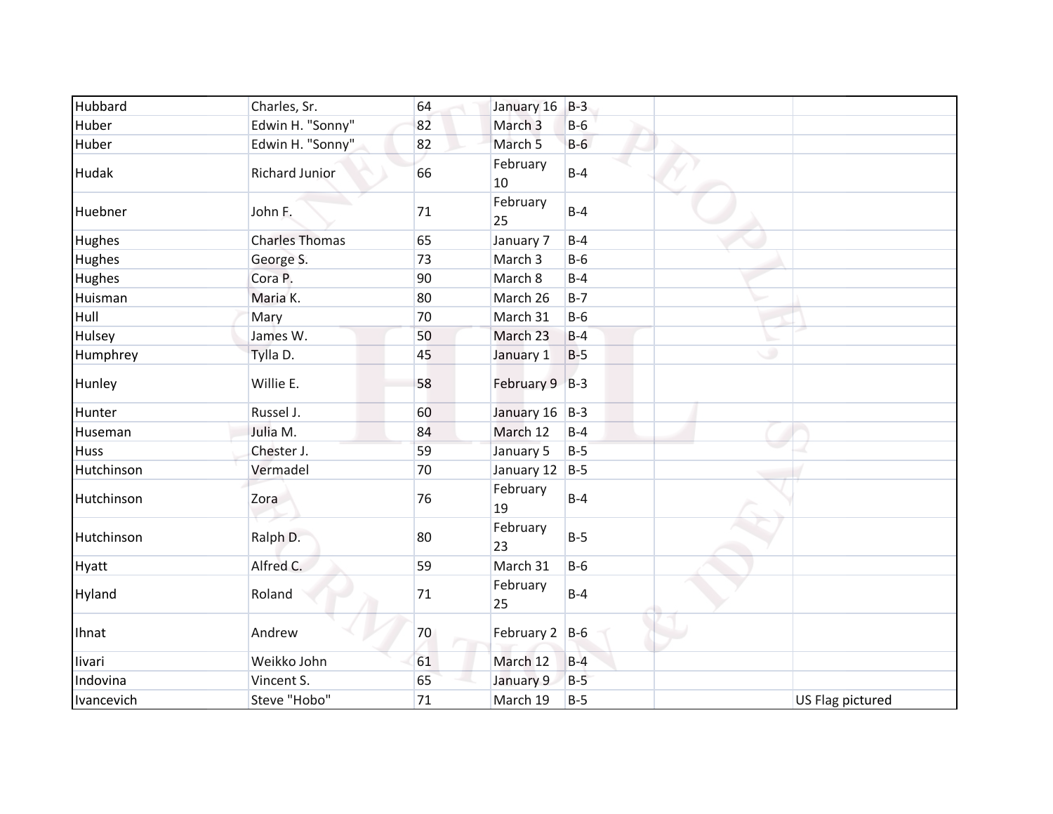| Hubbard | Charles, Sr. | 64 | January 16 | B-3 | | |
|---|---|---|---|---|---|---|
| Huber | Edwin H. "Sonny" | 82 | March 3 | B-6 | | |
| Huber | Edwin H. "Sonny" | 82 | March 5 | B-6 | | |
| Hudak | Richard Junior | 66 | February 10 | B-4 | | |
| Huebner | John F. | 71 | February 25 | B-4 | | |
| Hughes | Charles Thomas | 65 | January 7 | B-4 | | |
| Hughes | George S. | 73 | March 3 | B-6 | | |
| Hughes | Cora P. | 90 | March 8 | B-4 | | |
| Huisman | Maria K. | 80 | March 26 | B-7 | | |
| Hull | Mary | 70 | March 31 | B-6 | | |
| Hulsey | James W. | 50 | March 23 | B-4 | | |
| Humphrey | Tylla D. | 45 | January 1 | B-5 | | |
| Hunley | Willie E. | 58 | February 9 | B-3 | | |
| Hunter | Russel J. | 60 | January 16 | B-3 | | |
| Huseman | Julia M. | 84 | March 12 | B-4 | | |
| Huss | Chester J. | 59 | January 5 | B-5 | | |
| Hutchinson | Vermadel | 70 | January 12 | B-5 | | |
| Hutchinson | Zora | 76 | February 19 | B-4 | | |
| Hutchinson | Ralph D. | 80 | February 23 | B-5 | | |
| Hyatt | Alfred C. | 59 | March 31 | B-6 | | |
| Hyland | Roland | 71 | February 25 | B-4 | | |
| Ihnat | Andrew | 70 | February 2 | B-6 | | |
| Iivari | Weikko John | 61 | March 12 | B-4 | | |
| Indovina | Vincent S. | 65 | January 9 | B-5 | | |
| Ivancevich | Steve "Hobo" | 71 | March 19 | B-5 | | US Flag pictured |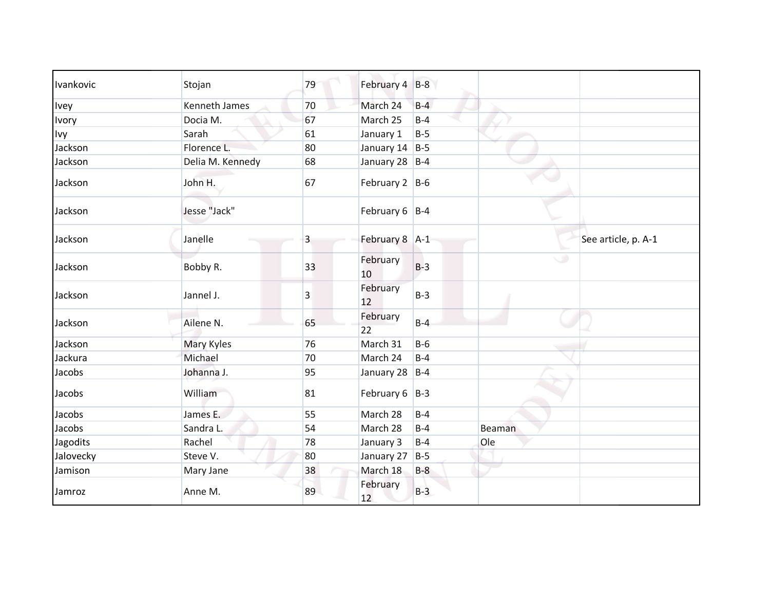| | | | | | | |
|---|---|---|---|---|---|---|
| Ivankovic | Stojan | 79 | February 4 | B-8 | | |
| Ivey | Kenneth James | 70 | March 24 | B-4 | | |
| Ivory | Docia M. | 67 | March 25 | B-4 | | |
| Ivy | Sarah | 61 | January 1 | B-5 | | |
| Jackson | Florence L. | 80 | January 14 | B-5 | | |
| Jackson | Delia M. Kennedy | 68 | January 28 | B-4 | | |
| Jackson | John H. | 67 | February 2 | B-6 | | |
| Jackson | Jesse "Jack" | | February 6 | B-4 | | |
| Jackson | Janelle | 3 | February 8 | A-1 | | See article, p. A-1 |
| Jackson | Bobby R. | 33 | February 10 | B-3 | | |
| Jackson | Jannel J. | 3 | February 12 | B-3 | | |
| Jackson | Ailene N. | 65 | February 22 | B-4 | | |
| Jackson | Mary Kyles | 76 | March 31 | B-6 | | |
| Jackura | Michael | 70 | March 24 | B-4 | | |
| Jacobs | Johanna J. | 95 | January 28 | B-4 | | |
| Jacobs | William | 81 | February 6 | B-3 | | |
| Jacobs | James E. | 55 | March 28 | B-4 | | |
| Jacobs | Sandra L. | 54 | March 28 | B-4 | Beaman | |
| Jagodits | Rachel | 78 | January 3 | B-4 | Ole | |
| Jalovecky | Steve V. | 80 | January 27 | B-5 | | |
| Jamison | Mary Jane | 38 | March 18 | B-8 | | |
| Jamroz | Anne M. | 89 | February 12 | B-3 | | |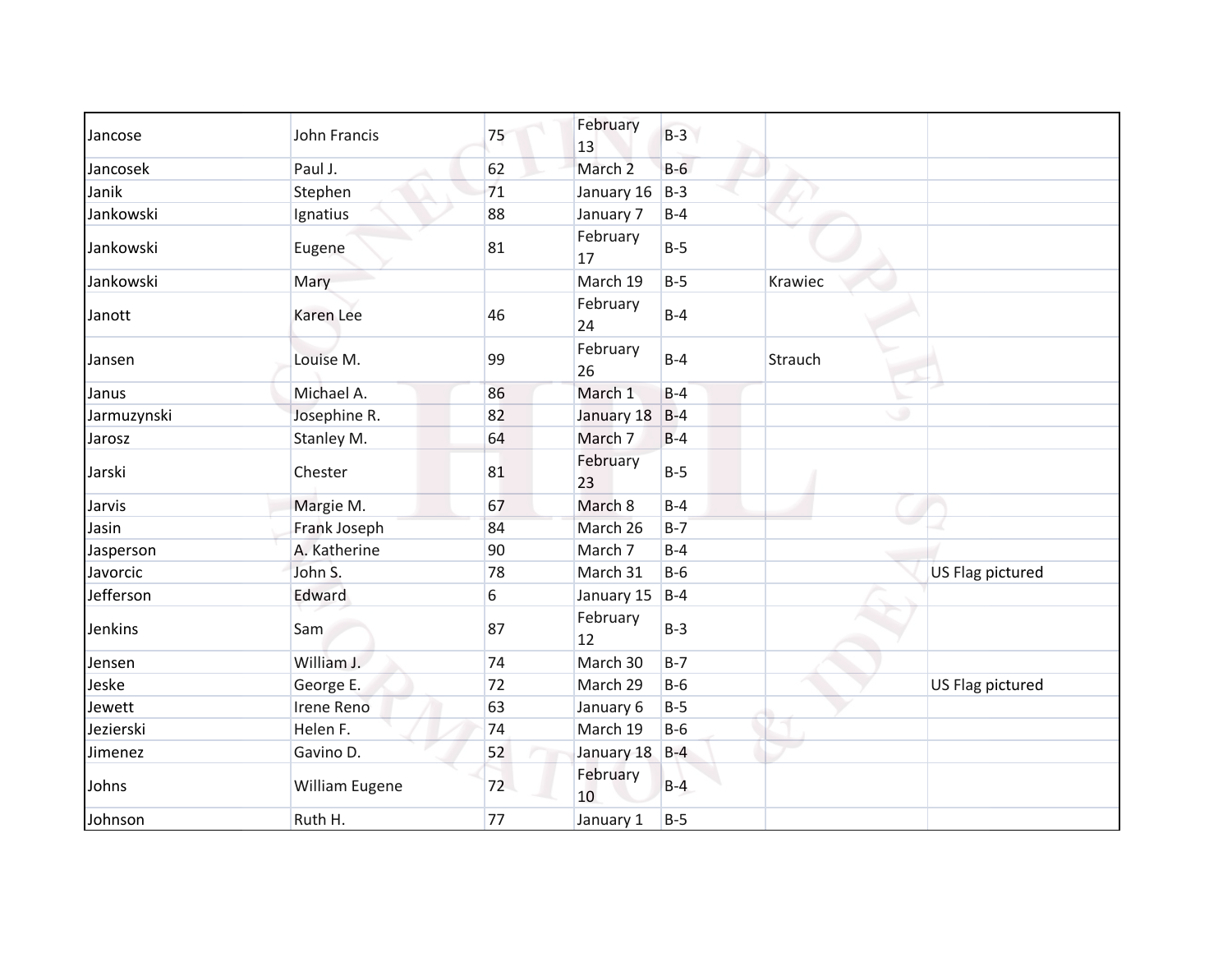| Jancose | John Francis | 75 | February 13 | B-3 | | |
|---|---|---|---|---|---|---|
| Jancosek | Paul J. | 62 | March 2 | B-6 | | |
| Janik | Stephen | 71 | January 16 | B-3 | | |
| Jankowski | Ignatius | 88 | January 7 | B-4 | | |
| Jankowski | Eugene | 81 | February 17 | B-5 | | |
| Jankowski | Mary | | March 19 | B-5 | Krawiec | |
| Janott | Karen Lee | 46 | February 24 | B-4 | | |
| Jansen | Louise M. | 99 | February 26 | B-4 | Strauch | |
| Janus | Michael A. | 86 | March 1 | B-4 | | |
| Jarmuzynski | Josephine R. | 82 | January 18 | B-4 | | |
| Jarosz | Stanley M. | 64 | March 7 | B-4 | | |
| Jarski | Chester | 81 | February 23 | B-5 | | |
| Jarvis | Margie M. | 67 | March 8 | B-4 | | |
| Jasin | Frank Joseph | 84 | March 26 | B-7 | | |
| Jasperson | A. Katherine | 90 | March 7 | B-4 | | |
| Javorcic | John S. | 78 | March 31 | B-6 | | US Flag pictured |
| Jefferson | Edward | 6 | January 15 | B-4 | | |
| Jenkins | Sam | 87 | February 12 | B-3 | | |
| Jensen | William J. | 74 | March 30 | B-7 | | |
| Jeske | George E. | 72 | March 29 | B-6 | | US Flag pictured |
| Jewett | Irene Reno | 63 | January 6 | B-5 | | |
| Jezierski | Helen F. | 74 | March 19 | B-6 | | |
| Jimenez | Gavino D. | 52 | January 18 | B-4 | | |
| Johns | William Eugene | 72 | February 10 | B-4 | | |
| Johnson | Ruth H. | 77 | January 1 | B-5 | | |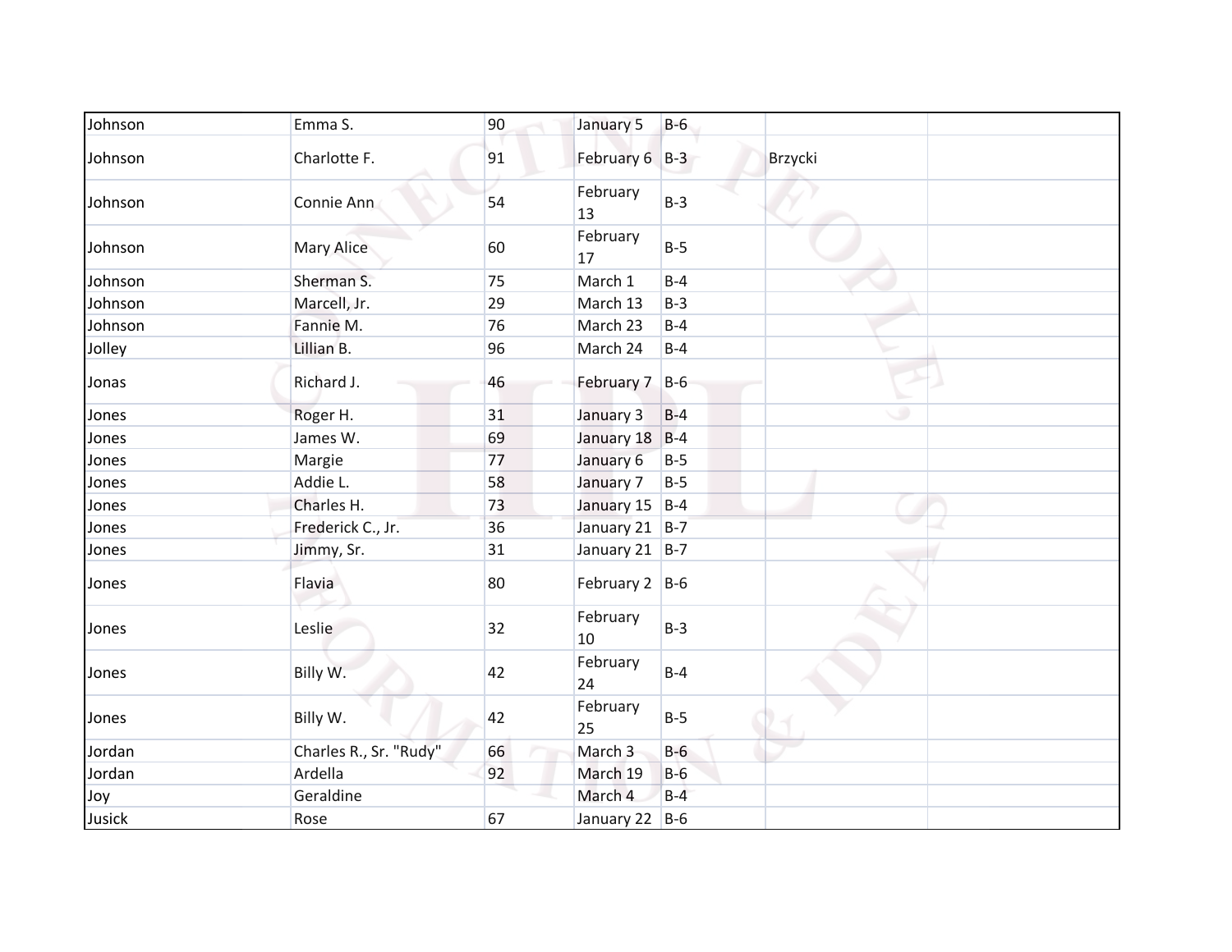| | | | | | | |
|---|---|---|---|---|---|---|
| Johnson | Emma S. | 90 | January 5 | B-6 | | |
| Johnson | Charlotte F. | 91 | February 6 | B-3 | Brzycki | |
| Johnson | Connie Ann | 54 | February 13 | B-3 | | |
| Johnson | Mary Alice | 60 | February 17 | B-5 | | |
| Johnson | Sherman S. | 75 | March 1 | B-4 | | |
| Johnson | Marcell, Jr. | 29 | March 13 | B-3 | | |
| Johnson | Fannie M. | 76 | March 23 | B-4 | | |
| Jolley | Lillian B. | 96 | March 24 | B-4 | | |
| Jonas | Richard J. | 46 | February 7 | B-6 | | |
| Jones | Roger H. | 31 | January 3 | B-4 | | |
| Jones | James W. | 69 | January 18 | B-4 | | |
| Jones | Margie | 77 | January 6 | B-5 | | |
| Jones | Addie L. | 58 | January 7 | B-5 | | |
| Jones | Charles H. | 73 | January 15 | B-4 | | |
| Jones | Frederick C., Jr. | 36 | January 21 | B-7 | | |
| Jones | Jimmy, Sr. | 31 | January 21 | B-7 | | |
| Jones | Flavia | 80 | February 2 | B-6 | | |
| Jones | Leslie | 32 | February 10 | B-3 | | |
| Jones | Billy W. | 42 | February 24 | B-4 | | |
| Jones | Billy W. | 42 | February 25 | B-5 | | |
| Jordan | Charles R., Sr. "Rudy" | 66 | March 3 | B-6 | | |
| Jordan | Ardella | 92 | March 19 | B-6 | | |
| Joy | Geraldine | | March 4 | B-4 | | |
| Jusick | Rose | 67 | January 22 | B-6 | | |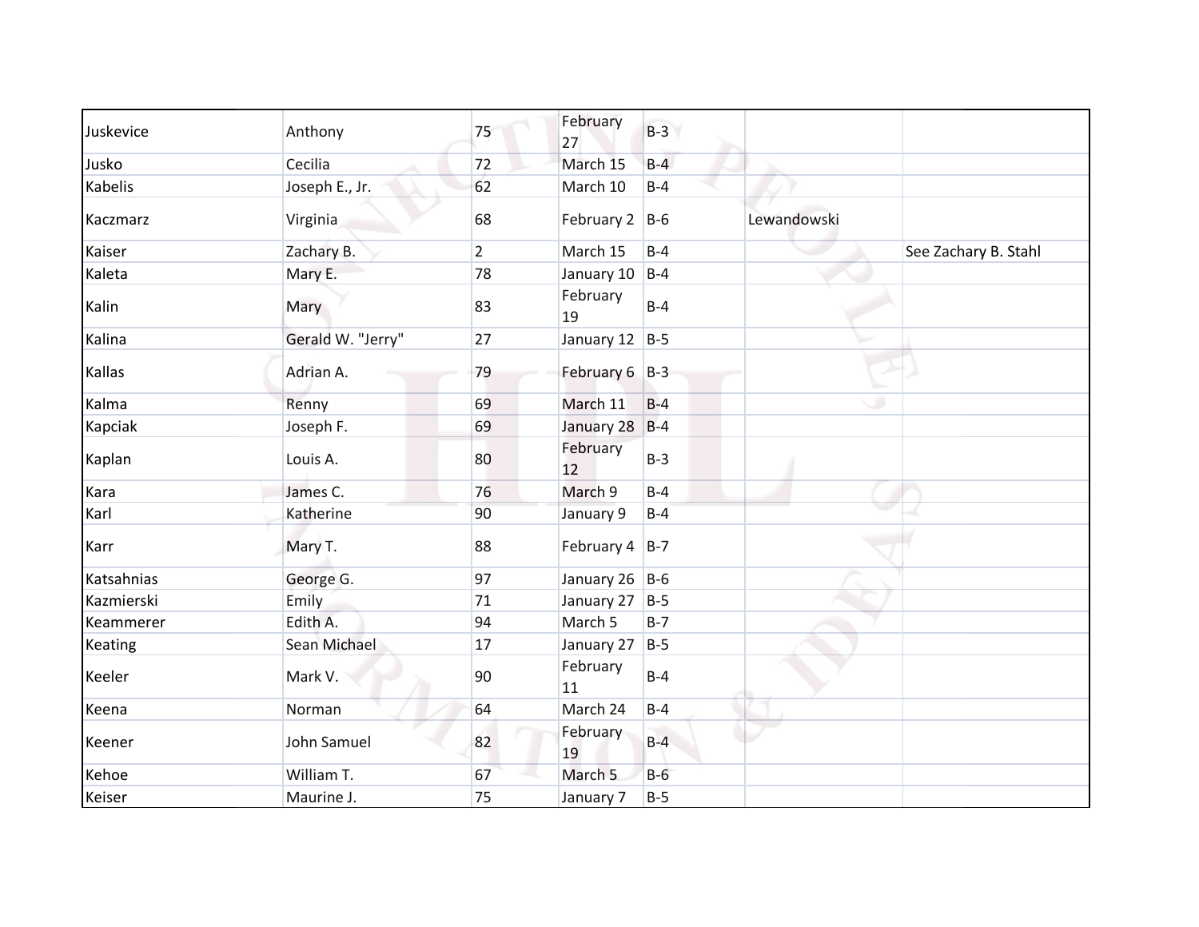| | | | | | | |
|---|---|---|---|---|---|---|
| Juskevice | Anthony | 75 | February 27 | B-3 | | |
| Jusko | Cecilia | 72 | March 15 | B-4 | | |
| Kabelis | Joseph E., Jr. | 62 | March 10 | B-4 | | |
| Kaczmarz | Virginia | 68 | February 2 | B-6 | Lewandowski | |
| Kaiser | Zachary B. | 2 | March 15 | B-4 | | See Zachary B. Stahl |
| Kaleta | Mary E. | 78 | January 10 | B-4 | | |
| Kalin | Mary | 83 | February 19 | B-4 | | |
| Kalina | Gerald W. "Jerry" | 27 | January 12 | B-5 | | |
| Kallas | Adrian A. | 79 | February 6 | B-3 | | |
| Kalma | Renny | 69 | March 11 | B-4 | | |
| Kapciak | Joseph F. | 69 | January 28 | B-4 | | |
| Kaplan | Louis A. | 80 | February 12 | B-3 | | |
| Kara | James C. | 76 | March 9 | B-4 | | |
| Karl | Katherine | 90 | January 9 | B-4 | | |
| Karr | Mary T. | 88 | February 4 | B-7 | | |
| Katsahnias | George G. | 97 | January 26 | B-6 | | |
| Kazmierski | Emily | 71 | January 27 | B-5 | | |
| Keammerer | Edith A. | 94 | March 5 | B-7 | | |
| Keating | Sean Michael | 17 | January 27 | B-5 | | |
| Keeler | Mark V. | 90 | February 11 | B-4 | | |
| Keena | Norman | 64 | March 24 | B-4 | | |
| Keener | John Samuel | 82 | February 19 | B-4 | | |
| Kehoe | William T. | 67 | March 5 | B-6 | | |
| Keiser | Maurine J. | 75 | January 7 | B-5 | | |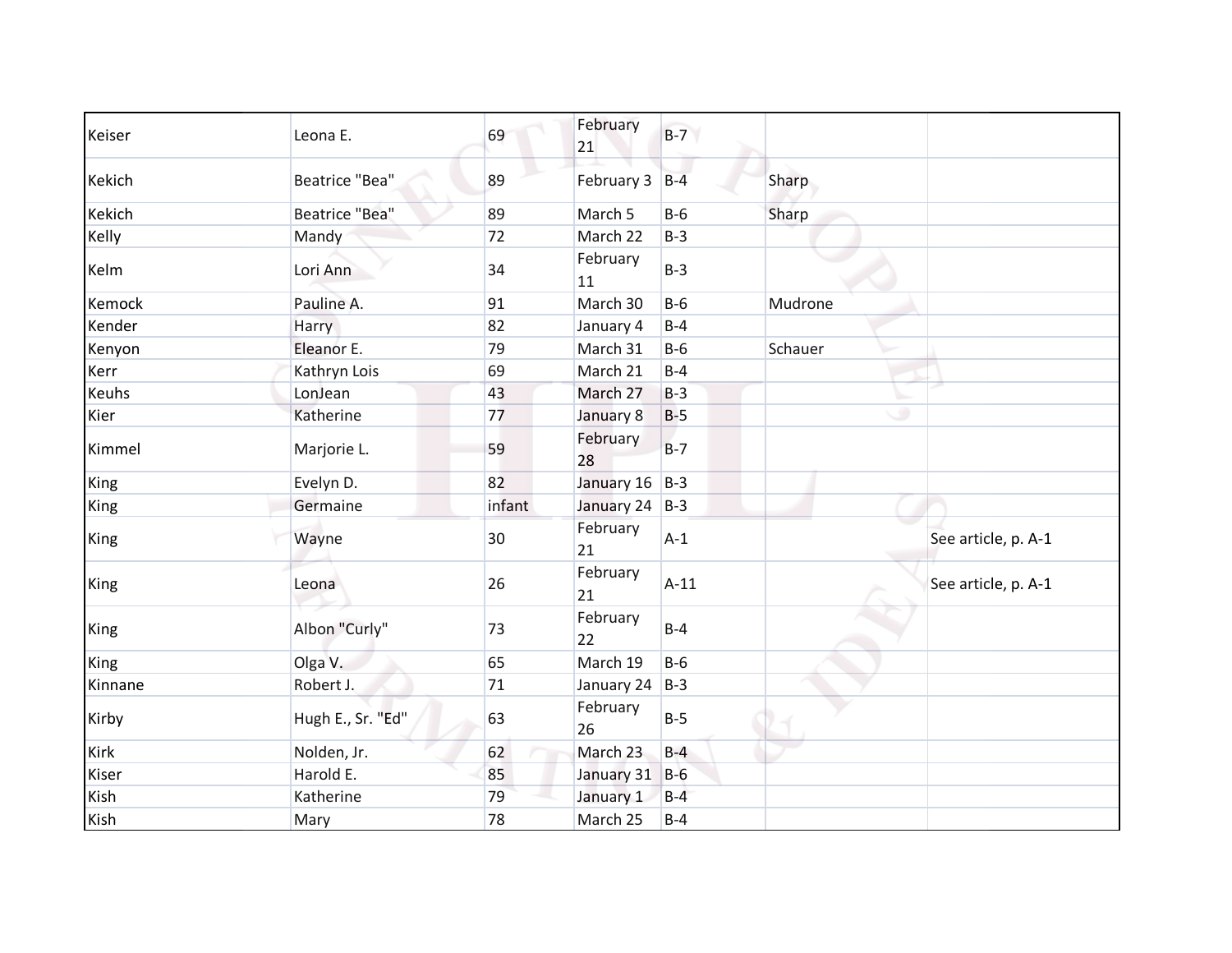| | | | | | | |
|---|---|---|---|---|---|---|
| Keiser | Leona E. | 69 | February 21 | B-7 | | |
| Kekich | Beatrice "Bea" | 89 | February 3 | B-4 | Sharp | |
| Kekich | Beatrice "Bea" | 89 | March 5 | B-6 | Sharp | |
| Kelly | Mandy | 72 | March 22 | B-3 | | |
| Kelm | Lori Ann | 34 | February 11 | B-3 | | |
| Kemock | Pauline A. | 91 | March 30 | B-6 | Mudrone | |
| Kender | Harry | 82 | January 4 | B-4 | | |
| Kenyon | Eleanor E. | 79 | March 31 | B-6 | Schauer | |
| Kerr | Kathryn Lois | 69 | March 21 | B-4 | | |
| Keuhs | LonJean | 43 | March 27 | B-3 | | |
| Kier | Katherine | 77 | January 8 | B-5 | | |
| Kimmel | Marjorie L. | 59 | February 28 | B-7 | | |
| King | Evelyn D. | 82 | January 16 | B-3 | | |
| King | Germaine | infant | January 24 | B-3 | | |
| King | Wayne | 30 | February 21 | A-1 | | See article, p. A-1 |
| King | Leona | 26 | February 21 | A-11 | | See article, p. A-1 |
| King | Albon "Curly" | 73 | February 22 | B-4 | | |
| King | Olga V. | 65 | March 19 | B-6 | | |
| Kinnane | Robert J. | 71 | January 24 | B-3 | | |
| Kirby | Hugh E., Sr. "Ed" | 63 | February 26 | B-5 | | |
| Kirk | Nolden, Jr. | 62 | March 23 | B-4 | | |
| Kiser | Harold E. | 85 | January 31 | B-6 | | |
| Kish | Katherine | 79 | January 1 | B-4 | | |
| Kish | Mary | 78 | March 25 | B-4 | | |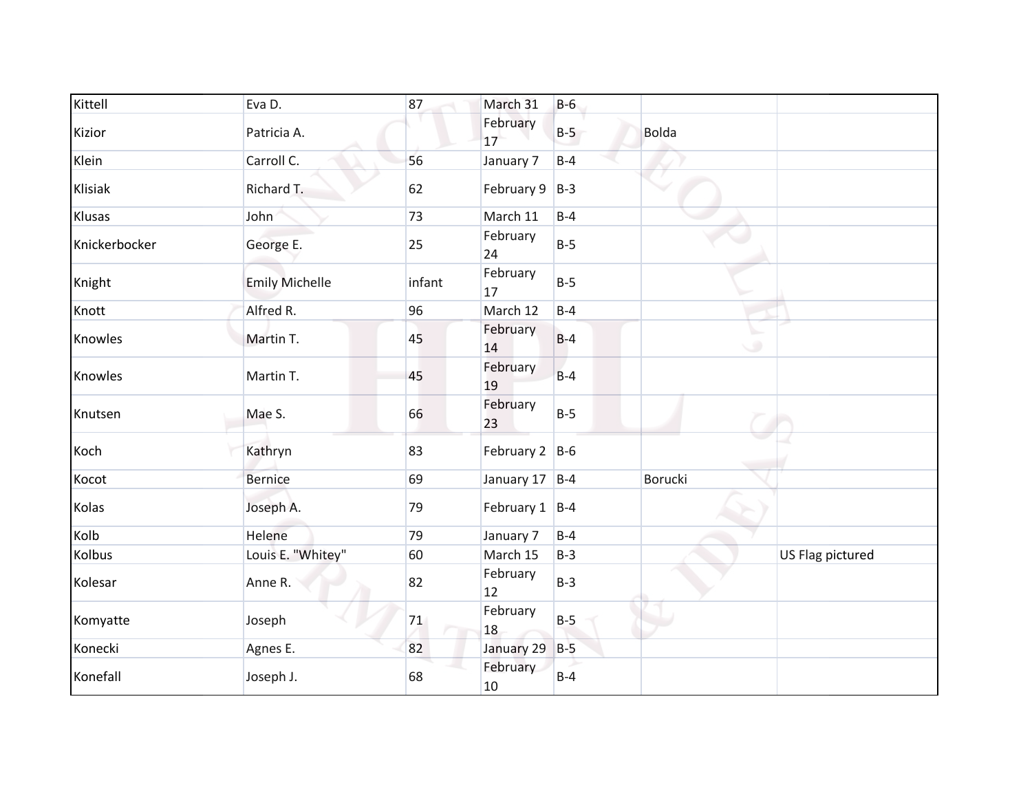| Kittell | Eva D. | 87 | March 31 | B-6 | | |
|---|---|---|---|---|---|---|
| Kizior | Patricia A. | | February 17 | B-5 | Bolda | |
| Klein | Carroll C. | 56 | January 7 | B-4 | | |
| Klisiak | Richard T. | 62 | February 9 | B-3 | | |
| Klusas | John | 73 | March 11 | B-4 | | |
| Knickerbocker | George E. | 25 | February 24 | B-5 | | |
| Knight | Emily Michelle | infant | February 17 | B-5 | | |
| Knott | Alfred R. | 96 | March 12 | B-4 | | |
| Knowles | Martin T. | 45 | February 14 | B-4 | | |
| Knowles | Martin T. | 45 | February 19 | B-4 | | |
| Knutsen | Mae S. | 66 | February 23 | B-5 | | |
| Koch | Kathryn | 83 | February 2 | B-6 | | |
| Kocot | Bernice | 69 | January 17 | B-4 | Borucki | |
| Kolas | Joseph A. | 79 | February 1 | B-4 | | |
| Kolb | Helene | 79 | January 7 | B-4 | | |
| Kolbus | Louis E. "Whitey" | 60 | March 15 | B-3 | | US Flag pictured |
| Kolesar | Anne R. | 82 | February 12 | B-3 | | |
| Komyatte | Joseph | 71 | February 18 | B-5 | | |
| Konecki | Agnes E. | 82 | January 29 | B-5 | | |
| Konefall | Joseph J. | 68 | February 10 | B-4 | | |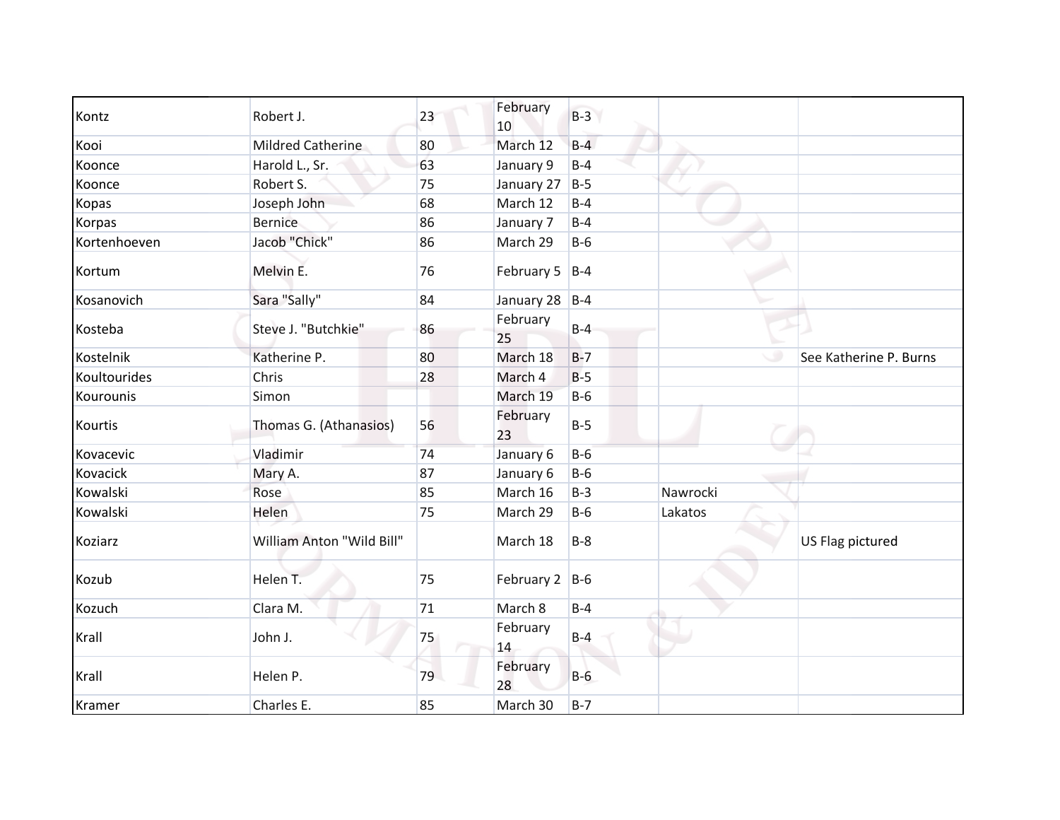| | | | | | | |
|---|---|---|---|---|---|---|
| Kontz | Robert J. | 23 | February 10 | B-3 | | |
| Kooi | Mildred Catherine | 80 | March 12 | B-4 | | |
| Koonce | Harold L., Sr. | 63 | January 9 | B-4 | | |
| Koonce | Robert S. | 75 | January 27 | B-5 | | |
| Kopas | Joseph John | 68 | March 12 | B-4 | | |
| Korpas | Bernice | 86 | January 7 | B-4 | | |
| Kortenhoeven | Jacob "Chick" | 86 | March 29 | B-6 | | |
| Kortum | Melvin E. | 76 | February 5 | B-4 | | |
| Kosanovich | Sara "Sally" | 84 | January 28 | B-4 | | |
| Kosteba | Steve J. "Butchkie" | 86 | February 25 | B-4 | | |
| Kostelnik | Katherine P. | 80 | March 18 | B-7 | | See Katherine P. Burns |
| Koultourides | Chris | 28 | March 4 | B-5 | | |
| Kourounis | Simon | | March 19 | B-6 | | |
| Kourtis | Thomas G. (Athanasios) | 56 | February 23 | B-5 | | |
| Kovacevic | Vladimir | 74 | January 6 | B-6 | | |
| Kovacick | Mary A. | 87 | January 6 | B-6 | | |
| Kowalski | Rose | 85 | March 16 | B-3 | Nawrocki | |
| Kowalski | Helen | 75 | March 29 | B-6 | Lakatos | |
| Koziarz | William Anton "Wild Bill" | | March 18 | B-8 | | US Flag pictured |
| Kozub | Helen T. | 75 | February 2 | B-6 | | |
| Kozuch | Clara M. | 71 | March 8 | B-4 | | |
| Krall | John J. | 75 | February 14 | B-4 | | |
| Krall | Helen P. | 79 | February 28 | B-6 | | |
| Kramer | Charles E. | 85 | March 30 | B-7 | | |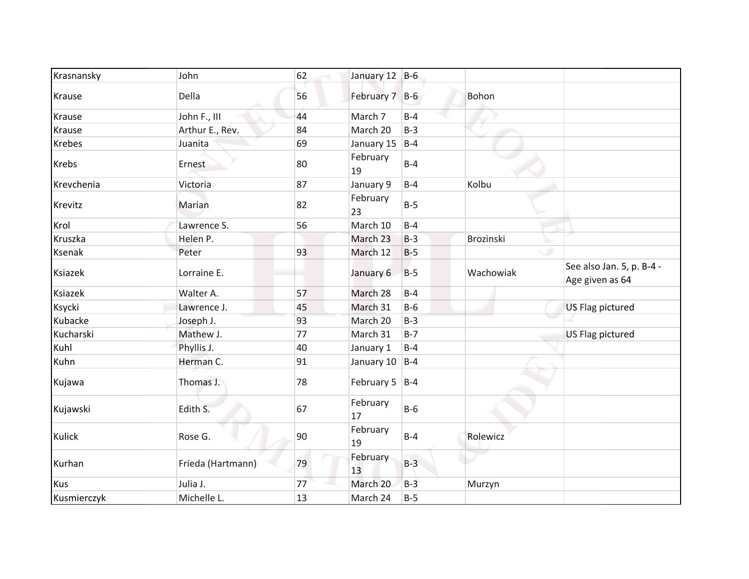| | | | | | | |
|---|---|---|---|---|---|---|
| Krasnansky | John | 62 | January 12 | B-6 | | |
| Krause | Della | 56 | February 7 | B-6 | Bohon | |
| Krause | John F., III | 44 | March 7 | B-4 | | |
| Krause | Arthur E., Rev. | 84 | March 20 | B-3 | | |
| Krebes | Juanita | 69 | January 15 | B-4 | | |
| Krebs | Ernest | 80 | February 19 | B-4 | | |
| Krevchenia | Victoria | 87 | January 9 | B-4 | Kolbu | |
| Krevitz | Marian | 82 | February 23 | B-5 | | |
| Krol | Lawrence S. | 56 | March 10 | B-4 | | |
| Kruszka | Helen P. | | March 23 | B-3 | Brozinski | |
| Ksenak | Peter | 93 | March 12 | B-5 | | |
| Ksiazek | Lorraine E. | | January 6 | B-5 | Wachowiak | See also Jan. 5, p. B-4 - Age given as 64 |
| Ksiazek | Walter A. | 57 | March 28 | B-4 | | |
| Ksycki | Lawrence J. | 45 | March 31 | B-6 | | US Flag pictured |
| Kubacke | Joseph J. | 93 | March 20 | B-3 | | |
| Kucharski | Mathew J. | 77 | March 31 | B-7 | | US Flag pictured |
| Kuhl | Phyllis J. | 40 | January 1 | B-4 | | |
| Kuhn | Herman C. | 91 | January 10 | B-4 | | |
| Kujawa | Thomas J. | 78 | February 5 | B-4 | | |
| Kujawski | Edith S. | 67 | February 17 | B-6 | | |
| Kulick | Rose G. | 90 | February 19 | B-4 | Rolewicz | |
| Kurhan | Frieda (Hartmann) | 79 | February 13 | B-3 | | |
| Kus | Julia J. | 77 | March 20 | B-3 | Murzyn | |
| Kusmierczyk | Michelle L. | 13 | March 24 | B-5 | | |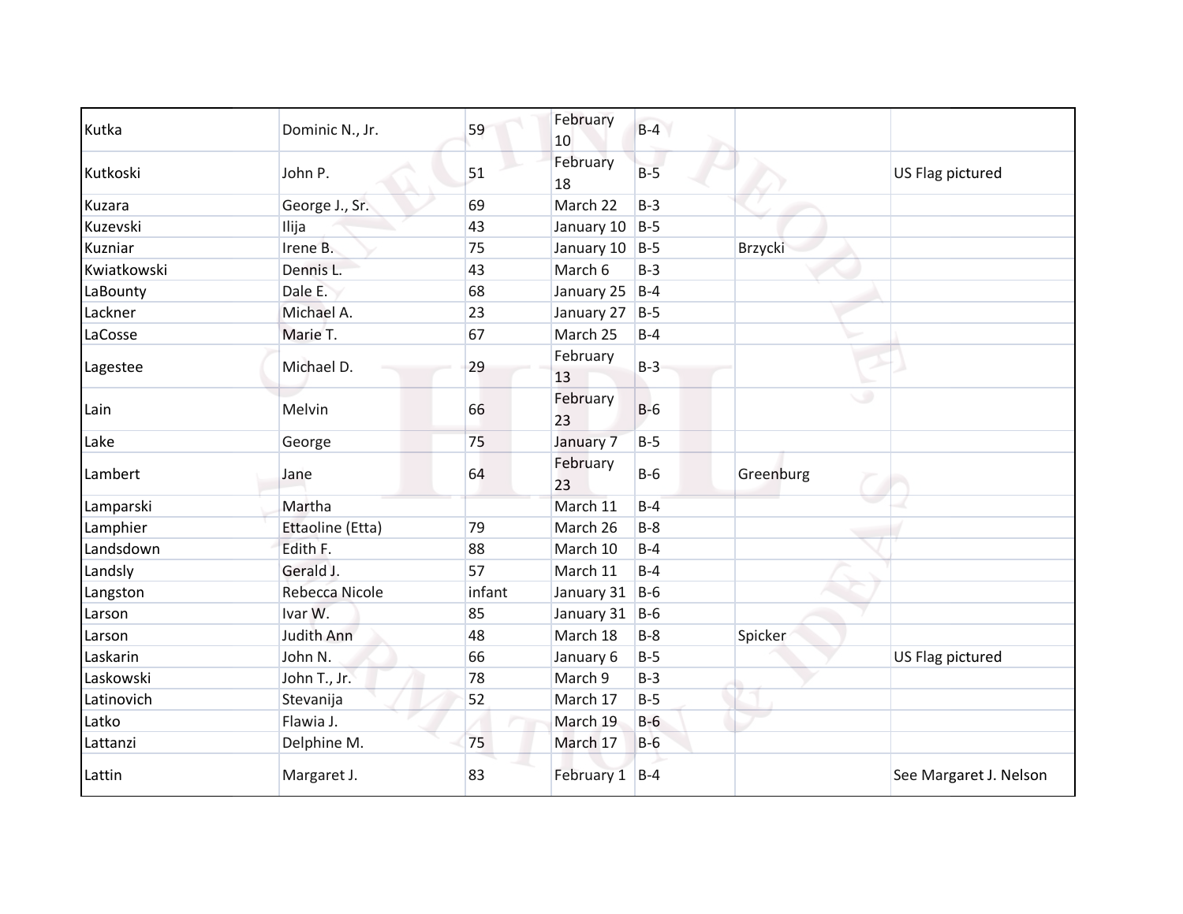| | | | | | | |
|---|---|---|---|---|---|---|
| Kutka | Dominic N., Jr. | 59 | February 10 | B-4 | | |
| Kutkoski | John P. | 51 | February 18 | B-5 | | US Flag pictured |
| Kuzara | George J., Sr. | 69 | March 22 | B-3 | | |
| Kuzevski | Ilija | 43 | January 10 | B-5 | | |
| Kuzniar | Irene B. | 75 | January 10 | B-5 | Brzycki | |
| Kwiatkowski | Dennis L. | 43 | March 6 | B-3 | | |
| LaBounty | Dale E. | 68 | January 25 | B-4 | | |
| Lackner | Michael A. | 23 | January 27 | B-5 | | |
| LaCosse | Marie T. | 67 | March 25 | B-4 | | |
| Lagestee | Michael D. | 29 | February 13 | B-3 | | |
| Lain | Melvin | 66 | February 23 | B-6 | | |
| Lake | George | 75 | January 7 | B-5 | | |
| Lambert | Jane | 64 | February 23 | B-6 | Greenburg | |
| Lamparski | Martha | | March 11 | B-4 | | |
| Lamphier | Ettaoline (Etta) | 79 | March 26 | B-8 | | |
| Landsdown | Edith F. | 88 | March 10 | B-4 | | |
| Landsly | Gerald J. | 57 | March 11 | B-4 | | |
| Langston | Rebecca Nicole | infant | January 31 | B-6 | | |
| Larson | Ivar W. | 85 | January 31 | B-6 | | |
| Larson | Judith Ann | 48 | March 18 | B-8 | Spicker | |
| Laskarin | John N. | 66 | January 6 | B-5 | | US Flag pictured |
| Laskowski | John T., Jr. | 78 | March 9 | B-3 | | |
| Latinovich | Stevanija | 52 | March 17 | B-5 | | |
| Latko | Flawia J. | | March 19 | B-6 | | |
| Lattanzi | Delphine M. | 75 | March 17 | B-6 | | |
| Lattin | Margaret J. | 83 | February 1 | B-4 | | See Margaret J. Nelson |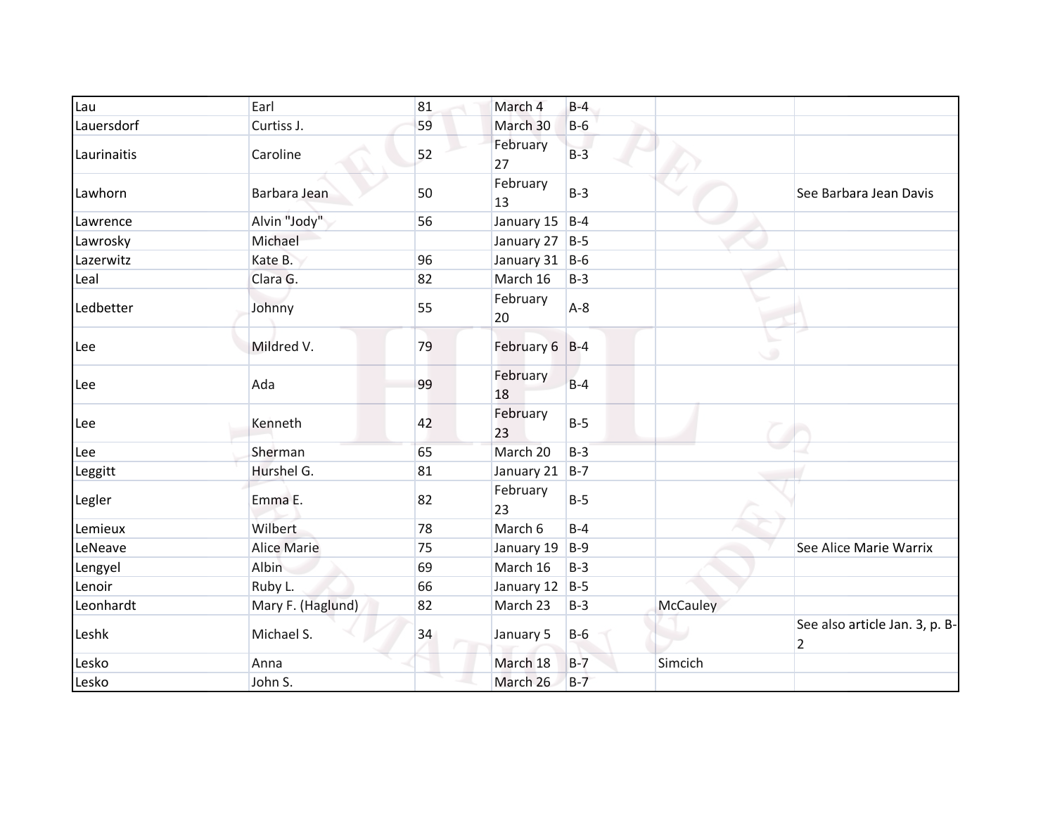| | | | | | | |
|---|---|---|---|---|---|---|
| Lau | Earl | 81 | March 4 | B-4 | | |
| Lauersdorf | Curtiss J. | 59 | March 30 | B-6 | | |
| Laurinaitis | Caroline | 52 | February 27 | B-3 | | |
| Lawhorn | Barbara Jean | 50 | February 13 | B-3 | | See Barbara Jean Davis |
| Lawrence | Alvin "Jody" | 56 | January 15 | B-4 | | |
| Lawrosky | Michael | | January 27 | B-5 | | |
| Lazerwitz | Kate B. | 96 | January 31 | B-6 | | |
| Leal | Clara G. | 82 | March 16 | B-3 | | |
| Ledbetter | Johnny | 55 | February 20 | A-8 | | |
| Lee | Mildred V. | 79 | February 6 | B-4 | | |
| Lee | Ada | 99 | February 18 | B-4 | | |
| Lee | Kenneth | 42 | February 23 | B-5 | | |
| Lee | Sherman | 65 | March 20 | B-3 | | |
| Leggitt | Hurshel G. | 81 | January 21 | B-7 | | |
| Legler | Emma E. | 82 | February 23 | B-5 | | |
| Lemieux | Wilbert | 78 | March 6 | B-4 | | |
| LeNeave | Alice Marie | 75 | January 19 | B-9 | | See Alice Marie Warrix |
| Lengyel | Albin | 69 | March 16 | B-3 | | |
| Lenoir | Ruby L. | 66 | January 12 | B-5 | | |
| Leonhardt | Mary F. (Haglund) | 82 | March 23 | B-3 | McCauley | |
| Leshk | Michael S. | 34 | January 5 | B-6 | | See also article Jan. 3, p. B-2 |
| Lesko | Anna | | March 18 | B-7 | Simcich | |
| Lesko | John S. | | March 26 | B-7 | | |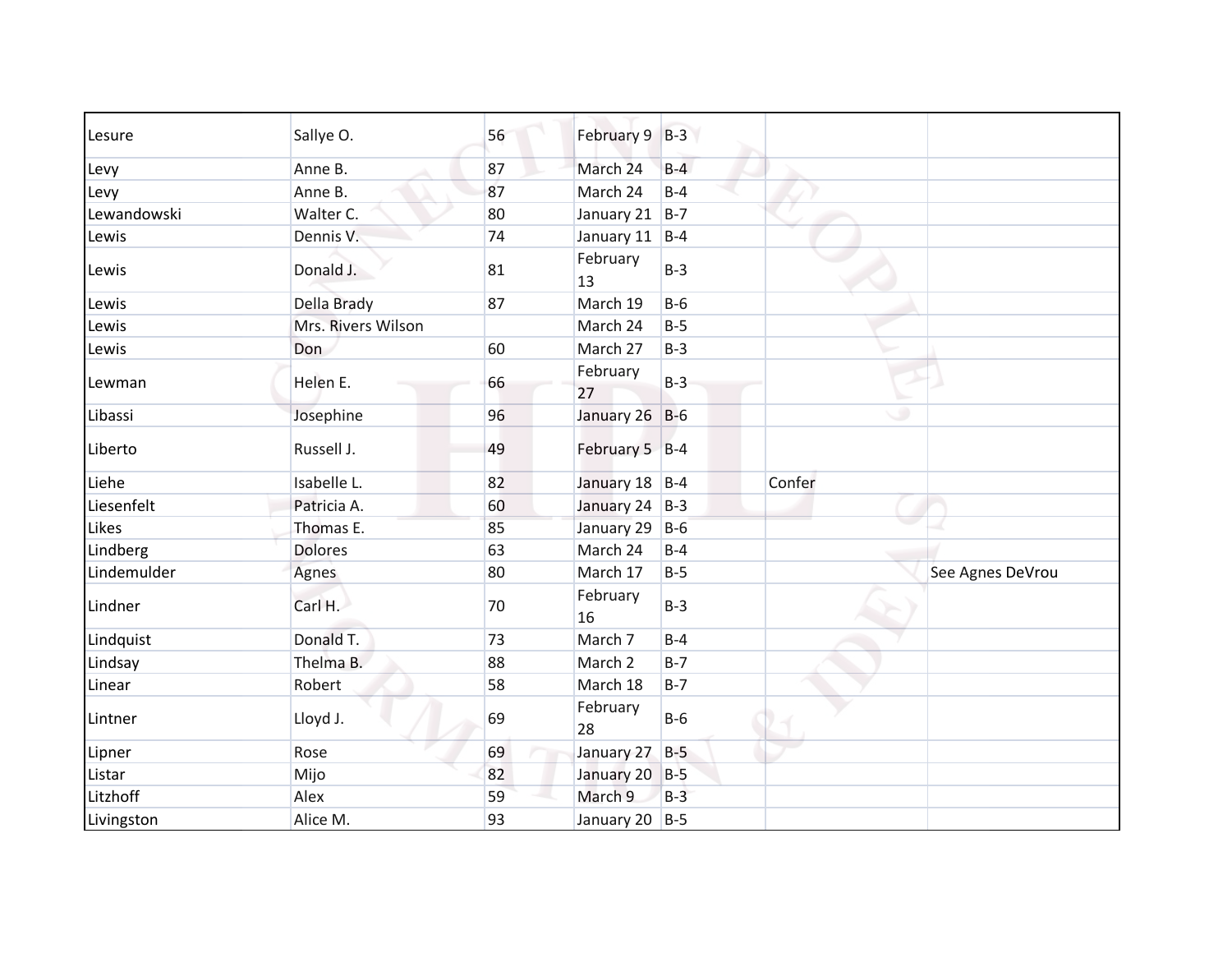| | | | | | | |
|---|---|---|---|---|---|---|
| Lesure | Sallye O. | 56 | February 9 | B-3 | | |
| Levy | Anne B. | 87 | March 24 | B-4 | | |
| Levy | Anne B. | 87 | March 24 | B-4 | | |
| Lewandowski | Walter C. | 80 | January 21 | B-7 | | |
| Lewis | Dennis V. | 74 | January 11 | B-4 | | |
| Lewis | Donald J. | 81 | February 13 | B-3 | | |
| Lewis | Della Brady | 87 | March 19 | B-6 | | |
| Lewis | Mrs. Rivers Wilson | | March 24 | B-5 | | |
| Lewis | Don | 60 | March 27 | B-3 | | |
| Lewman | Helen E. | 66 | February 27 | B-3 | | |
| Libassi | Josephine | 96 | January 26 | B-6 | | |
| Liberto | Russell J. | 49 | February 5 | B-4 | | |
| Liehe | Isabelle L. | 82 | January 18 | B-4 | Confer | |
| Liesenfelt | Patricia A. | 60 | January 24 | B-3 | | |
| Likes | Thomas E. | 85 | January 29 | B-6 | | |
| Lindberg | Dolores | 63 | March 24 | B-4 | | |
| Lindemulder | Agnes | 80 | March 17 | B-5 | | See Agnes DeVrou |
| Lindner | Carl H. | 70 | February 16 | B-3 | | |
| Lindquist | Donald T. | 73 | March 7 | B-4 | | |
| Lindsay | Thelma B. | 88 | March 2 | B-7 | | |
| Linear | Robert | 58 | March 18 | B-7 | | |
| Lintner | Lloyd J. | 69 | February 28 | B-6 | | |
| Lipner | Rose | 69 | January 27 | B-5 | | |
| Listar | Mijo | 82 | January 20 | B-5 | | |
| Litzhoff | Alex | 59 | March 9 | B-3 | | |
| Livingston | Alice M. | 93 | January 20 | B-5 | | |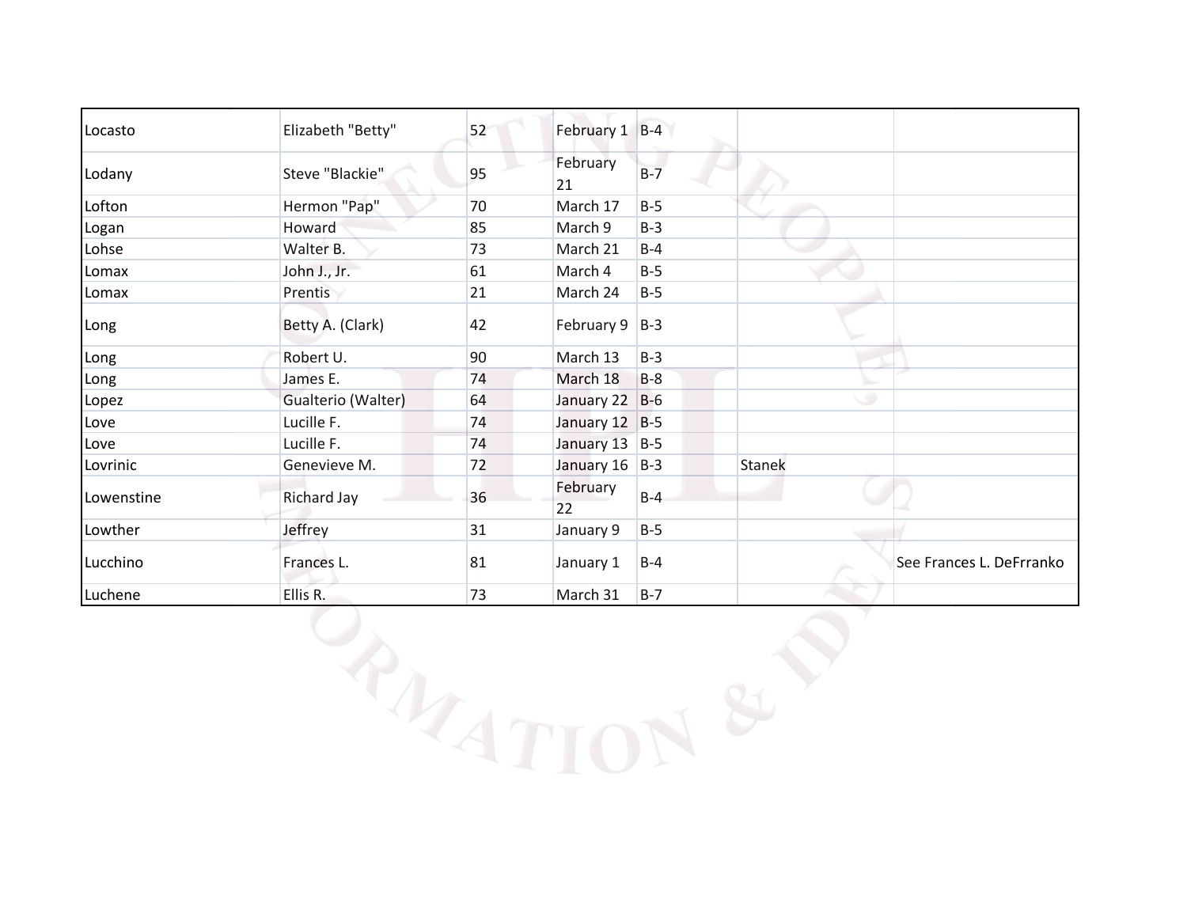| | | | | | | |
|---|---|---|---|---|---|---|
| Locasto | Elizabeth "Betty" | 52 | February 1 | B-4 | | |
| Lodany | Steve "Blackie" | 95 | February 21 | B-7 | | |
| Lofton | Hermon "Pap" | 70 | March 17 | B-5 | | |
| Logan | Howard | 85 | March 9 | B-3 | | |
| Lohse | Walter B. | 73 | March 21 | B-4 | | |
| Lomax | John J., Jr. | 61 | March 4 | B-5 | | |
| Lomax | Prentis | 21 | March 24 | B-5 | | |
| Long | Betty A. (Clark) | 42 | February 9 | B-3 | | |
| Long | Robert U. | 90 | March 13 | B-3 | | |
| Long | James E. | 74 | March 18 | B-8 | | |
| Lopez | Gualterio (Walter) | 64 | January 22 | B-6 | | |
| Love | Lucille F. | 74 | January 12 | B-5 | | |
| Love | Lucille F. | 74 | January 13 | B-5 | | |
| Lovrinic | Genevieve M. | 72 | January 16 | B-3 | Stanek | |
| Lowenstine | Richard Jay | 36 | February 22 | B-4 | | |
| Lowther | Jeffrey | 31 | January 9 | B-5 | | |
| Lucchino | Frances L. | 81 | January 1 | B-4 | | See Frances L. DeFrranko |
| Luchene | Ellis R. | 73 | March 31 | B-7 | | |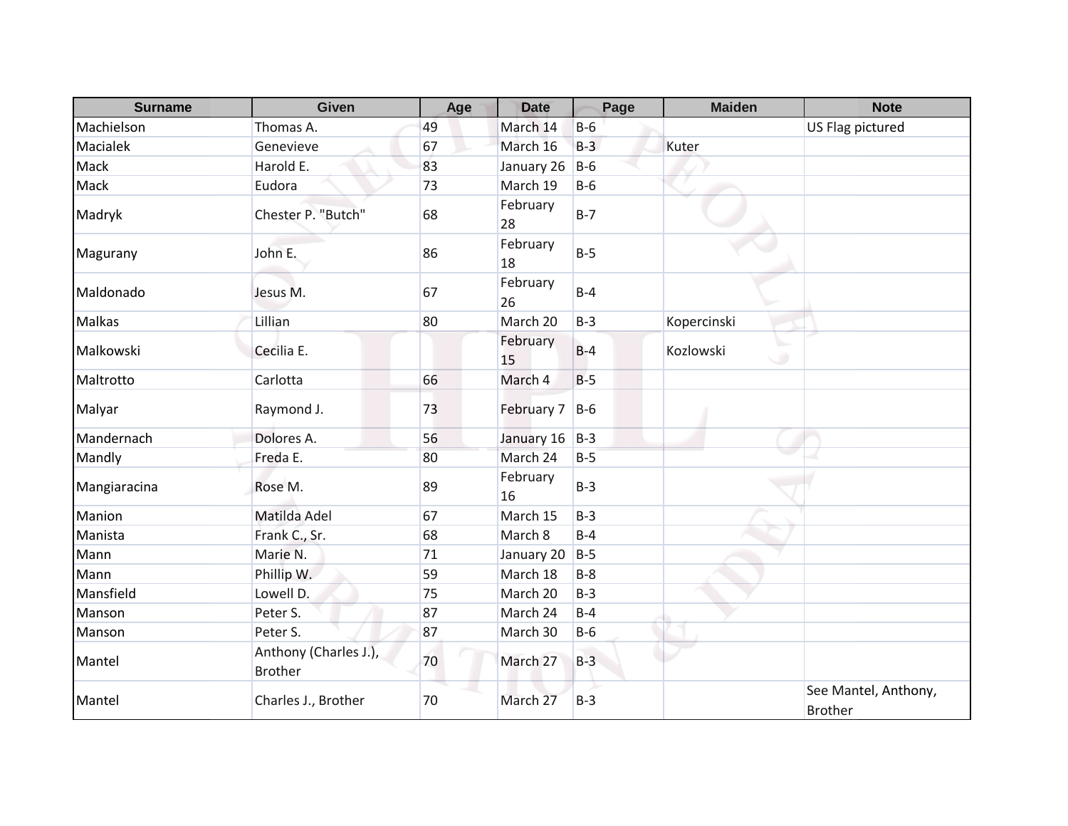| Surname | Given | Age | Date | Page | Maiden | Note |
| --- | --- | --- | --- | --- | --- | --- |
| Machielson | Thomas A. | 49 | March 14 | B-6 | | US Flag pictured |
| Macialek | Genevieve | 67 | March 16 | B-3 | Kuter | |
| Mack | Harold E. | 83 | January 26 | B-6 | | |
| Mack | Eudora | 73 | March 19 | B-6 | | |
| Madryk | Chester P. "Butch" | 68 | February 28 | B-7 | | |
| Magurany | John E. | 86 | February 18 | B-5 | | |
| Maldonado | Jesus M. | 67 | February 26 | B-4 | | |
| Malkas | Lillian | 80 | March 20 | B-3 | Kopercinski | |
| Malkowski | Cecilia E. | | February 15 | B-4 | Kozlowski | |
| Maltrotto | Carlotta | 66 | March 4 | B-5 | | |
| Malyar | Raymond J. | 73 | February 7 | B-6 | | |
| Mandernach | Dolores A. | 56 | January 16 | B-3 | | |
| Mandly | Freda E. | 80 | March 24 | B-5 | | |
| Mangiaracina | Rose M. | 89 | February 16 | B-3 | | |
| Manion | Matilda Adel | 67 | March 15 | B-3 | | |
| Manista | Frank C., Sr. | 68 | March 8 | B-4 | | |
| Mann | Marie N. | 71 | January 20 | B-5 | | |
| Mann | Phillip W. | 59 | March 18 | B-8 | | |
| Mansfield | Lowell D. | 75 | March 20 | B-3 | | |
| Manson | Peter S. | 87 | March 24 | B-4 | | |
| Manson | Peter S. | 87 | March 30 | B-6 | | |
| Mantel | Anthony (Charles J.), Brother | 70 | March 27 | B-3 | | |
| Mantel | Charles J., Brother | 70 | March 27 | B-3 | | See Mantel, Anthony, Brother |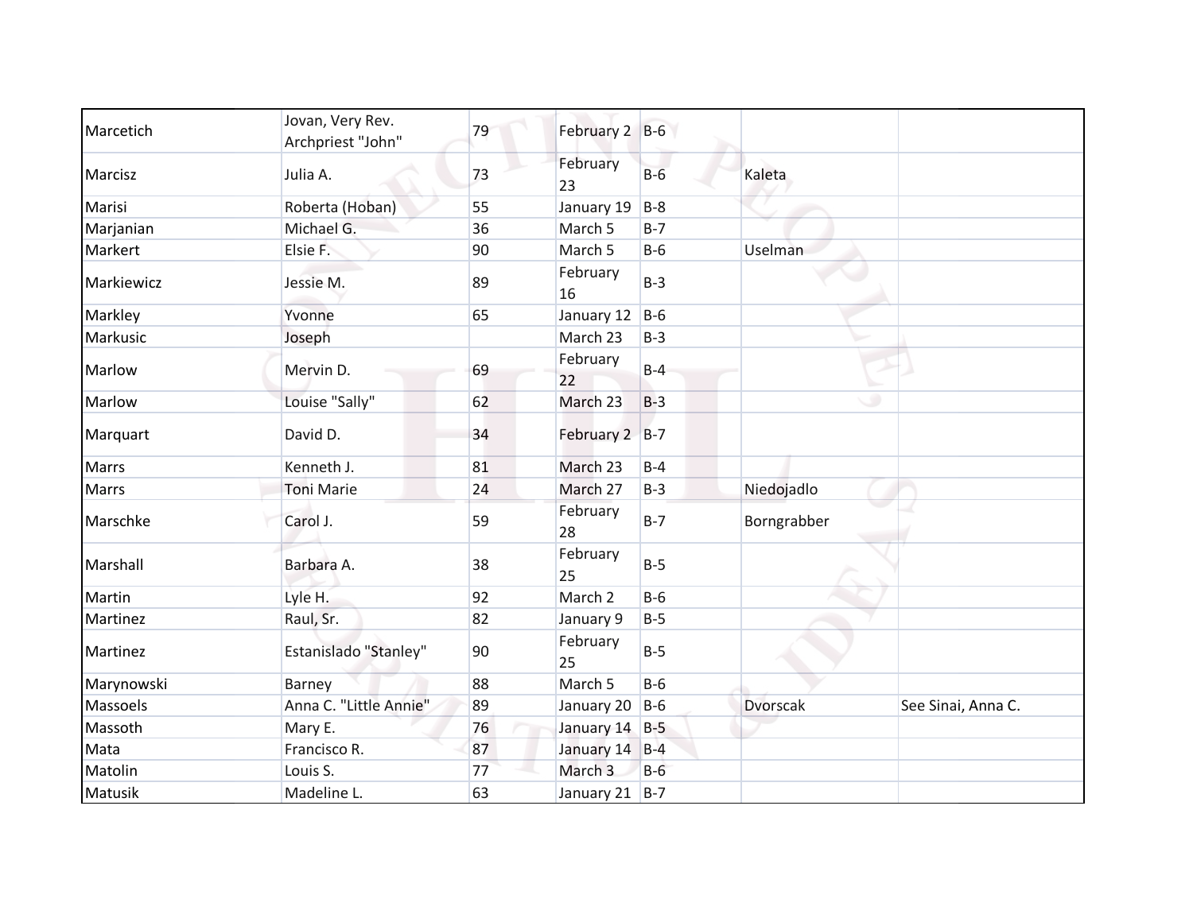| Marcetich | Jovan, Very Rev. Archpriest "John" | 79 | February 2 | B-6 | | |
|---|---|---|---|---|---|---|
| Marcisz | Julia A. | 73 | February 23 | B-6 | Kaleta | |
| Marisi | Roberta (Hoban) | 55 | January 19 | B-8 | | |
| Marjanian | Michael G. | 36 | March 5 | B-7 | | |
| Markert | Elsie F. | 90 | March 5 | B-6 | Uselman | |
| Markiewicz | Jessie M. | 89 | February 16 | B-3 | | |
| Markley | Yvonne | 65 | January 12 | B-6 | | |
| Markusic | Joseph | | March 23 | B-3 | | |
| Marlow | Mervin D. | 69 | February 22 | B-4 | | |
| Marlow | Louise "Sally" | 62 | March 23 | B-3 | | |
| Marquart | David D. | 34 | February 2 | B-7 | | |
| Marrs | Kenneth J. | 81 | March 23 | B-4 | | |
| Marrs | Toni Marie | 24 | March 27 | B-3 | Niedojadlo | |
| Marschke | Carol J. | 59 | February 28 | B-7 | Borngrabber | |
| Marshall | Barbara A. | 38 | February 25 | B-5 | | |
| Martin | Lyle H. | 92 | March 2 | B-6 | | |
| Martinez | Raul, Sr. | 82 | January 9 | B-5 | | |
| Martinez | Estanislado "Stanley" | 90 | February 25 | B-5 | | |
| Marynowski | Barney | 88 | March 5 | B-6 | | |
| Massoels | Anna C. "Little Annie" | 89 | January 20 | B-6 | Dvorscak | See Sinai, Anna C. |
| Massoth | Mary E. | 76 | January 14 | B-5 | | |
| Mata | Francisco R. | 87 | January 14 | B-4 | | |
| Matolin | Louis S. | 77 | March 3 | B-6 | | |
| Matusik | Madeline L. | 63 | January 21 | B-7 | | |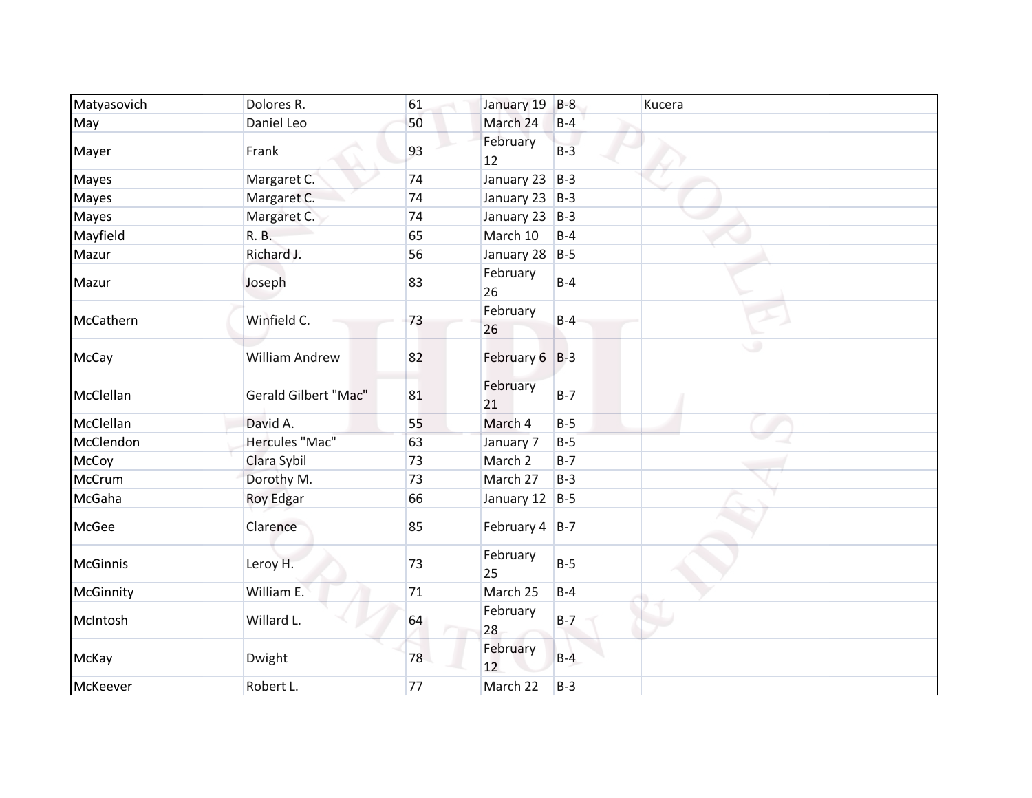| | | | | | | |
|---|---|---|---|---|---|---|
| Matyasovich | Dolores R. | 61 | January 19 | B-8 | Kucera | |
| May | Daniel Leo | 50 | March 24 | B-4 | | |
| Mayer | Frank | 93 | February 12 | B-3 | | |
| Mayes | Margaret C. | 74 | January 23 | B-3 | | |
| Mayes | Margaret C. | 74 | January 23 | B-3 | | |
| Mayes | Margaret C. | 74 | January 23 | B-3 | | |
| Mayfield | R. B. | 65 | March 10 | B-4 | | |
| Mazur | Richard J. | 56 | January 28 | B-5 | | |
| Mazur | Joseph | 83 | February 26 | B-4 | | |
| McCathern | Winfield C. | 73 | February 26 | B-4 | | |
| McCay | William Andrew | 82 | February 6 | B-3 | | |
| McClellan | Gerald Gilbert "Mac" | 81 | February 21 | B-7 | | |
| McClellan | David A. | 55 | March 4 | B-5 | | |
| McClendon | Hercules "Mac" | 63 | January 7 | B-5 | | |
| McCoy | Clara Sybil | 73 | March 2 | B-7 | | |
| McCrum | Dorothy M. | 73 | March 27 | B-3 | | |
| McGaha | Roy Edgar | 66 | January 12 | B-5 | | |
| McGee | Clarence | 85 | February 4 | B-7 | | |
| McGinnis | Leroy H. | 73 | February 25 | B-5 | | |
| McGinnity | William E. | 71 | March 25 | B-4 | | |
| McIntosh | Willard L. | 64 | February 28 | B-7 | | |
| McKay | Dwight | 78 | February 12 | B-4 | | |
| McKeever | Robert L. | 77 | March 22 | B-3 | | |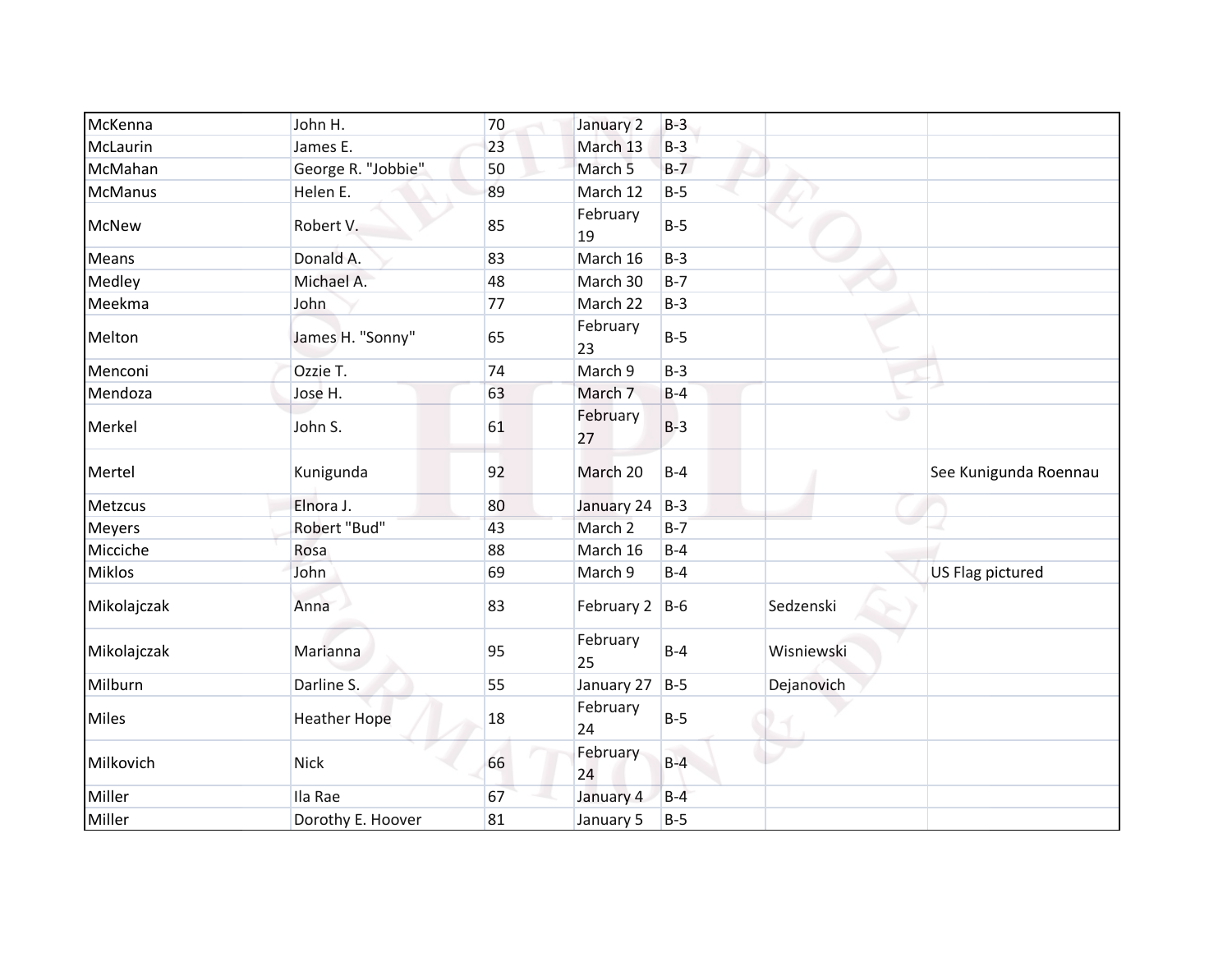| | | | | | | |
|---|---|---|---|---|---|---|
| McKenna | John H. | 70 | January 2 | B-3 | | |
| McLaurin | James E. | 23 | March 13 | B-3 | | |
| McMahan | George R. "Jobbie" | 50 | March 5 | B-7 | | |
| McManus | Helen E. | 89 | March 12 | B-5 | | |
| McNew | Robert V. | 85 | February 19 | B-5 | | |
| Means | Donald A. | 83 | March 16 | B-3 | | |
| Medley | Michael A. | 48 | March 30 | B-7 | | |
| Meekma | John | 77 | March 22 | B-3 | | |
| Melton | James H. "Sonny" | 65 | February 23 | B-5 | | |
| Menconi | Ozzie T. | 74 | March 9 | B-3 | | |
| Mendoza | Jose H. | 63 | March 7 | B-4 | | |
| Merkel | John S. | 61 | February 27 | B-3 | | |
| Mertel | Kunigunda | 92 | March 20 | B-4 | | See Kunigunda Roennau |
| Metzcus | Elnora J. | 80 | January 24 | B-3 | | |
| Meyers | Robert "Bud" | 43 | March 2 | B-7 | | |
| Micciche | Rosa | 88 | March 16 | B-4 | | |
| Miklos | John | 69 | March 9 | B-4 | | US Flag pictured |
| Mikolajczak | Anna | 83 | February 2 | B-6 | Sedzenski | |
| Mikolajczak | Marianna | 95 | February 25 | B-4 | Wisniewski | |
| Milburn | Darline S. | 55 | January 27 | B-5 | Dejanovich | |
| Miles | Heather Hope | 18 | February 24 | B-5 | | |
| Milkovich | Nick | 66 | February 24 | B-4 | | |
| Miller | Ila Rae | 67 | January 4 | B-4 | | |
| Miller | Dorothy E. Hoover | 81 | January 5 | B-5 | | |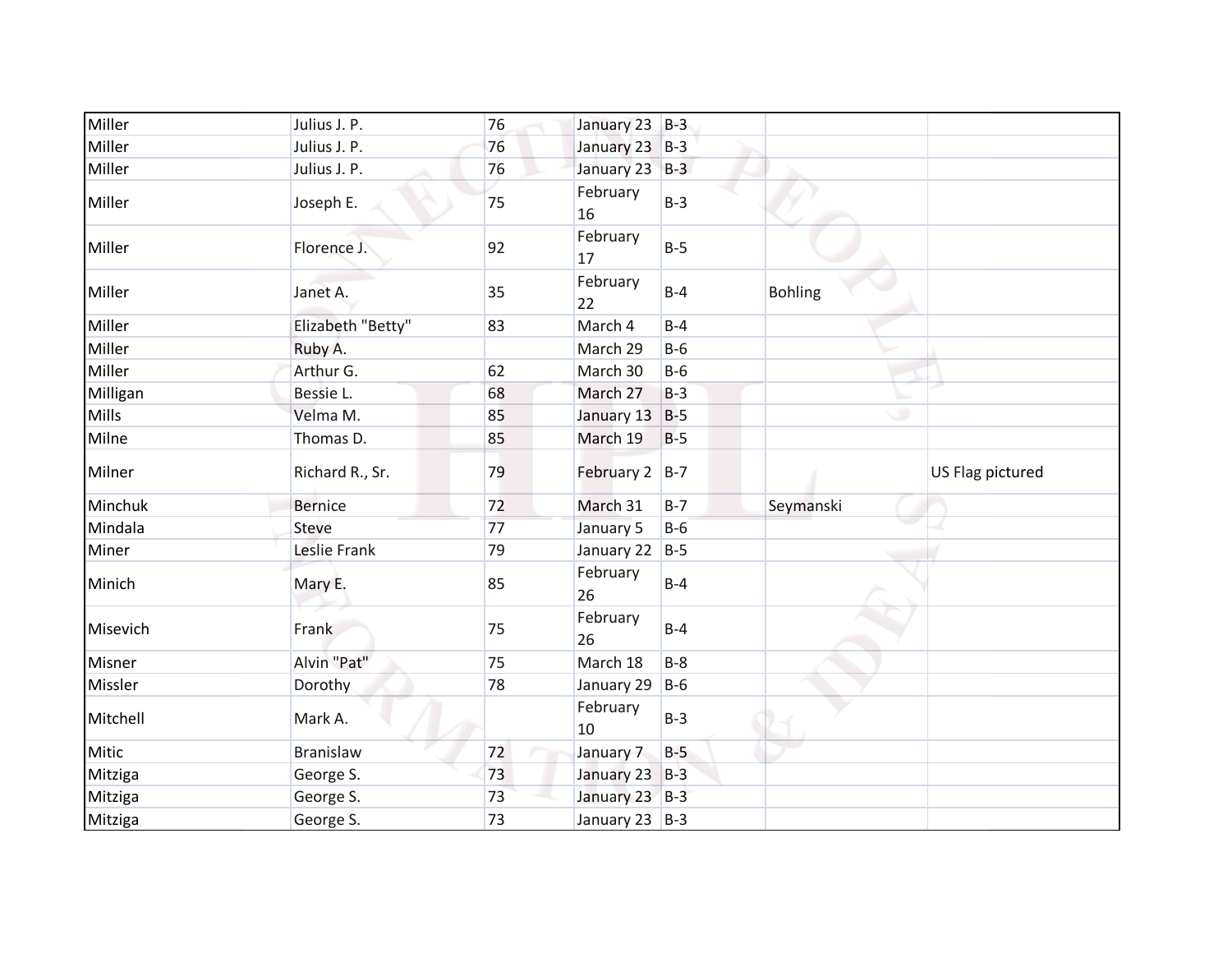| | | | | | | |
|---|---|---|---|---|---|---|
| Miller | Julius J. P. | 76 | January 23 | B-3 | | |
| Miller | Julius J. P. | 76 | January 23 | B-3 | | |
| Miller | Julius J. P. | 76 | January 23 | B-3 | | |
| Miller | Joseph E. | 75 | February 16 | B-3 | | |
| Miller | Florence J. | 92 | February 17 | B-5 | | |
| Miller | Janet A. | 35 | February 22 | B-4 | Bohling | |
| Miller | Elizabeth "Betty" | 83 | March 4 | B-4 | | |
| Miller | Ruby A. | | March 29 | B-6 | | |
| Miller | Arthur G. | 62 | March 30 | B-6 | | |
| Milligan | Bessie L. | 68 | March 27 | B-3 | | |
| Mills | Velma M. | 85 | January 13 | B-5 | | |
| Milne | Thomas D. | 85 | March 19 | B-5 | | |
| Milner | Richard R., Sr. | 79 | February 2 | B-7 | | US Flag pictured |
| Minchuk | Bernice | 72 | March 31 | B-7 | Seymanski | |
| Mindala | Steve | 77 | January 5 | B-6 | | |
| Miner | Leslie Frank | 79 | January 22 | B-5 | | |
| Minich | Mary E. | 85 | February 26 | B-4 | | |
| Misevich | Frank | 75 | February 26 | B-4 | | |
| Misner | Alvin "Pat" | 75 | March 18 | B-8 | | |
| Missler | Dorothy | 78 | January 29 | B-6 | | |
| Mitchell | Mark A. | | February 10 | B-3 | | |
| Mitic | Branislaw | 72 | January 7 | B-5 | | |
| Mitziga | George S. | 73 | January 23 | B-3 | | |
| Mitziga | George S. | 73 | January 23 | B-3 | | |
| Mitziga | George S. | 73 | January 23 | B-3 | | |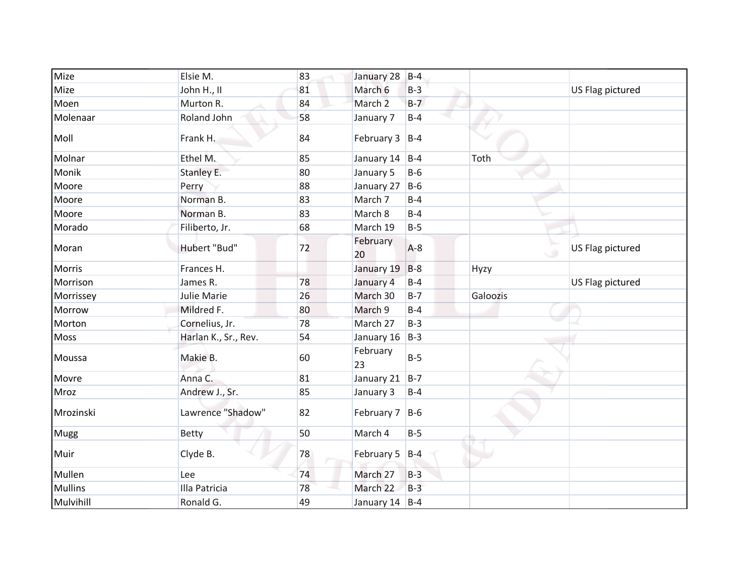| | | | | | | |
|---|---|---|---|---|---|---|
| Mize | Elsie M. | 83 | January 28 | B-4 | | |
| Mize | John H., II | 81 | March 6 | B-3 | | US Flag pictured |
| Moen | Murton R. | 84 | March 2 | B-7 | | |
| Molenaar | Roland John | 58 | January 7 | B-4 | | |
| Moll | Frank H. | 84 | February 3 | B-4 | | |
| Molnar | Ethel M. | 85 | January 14 | B-4 | Toth | |
| Monik | Stanley E. | 80 | January 5 | B-6 | | |
| Moore | Perry | 88 | January 27 | B-6 | | |
| Moore | Norman B. | 83 | March 7 | B-4 | | |
| Moore | Norman B. | 83 | March 8 | B-4 | | |
| Morado | Filiberto, Jr. | 68 | March 19 | B-5 | | |
| Moran | Hubert "Bud" | 72 | February 20 | A-8 | | US Flag pictured |
| Morris | Frances H. | | January 19 | B-8 | Hyzy | |
| Morrison | James R. | 78 | January 4 | B-4 | | US Flag pictured |
| Morrissey | Julie Marie | 26 | March 30 | B-7 | Galoozis | |
| Morrow | Mildred F. | 80 | March 9 | B-4 | | |
| Morton | Cornelius, Jr. | 78 | March 27 | B-3 | | |
| Moss | Harlan K., Sr., Rev. | 54 | January 16 | B-3 | | |
| Moussa | Makie B. | 60 | February 23 | B-5 | | |
| Movre | Anna C. | 81 | January 21 | B-7 | | |
| Mroz | Andrew J., Sr. | 85 | January 3 | B-4 | | |
| Mrozinski | Lawrence "Shadow" | 82 | February 7 | B-6 | | |
| Mugg | Betty | 50 | March 4 | B-5 | | |
| Muir | Clyde B. | 78 | February 5 | B-4 | | |
| Mullen | Lee | 74 | March 27 | B-3 | | |
| Mullins | Illa Patricia | 78 | March 22 | B-3 | | |
| Mulvihill | Ronald G. | 49 | January 14 | B-4 | | |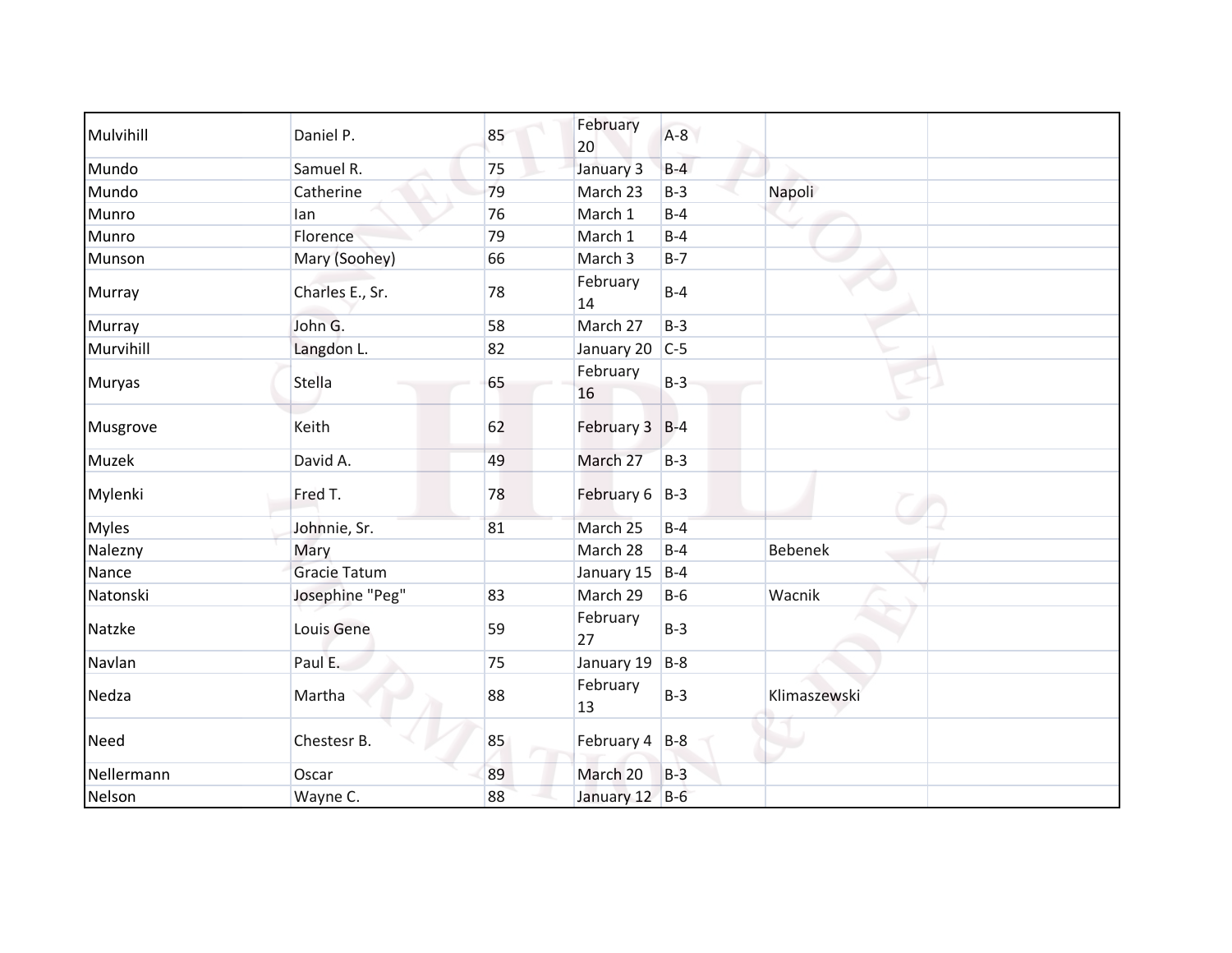| Mulvihill | Daniel P. | 85 | February 20 | A-8 | | |
|---|---|---|---|---|---|---|
| Mundo | Samuel R. | 75 | January 3 | B-4 | | |
| Mundo | Catherine | 79 | March 23 | B-3 | Napoli | |
| Munro | Ian | 76 | March 1 | B-4 | | |
| Munro | Florence | 79 | March 1 | B-4 | | |
| Munson | Mary (Soohey) | 66 | March 3 | B-7 | | |
| Murray | Charles E., Sr. | 78 | February 14 | B-4 | | |
| Murray | John G. | 58 | March 27 | B-3 | | |
| Murvihill | Langdon L. | 82 | January 20 | C-5 | | |
| Muryas | Stella | 65 | February 16 | B-3 | | |
| Musgrove | Keith | 62 | February 3 | B-4 | | |
| Muzek | David A. | 49 | March 27 | B-3 | | |
| Mylenki | Fred T. | 78 | February 6 | B-3 | | |
| Myles | Johnnie, Sr. | 81 | March 25 | B-4 | | |
| Nalezny | Mary | | March 28 | B-4 | Bebenek | |
| Nance | Gracie Tatum | | January 15 | B-4 | | |
| Natonski | Josephine "Peg" | 83 | March 29 | B-6 | Wacnik | |
| Natzke | Louis Gene | 59 | February 27 | B-3 | | |
| Navlan | Paul E. | 75 | January 19 | B-8 | | |
| Nedza | Martha | 88 | February 13 | B-3 | Klimaszewski | |
| Need | Chestesr B. | 85 | February 4 | B-8 | | |
| Nellermann | Oscar | 89 | March 20 | B-3 | | |
| Nelson | Wayne C. | 88 | January 12 | B-6 | | |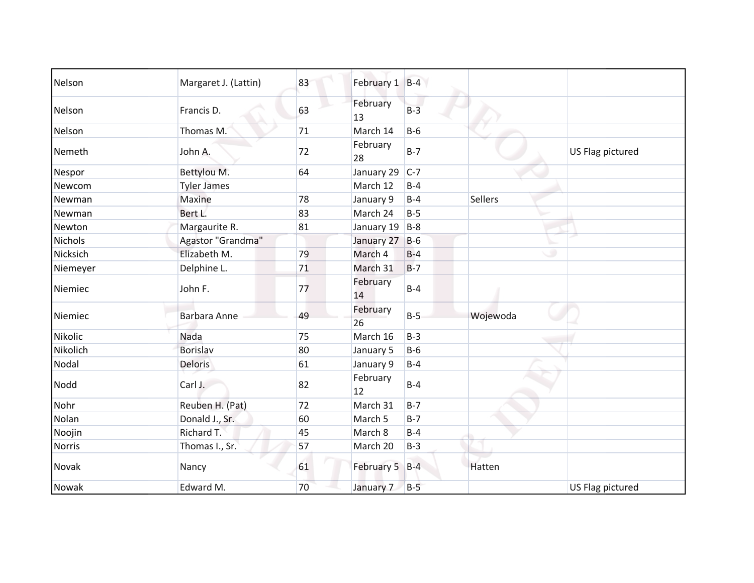| | | | | | | |
|---|---|---|---|---|---|---|
| Nelson | Margaret J. (Lattin) | 83 | February 1 | B-4 | | |
| Nelson | Francis D. | 63 | February 13 | B-3 | | |
| Nelson | Thomas M. | 71 | March 14 | B-6 | | |
| Nemeth | John A. | 72 | February 28 | B-7 | | US Flag pictured |
| Nespor | Bettylou M. | 64 | January 29 | C-7 | | |
| Newcom | Tyler James | | March 12 | B-4 | | |
| Newman | Maxine | 78 | January 9 | B-4 | Sellers | |
| Newman | Bert L. | 83 | March 24 | B-5 | | |
| Newton | Margaurite R. | 81 | January 19 | B-8 | | |
| Nichols | Agastor "Grandma" | | January 27 | B-6 | | |
| Nicksich | Elizabeth M. | 79 | March 4 | B-4 | | |
| Niemeyer | Delphine L. | 71 | March 31 | B-7 | | |
| Niemiec | John F. | 77 | February 14 | B-4 | | |
| Niemiec | Barbara Anne | 49 | February 26 | B-5 | Wojewoda | |
| Nikolic | Nada | 75 | March 16 | B-3 | | |
| Nikolich | Borislav | 80 | January 5 | B-6 | | |
| Nodal | Deloris | 61 | January 9 | B-4 | | |
| Nodd | Carl J. | 82 | February 12 | B-4 | | |
| Nohr | Reuben H. (Pat) | 72 | March 31 | B-7 | | |
| Nolan | Donald J., Sr. | 60 | March 5 | B-7 | | |
| Noojin | Richard T. | 45 | March 8 | B-4 | | |
| Norris | Thomas I., Sr. | 57 | March 20 | B-3 | | |
| Novak | Nancy | 61 | February 5 | B-4 | Hatten | |
| Nowak | Edward M. | 70 | January 7 | B-5 | | US Flag pictured |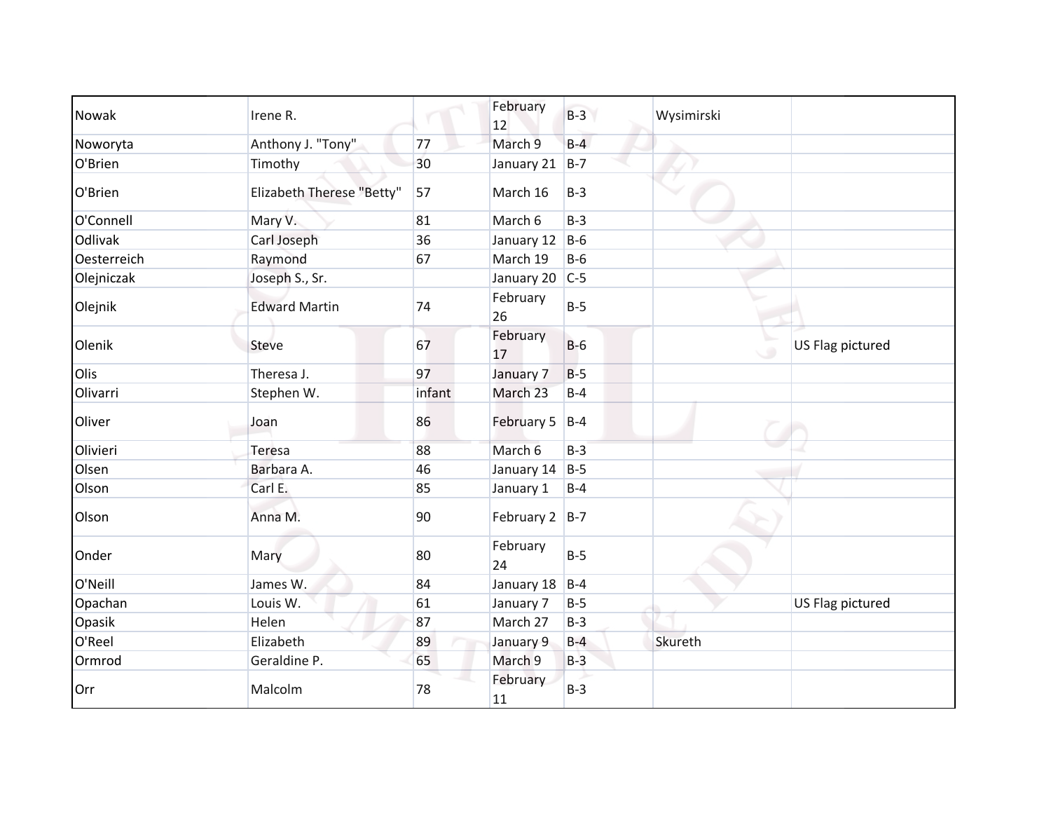| | | | | | | |
|---|---|---|---|---|---|---|
| Nowak | Irene R. | | February 12 | B-3 | Wysimirski | |
| Noworyta | Anthony J. "Tony" | 77 | March 9 | B-4 | | |
| O'Brien | Timothy | 30 | January 21 | B-7 | | |
| O'Brien | Elizabeth Therese "Betty" | 57 | March 16 | B-3 | | |
| O'Connell | Mary V. | 81 | March 6 | B-3 | | |
| Odlivak | Carl Joseph | 36 | January 12 | B-6 | | |
| Oesterreich | Raymond | 67 | March 19 | B-6 | | |
| Olejniczak | Joseph S., Sr. | | January 20 | C-5 | | |
| Olejnik | Edward Martin | 74 | February 26 | B-5 | | |
| Olenik | Steve | 67 | February 17 | B-6 | | US Flag pictured |
| Olis | Theresa J. | 97 | January 7 | B-5 | | |
| Olivarri | Stephen W. | infant | March 23 | B-4 | | |
| Oliver | Joan | 86 | February 5 | B-4 | | |
| Olivieri | Teresa | 88 | March 6 | B-3 | | |
| Olsen | Barbara A. | 46 | January 14 | B-5 | | |
| Olson | Carl E. | 85 | January 1 | B-4 | | |
| Olson | Anna M. | 90 | February 2 | B-7 | | |
| Onder | Mary | 80 | February 24 | B-5 | | |
| O'Neill | James W. | 84 | January 18 | B-4 | | |
| Opachan | Louis W. | 61 | January 7 | B-5 | | US Flag pictured |
| Opasik | Helen | 87 | March 27 | B-3 | | |
| O'Reel | Elizabeth | 89 | January 9 | B-4 | Skureth | |
| Ormrod | Geraldine P. | 65 | March 9 | B-3 | | |
| Orr | Malcolm | 78 | February 11 | B-3 | | |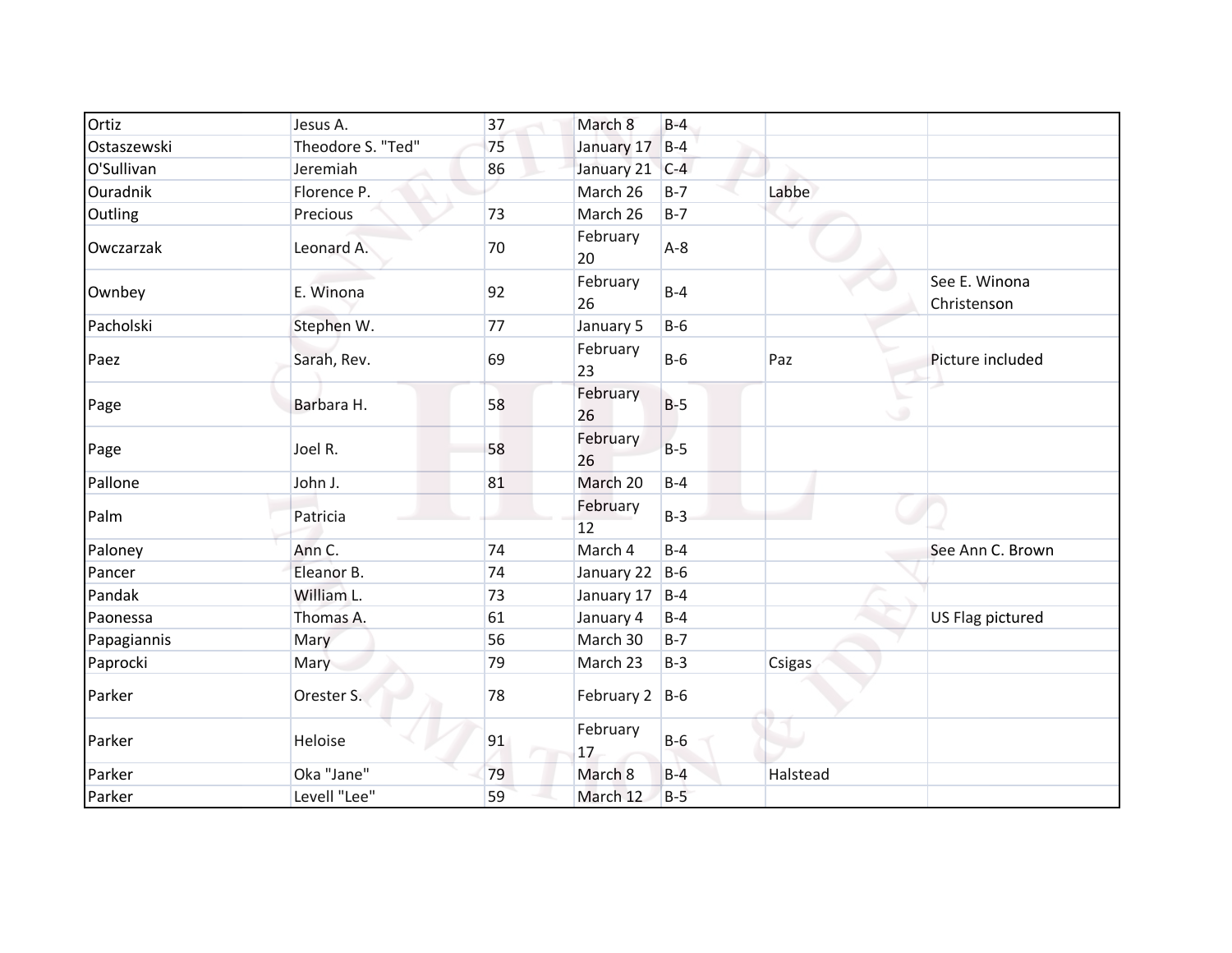| | | | | | | |
|---|---|---|---|---|---|---|
| Ortiz | Jesus A. | 37 | March 8 | B-4 | | |
| Ostaszewski | Theodore S. "Ted" | 75 | January 17 | B-4 | | |
| O'Sullivan | Jeremiah | 86 | January 21 | C-4 | | |
| Ouradnik | Florence P. | | March 26 | B-7 | Labbe | |
| Outling | Precious | 73 | March 26 | B-7 | | |
| Owczarzak | Leonard A. | 70 | February 20 | A-8 | | |
| Ownbey | E. Winona | 92 | February 26 | B-4 | | See E. Winona Christenson |
| Pacholski | Stephen W. | 77 | January 5 | B-6 | | |
| Paez | Sarah, Rev. | 69 | February 23 | B-6 | Paz | Picture included |
| Page | Barbara H. | 58 | February 26 | B-5 | | |
| Page | Joel R. | 58 | February 26 | B-5 | | |
| Pallone | John J. | 81 | March 20 | B-4 | | |
| Palm | Patricia | | February 12 | B-3 | | |
| Paloney | Ann C. | 74 | March 4 | B-4 | | See Ann C. Brown |
| Pancer | Eleanor B. | 74 | January 22 | B-6 | | |
| Pandak | William L. | 73 | January 17 | B-4 | | |
| Paonessa | Thomas A. | 61 | January 4 | B-4 | | US Flag pictured |
| Papagiannis | Mary | 56 | March 30 | B-7 | | |
| Paprocki | Mary | 79 | March 23 | B-3 | Csigas | |
| Parker | Orester S. | 78 | February 2 | B-6 | | |
| Parker | Heloise | 91 | February 17 | B-6 | | |
| Parker | Oka "Jane" | 79 | March 8 | B-4 | Halstead | |
| Parker | Levell "Lee" | 59 | March 12 | B-5 | | |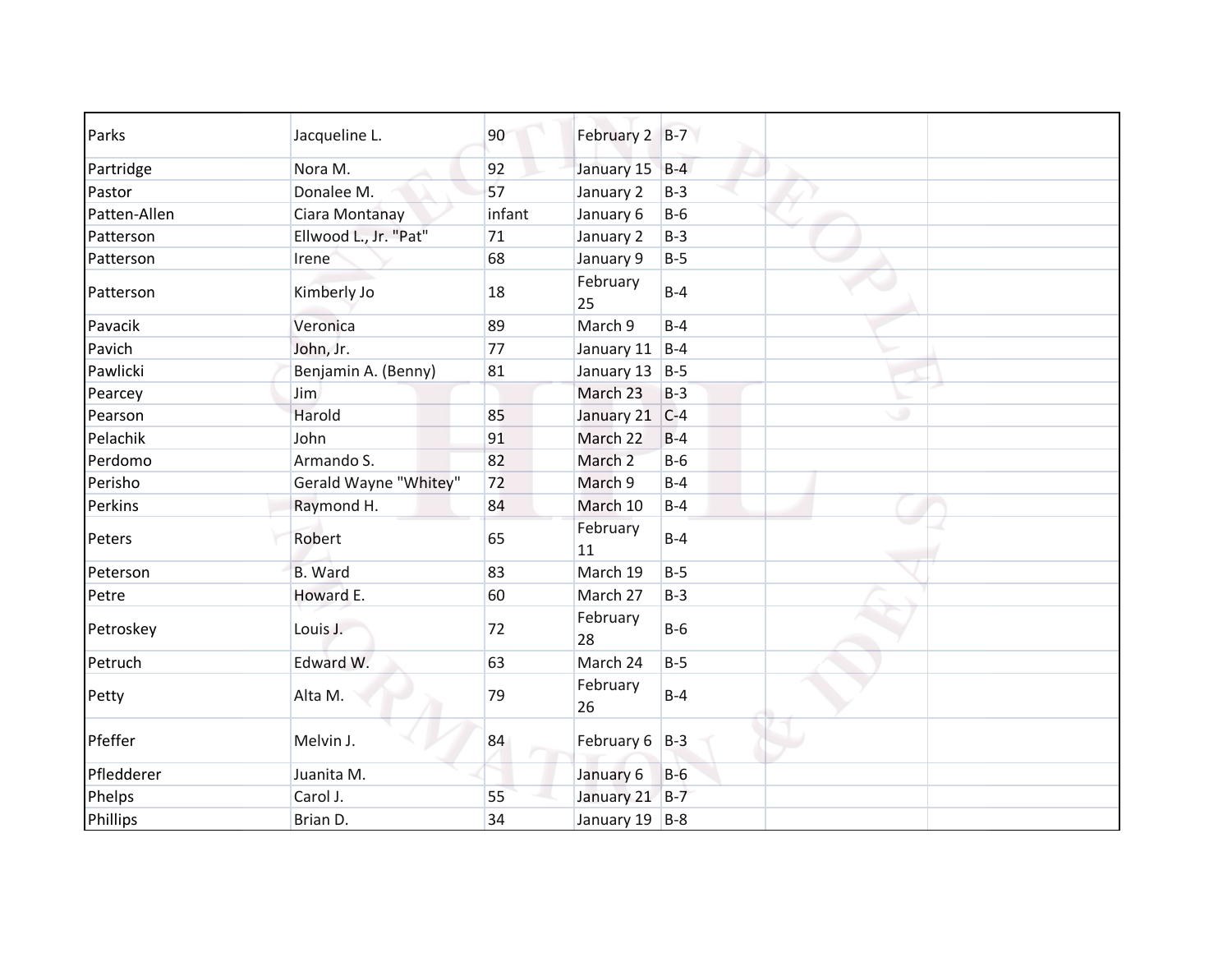| | | | | | | |
|---|---|---|---|---|---|---|
| Parks | Jacqueline L. | 90 | February 2 | B-7 | | |
| Partridge | Nora M. | 92 | January 15 | B-4 | | |
| Pastor | Donalee M. | 57 | January 2 | B-3 | | |
| Patten-Allen | Ciara Montanay | infant | January 6 | B-6 | | |
| Patterson | Ellwood L., Jr. "Pat" | 71 | January 2 | B-3 | | |
| Patterson | Irene | 68 | January 9 | B-5 | | |
| Patterson | Kimberly Jo | 18 | February 25 | B-4 | | |
| Pavacik | Veronica | 89 | March 9 | B-4 | | |
| Pavich | John, Jr. | 77 | January 11 | B-4 | | |
| Pawlicki | Benjamin A. (Benny) | 81 | January 13 | B-5 | | |
| Pearcey | Jim | | March 23 | B-3 | | |
| Pearson | Harold | 85 | January 21 | C-4 | | |
| Pelachik | John | 91 | March 22 | B-4 | | |
| Perdomo | Armando S. | 82 | March 2 | B-6 | | |
| Perisho | Gerald Wayne "Whitey" | 72 | March 9 | B-4 | | |
| Perkins | Raymond H. | 84 | March 10 | B-4 | | |
| Peters | Robert | 65 | February 11 | B-4 | | |
| Peterson | B. Ward | 83 | March 19 | B-5 | | |
| Petre | Howard E. | 60 | March 27 | B-3 | | |
| Petroskey | Louis J. | 72 | February 28 | B-6 | | |
| Petruch | Edward W. | 63 | March 24 | B-5 | | |
| Petty | Alta M. | 79 | February 26 | B-4 | | |
| Pfeffer | Melvin J. | 84 | February 6 | B-3 | | |
| Pfledderer | Juanita M. | | January 6 | B-6 | | |
| Phelps | Carol J. | 55 | January 21 | B-7 | | |
| Phillips | Brian D. | 34 | January 19 | B-8 | | |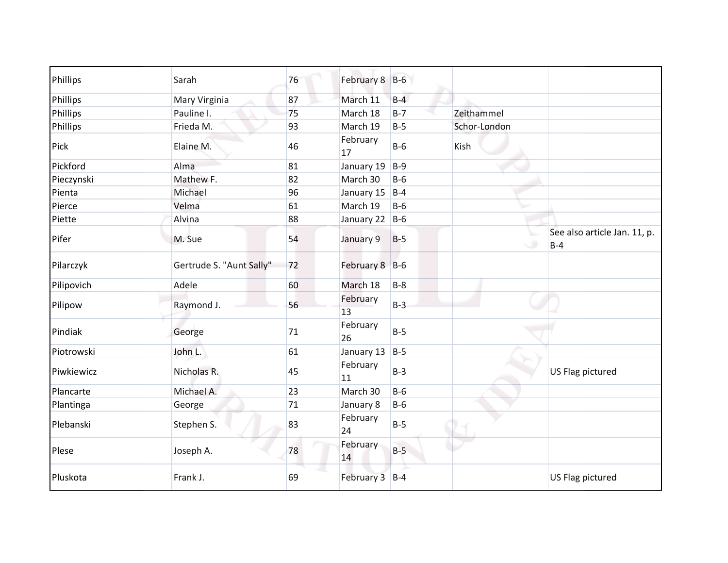| | | | | | | |
|---|---|---|---|---|---|---|
| Phillips | Sarah | 76 | February 8 | B-6 | | |
| Phillips | Mary Virginia | 87 | March 11 | B-4 | | |
| Phillips | Pauline I. | 75 | March 18 | B-7 | Zeithammel | |
| Phillips | Frieda M. | 93 | March 19 | B-5 | Schor-London | |
| Pick | Elaine M. | 46 | February 17 | B-6 | Kish | |
| Pickford | Alma | 81 | January 19 | B-9 | | |
| Pieczynski | Mathew F. | 82 | March 30 | B-6 | | |
| Pienta | Michael | 96 | January 15 | B-4 | | |
| Pierce | Velma | 61 | March 19 | B-6 | | |
| Piette | Alvina | 88 | January 22 | B-6 | | |
| Pifer | M. Sue | 54 | January 9 | B-5 | | See also article Jan. 11, p. B-4 |
| Pilarczyk | Gertrude S. "Aunt Sally" | 72 | February 8 | B-6 | | |
| Pilipovich | Adele | 60 | March 18 | B-8 | | |
| Pilipow | Raymond J. | 56 | February 13 | B-3 | | |
| Pindiak | George | 71 | February 26 | B-5 | | |
| Piotrowski | John L. | 61 | January 13 | B-5 | | |
| Piwkiewicz | Nicholas R. | 45 | February 11 | B-3 | | US Flag pictured |
| Plancarte | Michael A. | 23 | March 30 | B-6 | | |
| Plantinga | George | 71 | January 8 | B-6 | | |
| Plebanski | Stephen S. | 83 | February 24 | B-5 | | |
| Plese | Joseph A. | 78 | February 14 | B-5 | | |
| Pluskota | Frank J. | 69 | February 3 | B-4 | | US Flag pictured |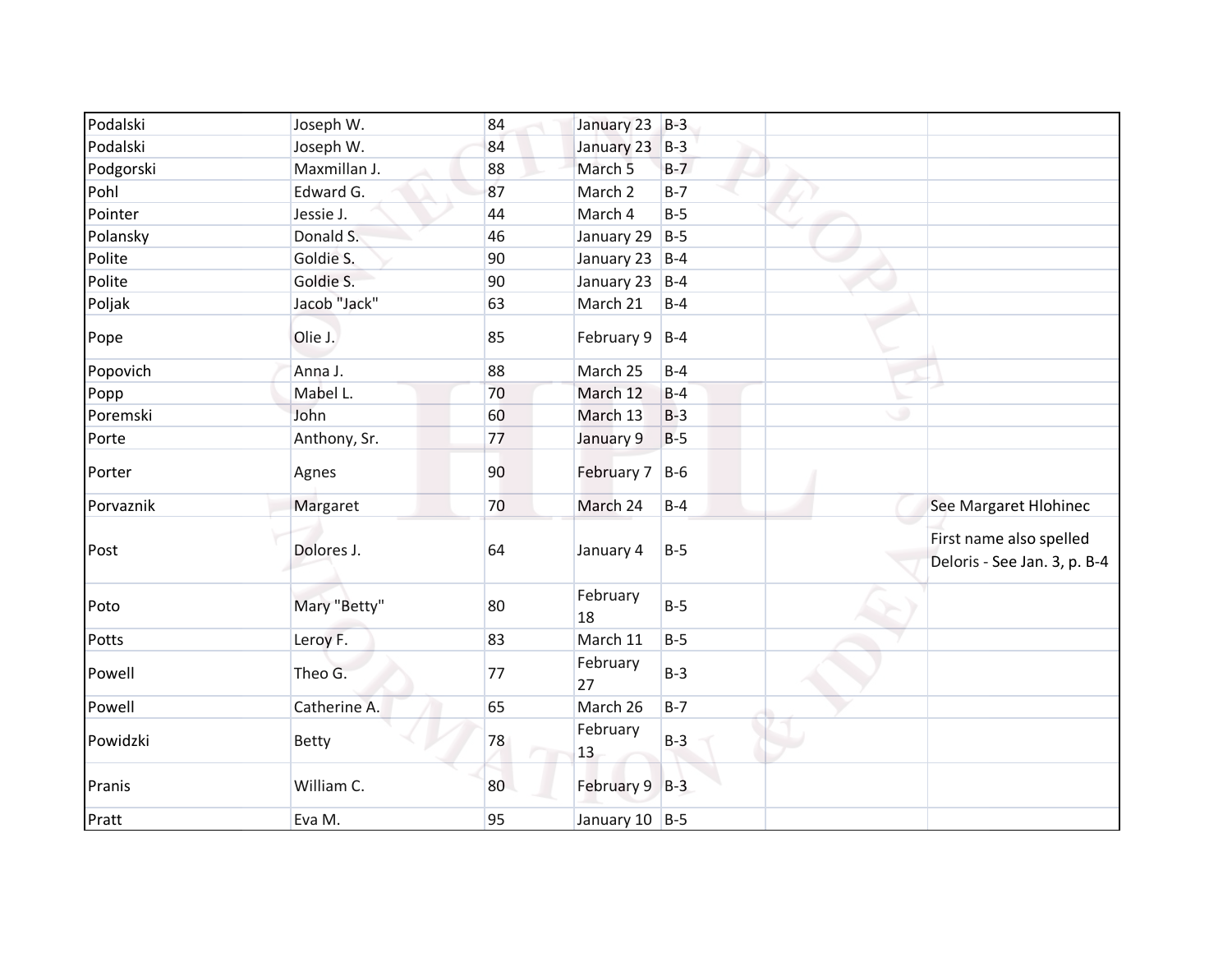| | | | | | | |
|---|---|---|---|---|---|---|
| Podalski | Joseph W. | 84 | January 23 | B-3 | | |
| Podalski | Joseph W. | 84 | January 23 | B-3 | | |
| Podgorski | Maxmillan J. | 88 | March 5 | B-7 | | |
| Pohl | Edward G. | 87 | March 2 | B-7 | | |
| Pointer | Jessie J. | 44 | March 4 | B-5 | | |
| Polansky | Donald S. | 46 | January 29 | B-5 | | |
| Polite | Goldie S. | 90 | January 23 | B-4 | | |
| Polite | Goldie S. | 90 | January 23 | B-4 | | |
| Poljak | Jacob "Jack" | 63 | March 21 | B-4 | | |
| Pope | Olie J. | 85 | February 9 | B-4 | | |
| Popovich | Anna J. | 88 | March 25 | B-4 | | |
| Popp | Mabel L. | 70 | March 12 | B-4 | | |
| Poremski | John | 60 | March 13 | B-3 | | |
| Porte | Anthony, Sr. | 77 | January 9 | B-5 | | |
| Porter | Agnes | 90 | February 7 | B-6 | | |
| Porvaznik | Margaret | 70 | March 24 | B-4 | | See Margaret Hlohinec |
| Post | Dolores J. | 64 | January 4 | B-5 | | First name also spelled Deloris - See Jan. 3, p. B-4 |
| Poto | Mary "Betty" | 80 | February 18 | B-5 | | |
| Potts | Leroy F. | 83 | March 11 | B-5 | | |
| Powell | Theo G. | 77 | February 27 | B-3 | | |
| Powell | Catherine A. | 65 | March 26 | B-7 | | |
| Powidzki | Betty | 78 | February 13 | B-3 | | |
| Pranis | William C. | 80 | February 9 | B-3 | | |
| Pratt | Eva M. | 95 | January 10 | B-5 | | |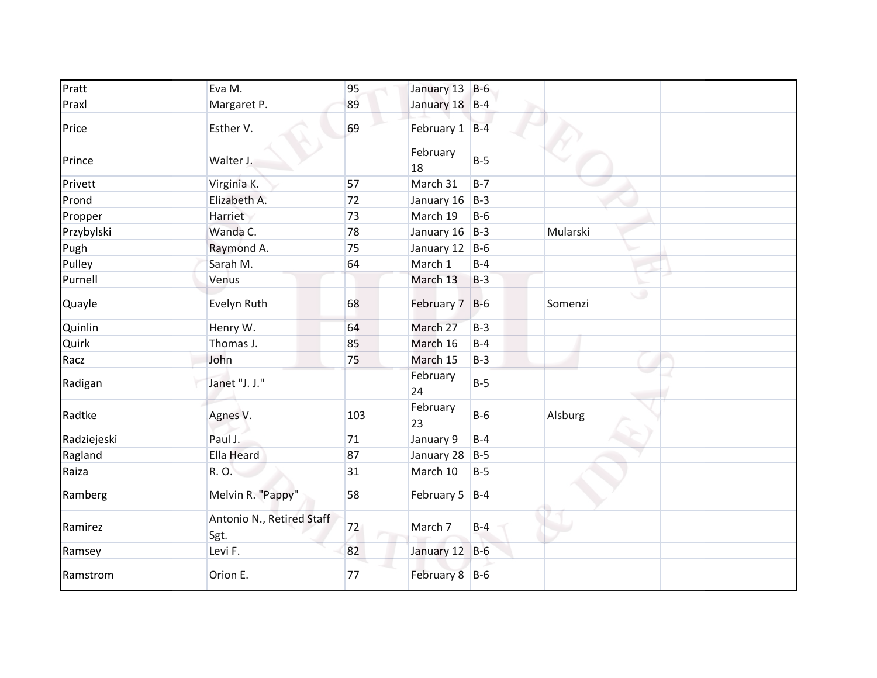| | | | | | | |
|---|---|---|---|---|---|---|
| Pratt | Eva M. | 95 | January 13 | B-6 | | |
| Praxl | Margaret P. | 89 | January 18 | B-4 | | |
| Price | Esther V. | 69 | February 1 | B-4 | | |
| Prince | Walter J. | | February 18 | B-5 | | |
| Privett | Virginia K. | 57 | March 31 | B-7 | | |
| Prond | Elizabeth A. | 72 | January 16 | B-3 | | |
| Propper | Harriet | 73 | March 19 | B-6 | | |
| Przybylski | Wanda C. | 78 | January 16 | B-3 | Mularski | |
| Pugh | Raymond A. | 75 | January 12 | B-6 | | |
| Pulley | Sarah M. | 64 | March 1 | B-4 | | |
| Purnell | Venus | | March 13 | B-3 | | |
| Quayle | Evelyn Ruth | 68 | February 7 | B-6 | Somenzi | |
| Quinlin | Henry W. | 64 | March 27 | B-3 | | |
| Quirk | Thomas J. | 85 | March 16 | B-4 | | |
| Racz | John | 75 | March 15 | B-3 | | |
| Radigan | Janet "J. J." | | February 24 | B-5 | | |
| Radtke | Agnes V. | 103 | February 23 | B-6 | Alsburg | |
| Radziejeski | Paul J. | 71 | January 9 | B-4 | | |
| Ragland | Ella Heard | 87 | January 28 | B-5 | | |
| Raiza | R. O. | 31 | March 10 | B-5 | | |
| Ramberg | Melvin R. "Pappy" | 58 | February 5 | B-4 | | |
| Ramirez | Antonio N., Retired Staff Sgt. | 72 | March 7 | B-4 | | |
| Ramsey | Levi F. | 82 | January 12 | B-6 | | |
| Ramstrom | Orion E. | 77 | February 8 | B-6 | | |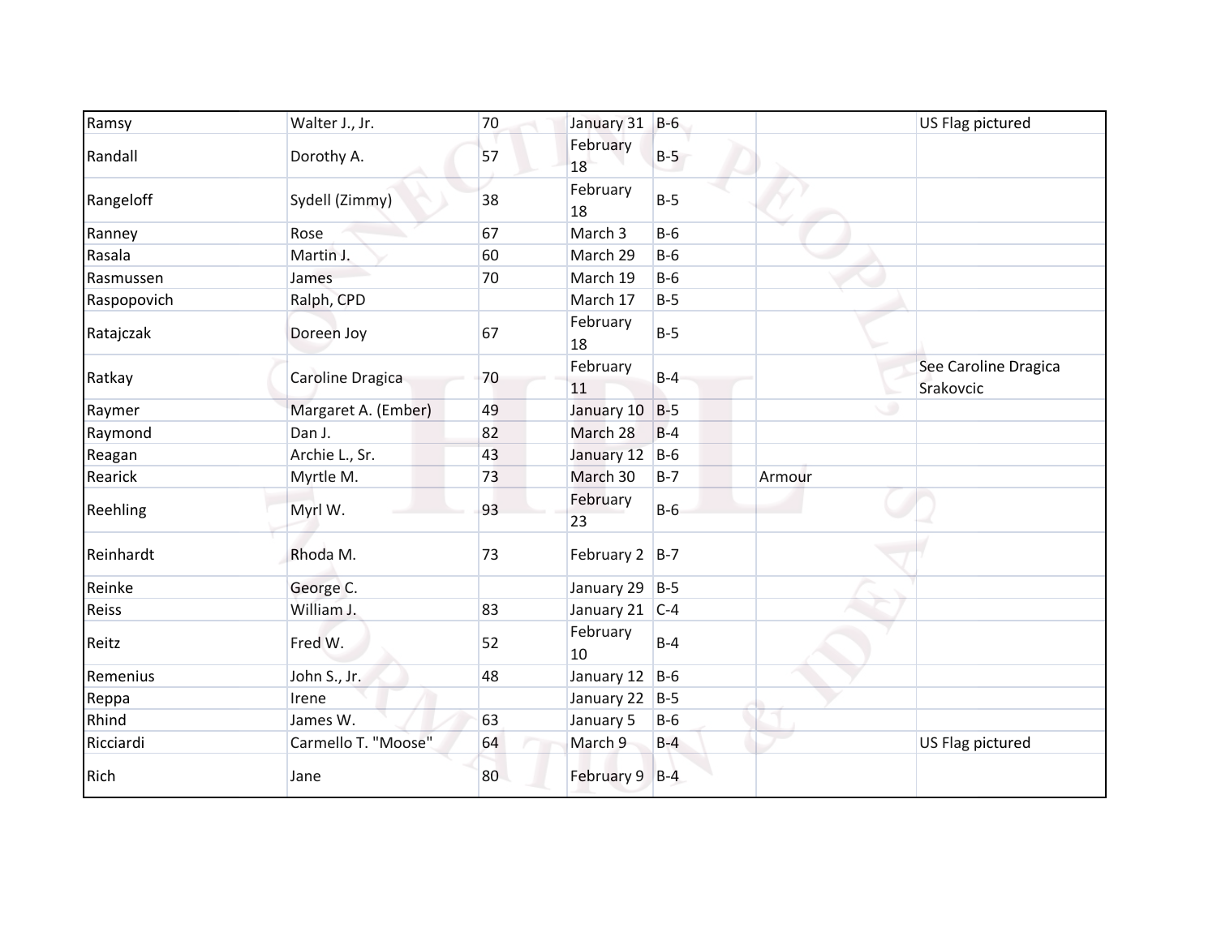| | | | | | | |
|---|---|---|---|---|---|---|
| Ramsy | Walter J., Jr. | 70 | January 31 | B-6 | | US Flag pictured |
| Randall | Dorothy A. | 57 | February 18 | B-5 | | |
| Rangeloff | Sydell (Zimmy) | 38 | February 18 | B-5 | | |
| Ranney | Rose | 67 | March 3 | B-6 | | |
| Rasala | Martin J. | 60 | March 29 | B-6 | | |
| Rasmussen | James | 70 | March 19 | B-6 | | |
| Raspopovich | Ralph, CPD | | March 17 | B-5 | | |
| Ratajczak | Doreen Joy | 67 | February 18 | B-5 | | |
| Ratkay | Caroline Dragica | 70 | February 11 | B-4 | | See Caroline Dragica Srakovcic |
| Raymer | Margaret A. (Ember) | 49 | January 10 | B-5 | | |
| Raymond | Dan J. | 82 | March 28 | B-4 | | |
| Reagan | Archie L., Sr. | 43 | January 12 | B-6 | | |
| Rearick | Myrtle M. | 73 | March 30 | B-7 | Armour | |
| Reehling | Myrl W. | 93 | February 23 | B-6 | | |
| Reinhardt | Rhoda M. | 73 | February 2 | B-7 | | |
| Reinke | George C. | | January 29 | B-5 | | |
| Reiss | William J. | 83 | January 21 | C-4 | | |
| Reitz | Fred W. | 52 | February 10 | B-4 | | |
| Remenius | John S., Jr. | 48 | January 12 | B-6 | | |
| Reppa | Irene | | January 22 | B-5 | | |
| Rhind | James W. | 63 | January 5 | B-6 | | |
| Ricciardi | Carmello T. "Moose" | 64 | March 9 | B-4 | | US Flag pictured |
| Rich | Jane | 80 | February 9 | B-4 | | |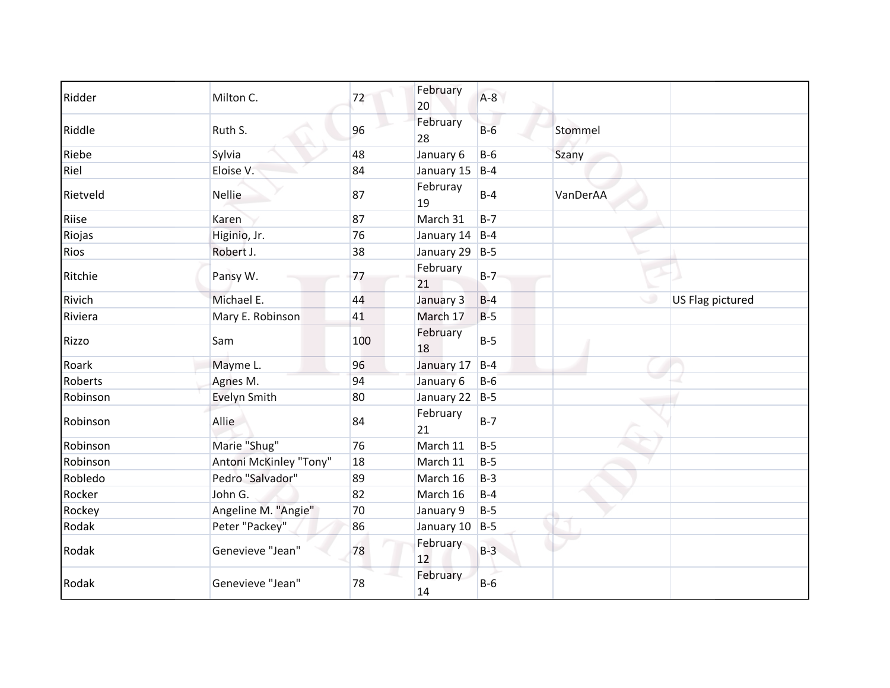| | | | | | | |
|---|---|---|---|---|---|---|
| Ridder | Milton C. | 72 | February 20 | A-8 | | |
| Riddle | Ruth S. | 96 | February 28 | B-6 | Stommel | |
| Riebe | Sylvia | 48 | January 6 | B-6 | Szany | |
| Riel | Eloise V. | 84 | January 15 | B-4 | | |
| Rietveld | Nellie | 87 | Februray 19 | B-4 | VanDerAA | |
| Riise | Karen | 87 | March 31 | B-7 | | |
| Riojas | Higinio, Jr. | 76 | January 14 | B-4 | | |
| Rios | Robert J. | 38 | January 29 | B-5 | | |
| Ritchie | Pansy W. | 77 | February 21 | B-7 | | |
| Rivich | Michael E. | 44 | January 3 | B-4 | | US Flag pictured |
| Riviera | Mary E. Robinson | 41 | March 17 | B-5 | | |
| Rizzo | Sam | 100 | February 18 | B-5 | | |
| Roark | Mayme L. | 96 | January 17 | B-4 | | |
| Roberts | Agnes M. | 94 | January 6 | B-6 | | |
| Robinson | Evelyn Smith | 80 | January 22 | B-5 | | |
| Robinson | Allie | 84 | February 21 | B-7 | | |
| Robinson | Marie "Shug" | 76 | March 11 | B-5 | | |
| Robinson | Antoni McKinley "Tony" | 18 | March 11 | B-5 | | |
| Robledo | Pedro "Salvador" | 89 | March 16 | B-3 | | |
| Rocker | John G. | 82 | March 16 | B-4 | | |
| Rockey | Angeline M. "Angie" | 70 | January 9 | B-5 | | |
| Rodak | Peter "Packey" | 86 | January 10 | B-5 | | |
| Rodak | Genevieve "Jean" | 78 | February 12 | B-3 | | |
| Rodak | Genevieve "Jean" | 78 | February 14 | B-6 | | |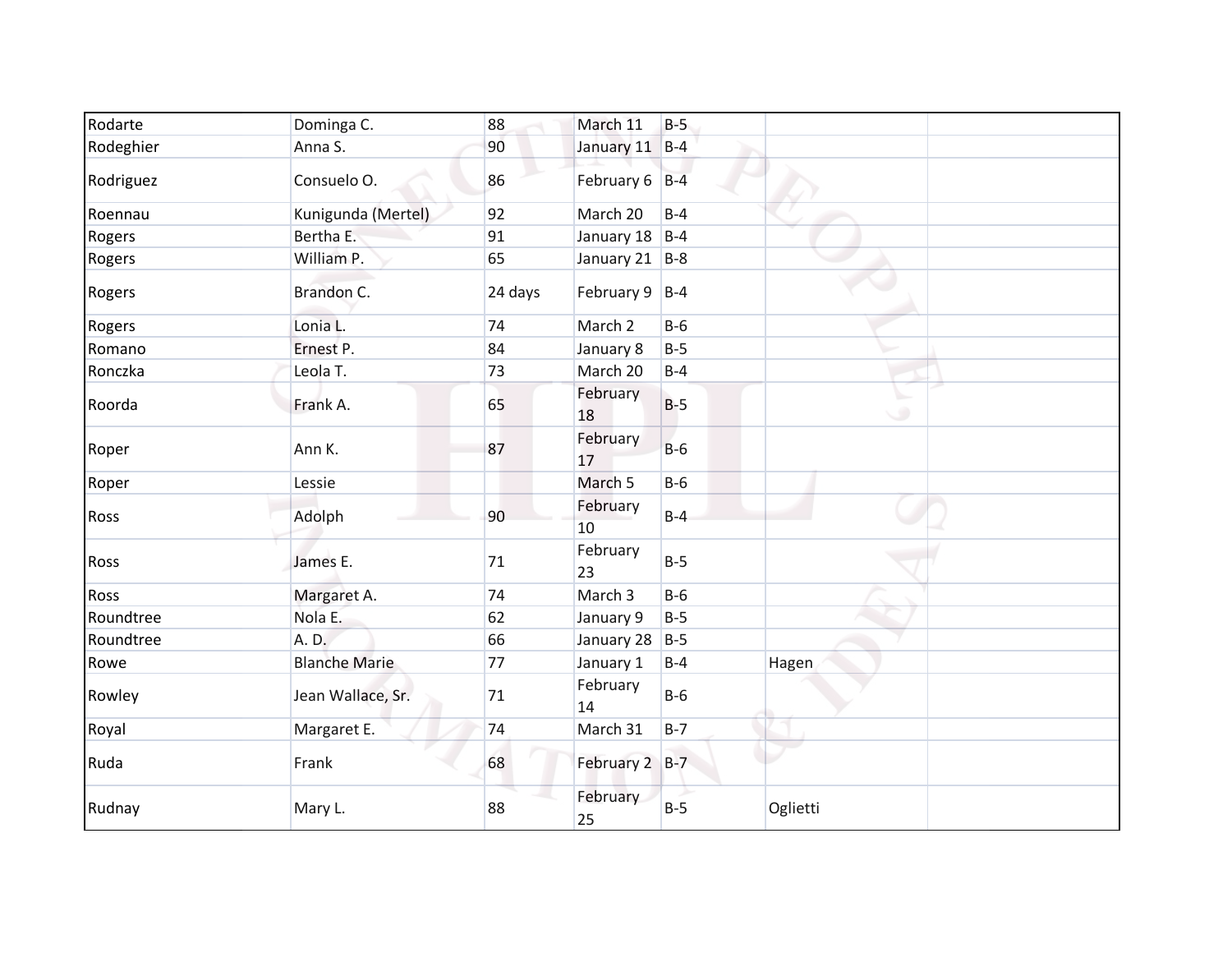| | | | | | | |
|---|---|---|---|---|---|---|
| Rodarte | Dominga C. | 88 | March 11 | B-5 | | |
| Rodeghier | Anna S. | 90 | January 11 | B-4 | | |
| Rodriguez | Consuelo O. | 86 | February 6 | B-4 | | |
| Roennau | Kunigunda (Mertel) | 92 | March 20 | B-4 | | |
| Rogers | Bertha E. | 91 | January 18 | B-4 | | |
| Rogers | William P. | 65 | January 21 | B-8 | | |
| Rogers | Brandon C. | 24 days | February 9 | B-4 | | |
| Rogers | Lonia L. | 74 | March 2 | B-6 | | |
| Romano | Ernest P. | 84 | January 8 | B-5 | | |
| Ronczka | Leola T. | 73 | March 20 | B-4 | | |
| Roorda | Frank A. | 65 | February 18 | B-5 | | |
| Roper | Ann K. | 87 | February 17 | B-6 | | |
| Roper | Lessie | | March 5 | B-6 | | |
| Ross | Adolph | 90 | February 10 | B-4 | | |
| Ross | James E. | 71 | February 23 | B-5 | | |
| Ross | Margaret A. | 74 | March 3 | B-6 | | |
| Roundtree | Nola E. | 62 | January 9 | B-5 | | |
| Roundtree | A. D. | 66 | January 28 | B-5 | | |
| Rowe | Blanche Marie | 77 | January 1 | B-4 | Hagen | |
| Rowley | Jean Wallace, Sr. | 71 | February 14 | B-6 | | |
| Royal | Margaret E. | 74 | March 31 | B-7 | | |
| Ruda | Frank | 68 | February 2 | B-7 | | |
| Rudnay | Mary L. | 88 | February 25 | B-5 | Oglietti | |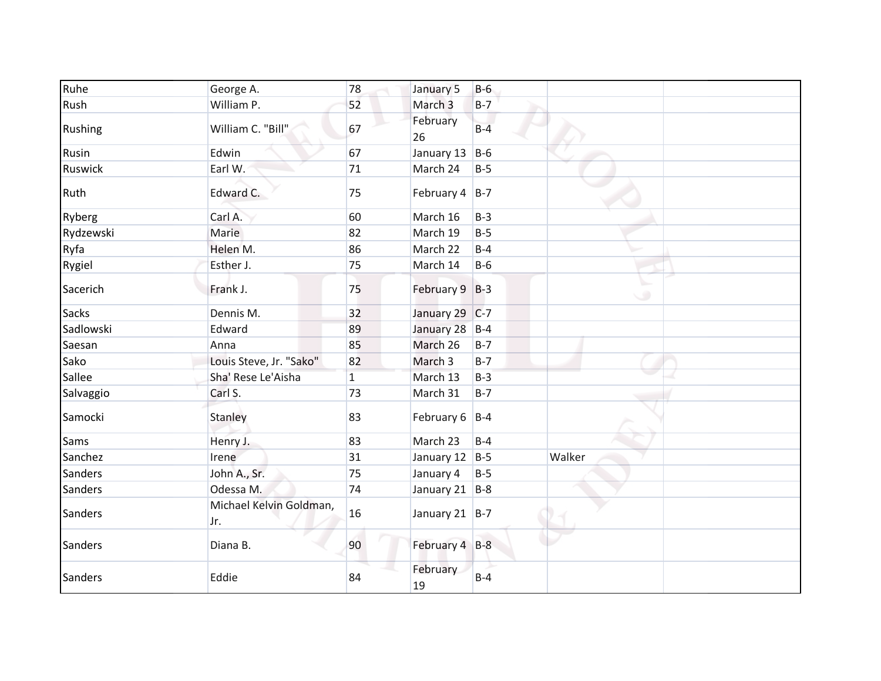| | | | | | | |
|---|---|---|---|---|---|---|
| Ruhe | George A. | 78 | January 5 | B-6 | | |
| Rush | William P. | 52 | March 3 | B-7 | | |
| Rushing | William C. "Bill" | 67 | February 26 | B-4 | | |
| Rusin | Edwin | 67 | January 13 | B-6 | | |
| Ruswick | Earl W. | 71 | March 24 | B-5 | | |
| Ruth | Edward C. | 75 | February 4 | B-7 | | |
| Ryberg | Carl A. | 60 | March 16 | B-3 | | |
| Rydzewski | Marie | 82 | March 19 | B-5 | | |
| Ryfa | Helen M. | 86 | March 22 | B-4 | | |
| Rygiel | Esther J. | 75 | March 14 | B-6 | | |
| Sacerich | Frank J. | 75 | February 9 | B-3 | | |
| Sacks | Dennis M. | 32 | January 29 | C-7 | | |
| Sadlowski | Edward | 89 | January 28 | B-4 | | |
| Saesan | Anna | 85 | March 26 | B-7 | | |
| Sako | Louis Steve, Jr. "Sako" | 82 | March 3 | B-7 | | |
| Sallee | Sha' Rese Le'Aisha | 1 | March 13 | B-3 | | |
| Salvaggio | Carl S. | 73 | March 31 | B-7 | | |
| Samocki | Stanley | 83 | February 6 | B-4 | | |
| Sams | Henry J. | 83 | March 23 | B-4 | | |
| Sanchez | Irene | 31 | January 12 | B-5 | Walker | |
| Sanders | John A., Sr. | 75 | January 4 | B-5 | | |
| Sanders | Odessa M. | 74 | January 21 | B-8 | | |
| Sanders | Michael Kelvin Goldman, Jr. | 16 | January 21 | B-7 | | |
| Sanders | Diana B. | 90 | February 4 | B-8 | | |
| Sanders | Eddie | 84 | February 19 | B-4 | | |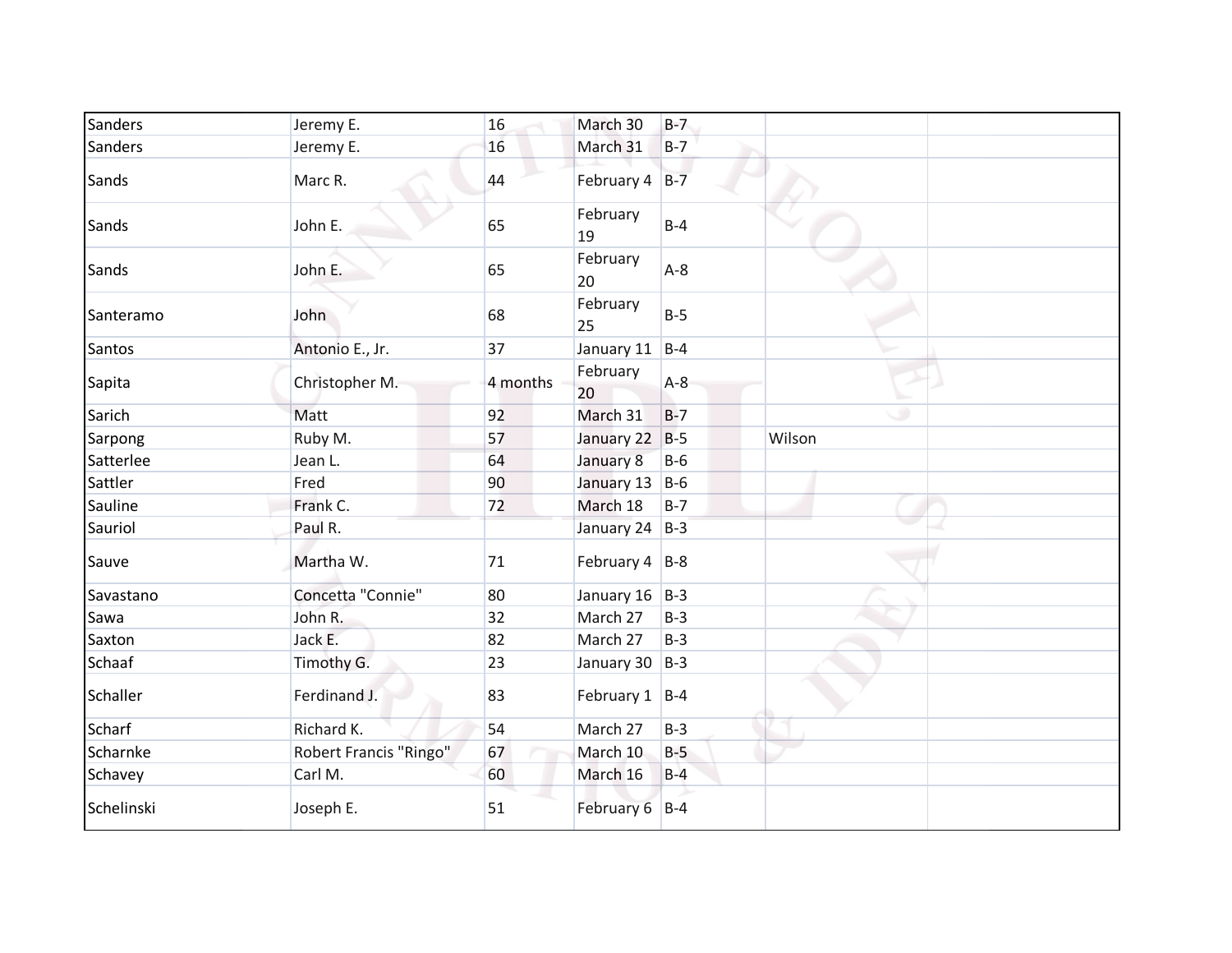| Sanders | Jeremy E. | 16 | March 30 | B-7 | | |
|---|---|---|---|---|---|---|
| Sanders | Jeremy E. | 16 | March 31 | B-7 | | |
| Sands | Marc R. | 44 | February 4 | B-7 | | |
| Sands | John E. | 65 | February 19 | B-4 | | |
| Sands | John E. | 65 | February 20 | A-8 | | |
| Santeramo | John | 68 | February 25 | B-5 | | |
| Santos | Antonio E., Jr. | 37 | January 11 | B-4 | | |
| Sapita | Christopher M. | 4 months | February 20 | A-8 | | |
| Sarich | Matt | 92 | March 31 | B-7 | | |
| Sarpong | Ruby M. | 57 | January 22 | B-5 | Wilson | |
| Satterlee | Jean L. | 64 | January 8 | B-6 | | |
| Sattler | Fred | 90 | January 13 | B-6 | | |
| Sauline | Frank C. | 72 | March 18 | B-7 | | |
| Sauriol | Paul R. | | January 24 | B-3 | | |
| Sauve | Martha W. | 71 | February 4 | B-8 | | |
| Savastano | Concetta "Connie" | 80 | January 16 | B-3 | | |
| Sawa | John R. | 32 | March 27 | B-3 | | |
| Saxton | Jack E. | 82 | March 27 | B-3 | | |
| Schaaf | Timothy G. | 23 | January 30 | B-3 | | |
| Schaller | Ferdinand J. | 83 | February 1 | B-4 | | |
| Scharf | Richard K. | 54 | March 27 | B-3 | | |
| Scharnke | Robert Francis "Ringo" | 67 | March 10 | B-5 | | |
| Schavey | Carl M. | 60 | March 16 | B-4 | | |
| Schelinski | Joseph E. | 51 | February 6 | B-4 | | |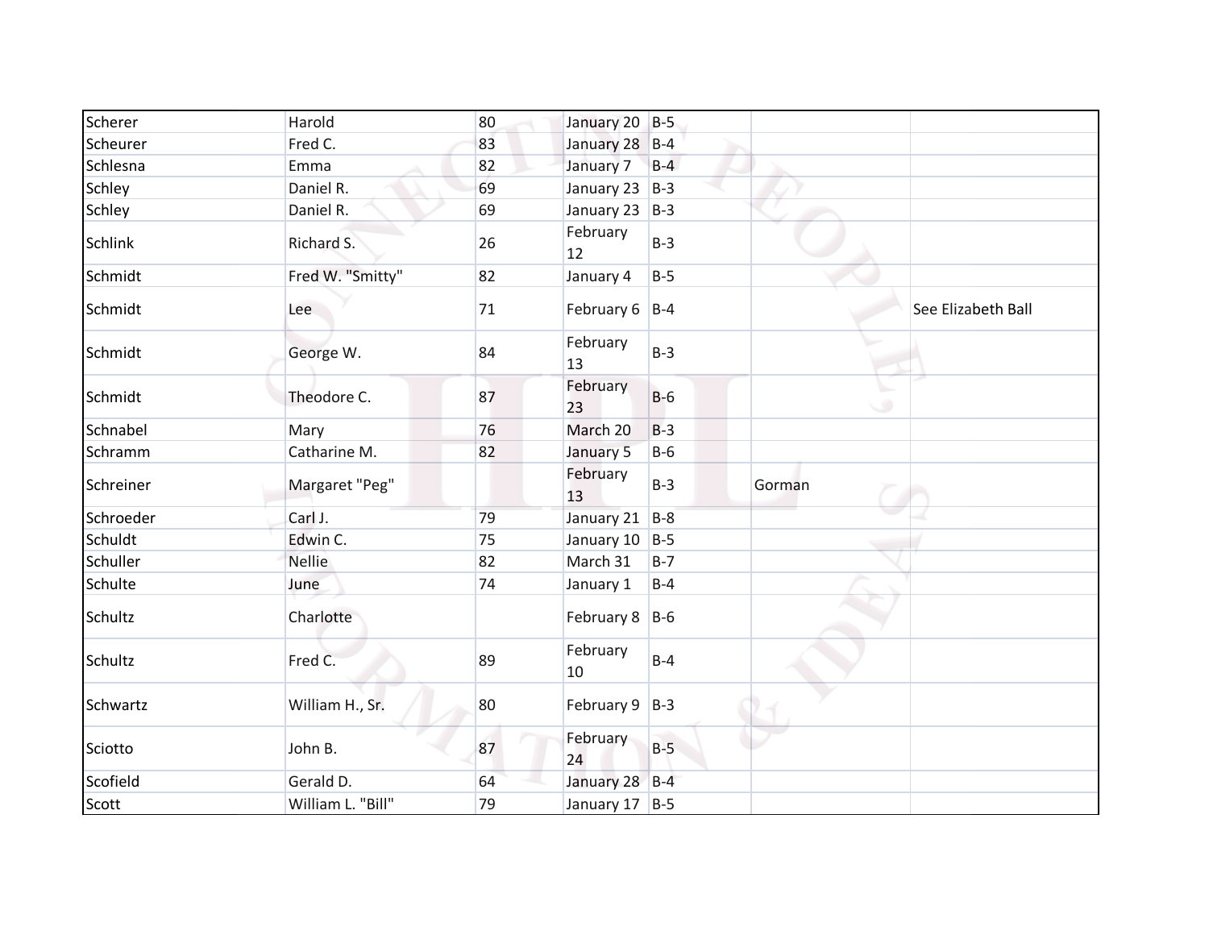| | | | | | | |
|---|---|---|---|---|---|---|
| Scherer | Harold | 80 | January 20 | B-5 | | |
| Scheurer | Fred C. | 83 | January 28 | B-4 | | |
| Schlesna | Emma | 82 | January 7 | B-4 | | |
| Schley | Daniel R. | 69 | January 23 | B-3 | | |
| Schley | Daniel R. | 69 | January 23 | B-3 | | |
| Schlink | Richard S. | 26 | February 12 | B-3 | | |
| Schmidt | Fred W. "Smitty" | 82 | January 4 | B-5 | | |
| Schmidt | Lee | 71 | February 6 | B-4 | | See Elizabeth Ball |
| Schmidt | George W. | 84 | February 13 | B-3 | | |
| Schmidt | Theodore C. | 87 | February 23 | B-6 | | |
| Schnabel | Mary | 76 | March 20 | B-3 | | |
| Schramm | Catharine M. | 82 | January 5 | B-6 | | |
| Schreiner | Margaret "Peg" | | February 13 | B-3 | Gorman | |
| Schroeder | Carl J. | 79 | January 21 | B-8 | | |
| Schuldt | Edwin C. | 75 | January 10 | B-5 | | |
| Schuller | Nellie | 82 | March 31 | B-7 | | |
| Schulte | June | 74 | January 1 | B-4 | | |
| Schultz | Charlotte | | February 8 | B-6 | | |
| Schultz | Fred C. | 89 | February 10 | B-4 | | |
| Schwartz | William H., Sr. | 80 | February 9 | B-3 | | |
| Sciotto | John B. | 87 | February 24 | B-5 | | |
| Scofield | Gerald D. | 64 | January 28 | B-4 | | |
| Scott | William L. "Bill" | 79 | January 17 | B-5 | | |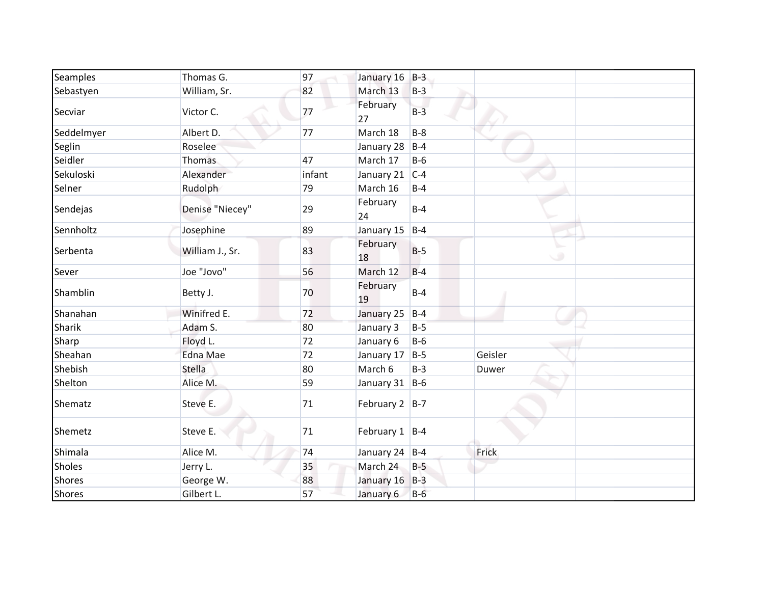| | | | | | | |
|---|---|---|---|---|---|---|
| Seamples | Thomas G. | 97 | January 16 | B-3 | | |
| Sebastyen | William, Sr. | 82 | March 13 | B-3 | | |
| Secviar | Victor C. | 77 | February 27 | B-3 | | |
| Seddelmyer | Albert D. | 77 | March 18 | B-8 | | |
| Seglin | Roselee | | January 28 | B-4 | | |
| Seidler | Thomas | 47 | March 17 | B-6 | | |
| Sekuloski | Alexander | infant | January 21 | C-4 | | |
| Selner | Rudolph | 79 | March 16 | B-4 | | |
| Sendejas | Denise "Niecey" | 29 | February 24 | B-4 | | |
| Sennholtz | Josephine | 89 | January 15 | B-4 | | |
| Serbenta | William J., Sr. | 83 | February 18 | B-5 | | |
| Sever | Joe "Jovo" | 56 | March 12 | B-4 | | |
| Shamblin | Betty J. | 70 | February 19 | B-4 | | |
| Shanahan | Winifred E. | 72 | January 25 | B-4 | | |
| Sharik | Adam S. | 80 | January 3 | B-5 | | |
| Sharp | Floyd L. | 72 | January 6 | B-6 | | |
| Sheahan | Edna Mae | 72 | January 17 | B-5 | Geisler | |
| Shebish | Stella | 80 | March 6 | B-3 | Duwer | |
| Shelton | Alice M. | 59 | January 31 | B-6 | | |
| Shematz | Steve E. | 71 | February 2 | B-7 | | |
| Shemetz | Steve E. | 71 | February 1 | B-4 | | |
| Shimala | Alice M. | 74 | January 24 | B-4 | Frick | |
| Sholes | Jerry L. | 35 | March 24 | B-5 | | |
| Shores | George W. | 88 | January 16 | B-3 | | |
| Shores | Gilbert L. | 57 | January 6 | B-6 | | |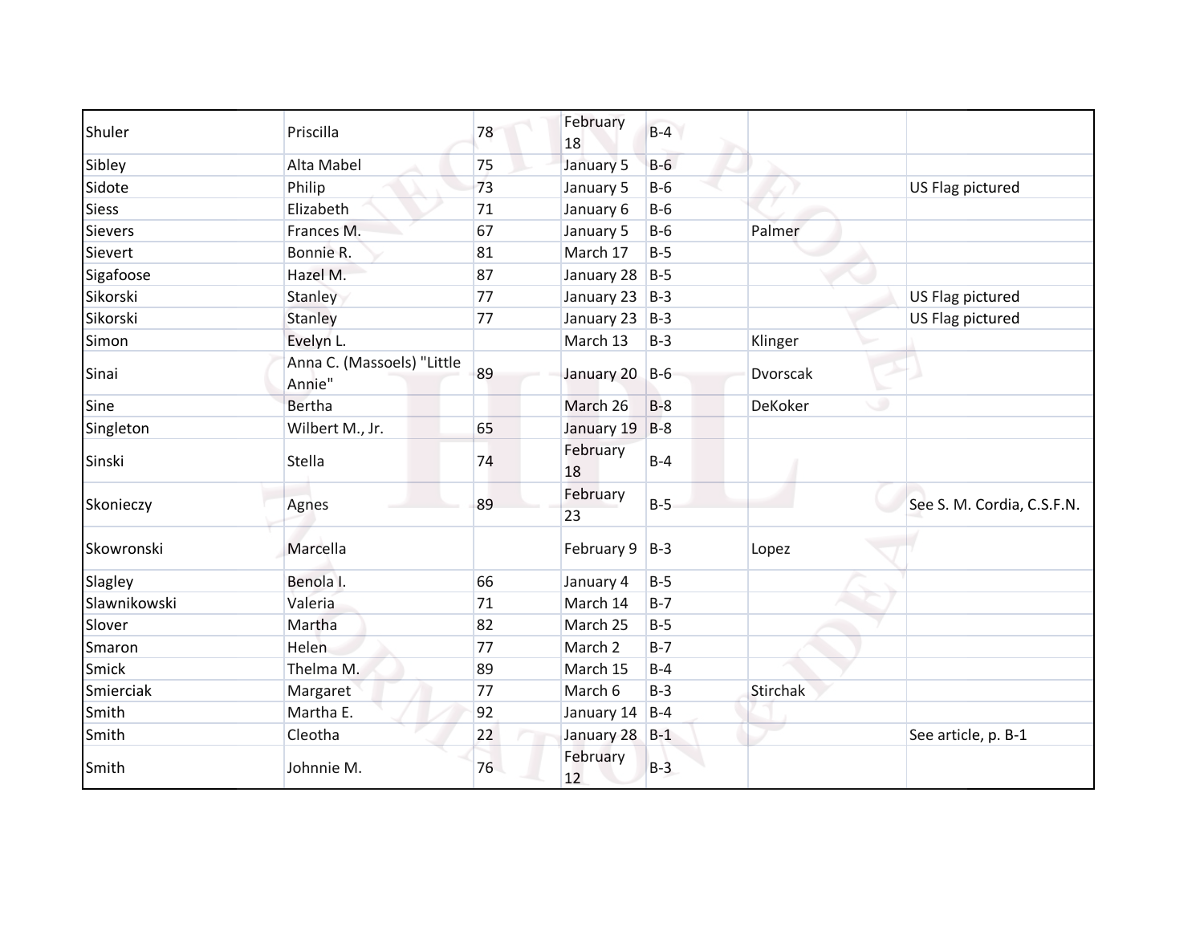| | | | | | | |
|---|---|---|---|---|---|---|
| Shuler | Priscilla | 78 | February 18 | B-4 | | |
| Sibley | Alta Mabel | 75 | January 5 | B-6 | | |
| Sidote | Philip | 73 | January 5 | B-6 | | US Flag pictured |
| Siess | Elizabeth | 71 | January 6 | B-6 | | |
| Sievers | Frances M. | 67 | January 5 | B-6 | Palmer | |
| Sievert | Bonnie R. | 81 | March 17 | B-5 | | |
| Sigafoose | Hazel M. | 87 | January 28 | B-5 | | |
| Sikorski | Stanley | 77 | January 23 | B-3 | | US Flag pictured |
| Sikorski | Stanley | 77 | January 23 | B-3 | | US Flag pictured |
| Simon | Evelyn L. | | March 13 | B-3 | Klinger | |
| Sinai | Anna C. (Massoels) "Little Annie" | 89 | January 20 | B-6 | Dvorscak | |
| Sine | Bertha | | March 26 | B-8 | DeKoker | |
| Singleton | Wilbert M., Jr. | 65 | January 19 | B-8 | | |
| Sinski | Stella | 74 | February 18 | B-4 | | |
| Skonieczy | Agnes | 89 | February 23 | B-5 | | See S. M. Cordia, C.S.F.N. |
| Skowronski | Marcella | | February 9 | B-3 | Lopez | |
| Slagley | Benola I. | 66 | January 4 | B-5 | | |
| Slawnikowski | Valeria | 71 | March 14 | B-7 | | |
| Slover | Martha | 82 | March 25 | B-5 | | |
| Smaron | Helen | 77 | March 2 | B-7 | | |
| Smick | Thelma M. | 89 | March 15 | B-4 | | |
| Smierciak | Margaret | 77 | March 6 | B-3 | Stirchak | |
| Smith | Martha E. | 92 | January 14 | B-4 | | |
| Smith | Cleotha | 22 | January 28 | B-1 | | See article, p. B-1 |
| Smith | Johnnie M. | 76 | February 12 | B-3 | | |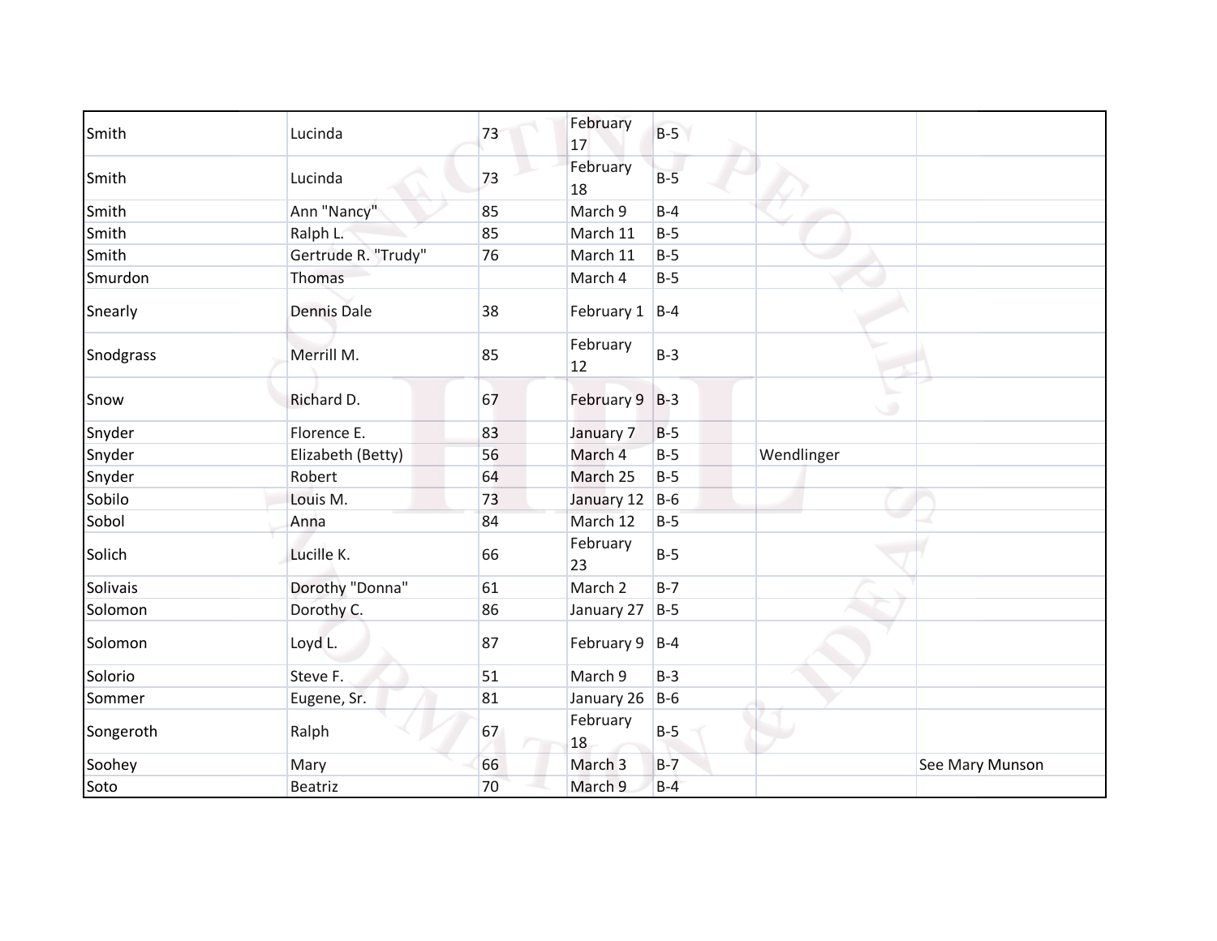| | | | | | | |
|---|---|---|---|---|---|---|
| Smith | Lucinda | 73 | February 17 | B-5 | | |
| Smith | Lucinda | 73 | February 18 | B-5 | | |
| Smith | Ann "Nancy" | 85 | March 9 | B-4 | | |
| Smith | Ralph L. | 85 | March 11 | B-5 | | |
| Smith | Gertrude R. "Trudy" | 76 | March 11 | B-5 | | |
| Smurdon | Thomas | | March 4 | B-5 | | |
| Snearly | Dennis Dale | 38 | February 1 | B-4 | | |
| Snodgrass | Merrill M. | 85 | February 12 | B-3 | | |
| Snow | Richard D. | 67 | February 9 | B-3 | | |
| Snyder | Florence E. | 83 | January 7 | B-5 | | |
| Snyder | Elizabeth (Betty) | 56 | March 4 | B-5 | Wendlinger | |
| Snyder | Robert | 64 | March 25 | B-5 | | |
| Sobilo | Louis M. | 73 | January 12 | B-6 | | |
| Sobol | Anna | 84 | March 12 | B-5 | | |
| Solich | Lucille K. | 66 | February 23 | B-5 | | |
| Solivais | Dorothy "Donna" | 61 | March 2 | B-7 | | |
| Solomon | Dorothy C. | 86 | January 27 | B-5 | | |
| Solomon | Loyd L. | 87 | February 9 | B-4 | | |
| Solorio | Steve F. | 51 | March 9 | B-3 | | |
| Sommer | Eugene, Sr. | 81 | January 26 | B-6 | | |
| Songeroth | Ralph | 67 | February 18 | B-5 | | |
| Soohey | Mary | 66 | March 3 | B-7 | | See Mary Munson |
| Soto | Beatriz | 70 | March 9 | B-4 | | |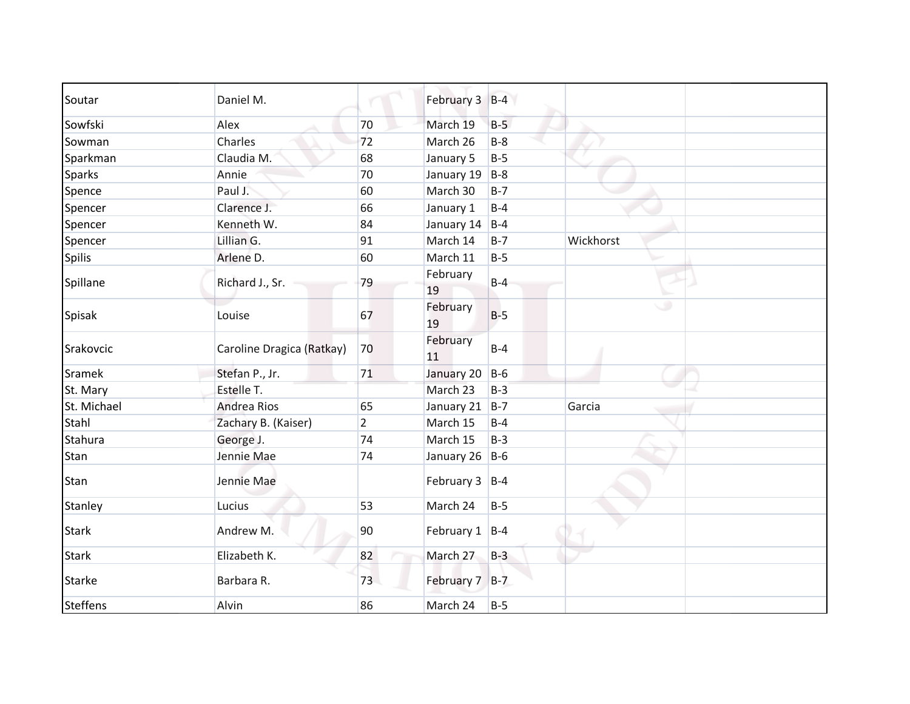| | | | | | | |
|---|---|---|---|---|---|---|
| Soutar | Daniel M. | | February 3 | B-4 | | |
| Sowfski | Alex | 70 | March 19 | B-5 | | |
| Sowman | Charles | 72 | March 26 | B-8 | | |
| Sparkman | Claudia M. | 68 | January 5 | B-5 | | |
| Sparks | Annie | 70 | January 19 | B-8 | | |
| Spence | Paul J. | 60 | March 30 | B-7 | | |
| Spencer | Clarence J. | 66 | January 1 | B-4 | | |
| Spencer | Kenneth W. | 84 | January 14 | B-4 | | |
| Spencer | Lillian G. | 91 | March 14 | B-7 | Wickhorst | |
| Spilis | Arlene D. | 60 | March 11 | B-5 | | |
| Spillane | Richard J., Sr. | 79 | February 19 | B-4 | | |
| Spisak | Louise | 67 | February 19 | B-5 | | |
| Srakovcic | Caroline Dragica (Ratkay) | 70 | February 11 | B-4 | | |
| Sramek | Stefan P., Jr. | 71 | January 20 | B-6 | | |
| St. Mary | Estelle T. | | March 23 | B-3 | | |
| St. Michael | Andrea Rios | 65 | January 21 | B-7 | Garcia | |
| Stahl | Zachary B. (Kaiser) | 2 | March 15 | B-4 | | |
| Stahura | George J. | 74 | March 15 | B-3 | | |
| Stan | Jennie Mae | 74 | January 26 | B-6 | | |
| Stan | Jennie Mae | | February 3 | B-4 | | |
| Stanley | Lucius | 53 | March 24 | B-5 | | |
| Stark | Andrew M. | 90 | February 1 | B-4 | | |
| Stark | Elizabeth K. | 82 | March 27 | B-3 | | |
| Starke | Barbara R. | 73 | February 7 | B-7 | | |
| Steffens | Alvin | 86 | March 24 | B-5 | | |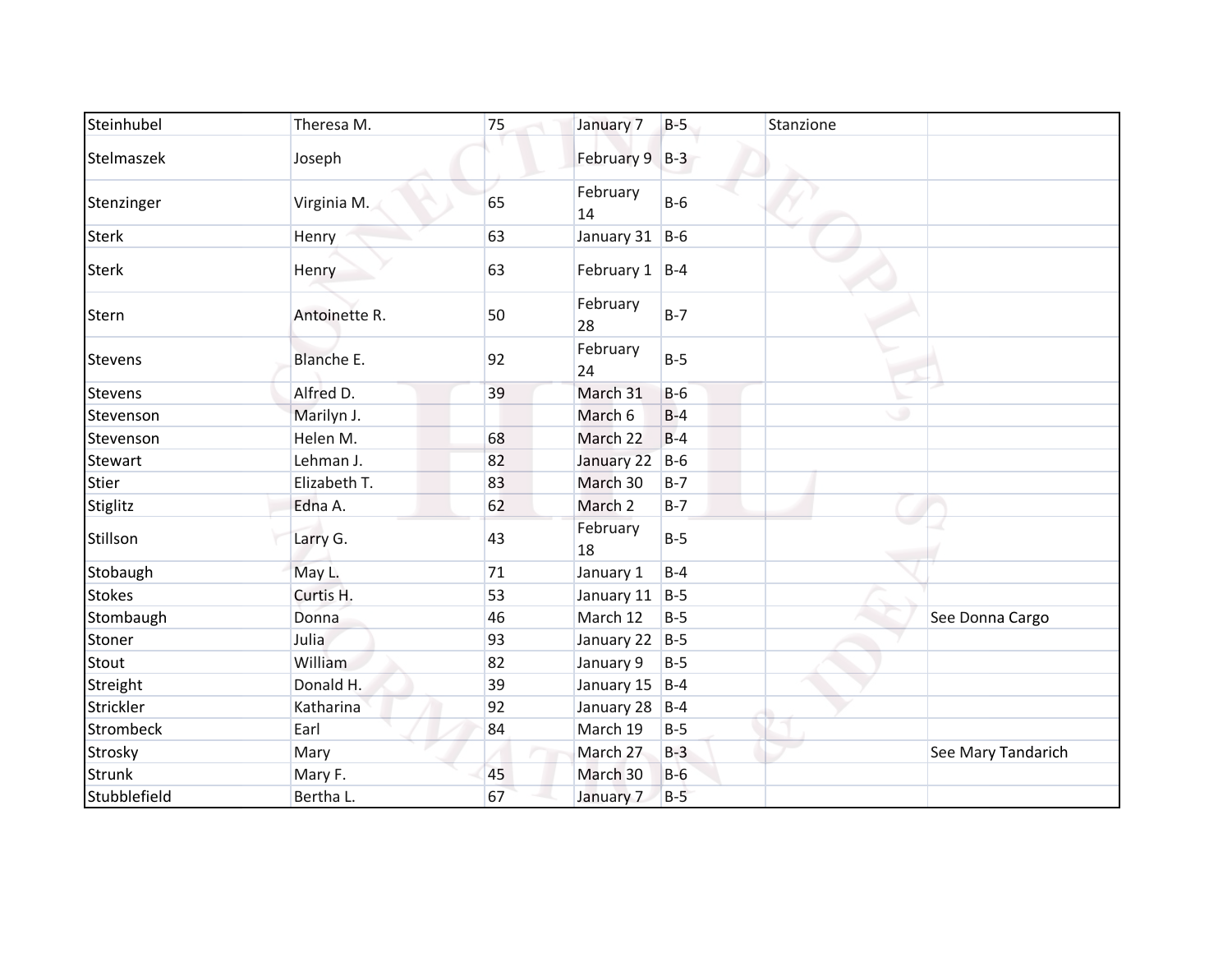| | | | | | | |
|---|---|---|---|---|---|---|
| Steinhubel | Theresa M. | 75 | January 7 | B-5 | Stanzione | |
| Stelmaszek | Joseph | | February 9 | B-3 | | |
| Stenzinger | Virginia M. | 65 | February 14 | B-6 | | |
| Sterk | Henry | 63 | January 31 | B-6 | | |
| Sterk | Henry | 63 | February 1 | B-4 | | |
| Stern | Antoinette R. | 50 | February 28 | B-7 | | |
| Stevens | Blanche E. | 92 | February 24 | B-5 | | |
| Stevens | Alfred D. | 39 | March 31 | B-6 | | |
| Stevenson | Marilyn J. | | March 6 | B-4 | | |
| Stevenson | Helen M. | 68 | March 22 | B-4 | | |
| Stewart | Lehman J. | 82 | January 22 | B-6 | | |
| Stier | Elizabeth T. | 83 | March 30 | B-7 | | |
| Stiglitz | Edna A. | 62 | March 2 | B-7 | | |
| Stillson | Larry G. | 43 | February 18 | B-5 | | |
| Stobaugh | May L. | 71 | January 1 | B-4 | | |
| Stokes | Curtis H. | 53 | January 11 | B-5 | | |
| Stombaugh | Donna | 46 | March 12 | B-5 | | See Donna Cargo |
| Stoner | Julia | 93 | January 22 | B-5 | | |
| Stout | William | 82 | January 9 | B-5 | | |
| Streight | Donald H. | 39 | January 15 | B-4 | | |
| Strickler | Katharina | 92 | January 28 | B-4 | | |
| Strombeck | Earl | 84 | March 19 | B-5 | | |
| Strosky | Mary | | March 27 | B-3 | | See Mary Tandarich |
| Strunk | Mary F. | 45 | March 30 | B-6 | | |
| Stubblefield | Bertha L. | 67 | January 7 | B-5 | | |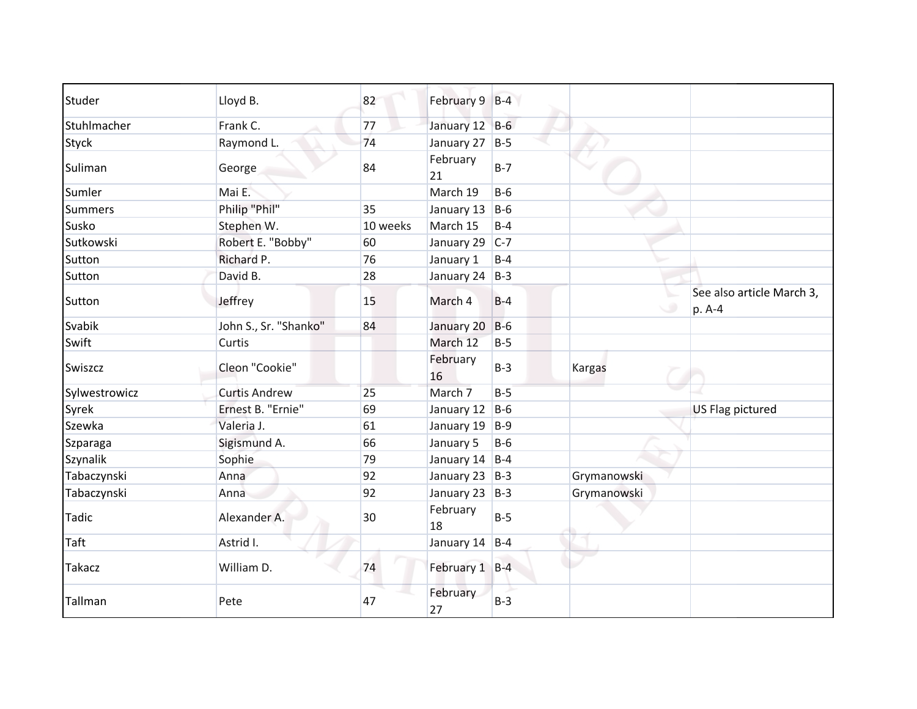| | | | | | | |
|---|---|---|---|---|---|---|
| Studer | Lloyd B. | 82 | February 9 | B-4 | | |
| Stuhlmacher | Frank C. | 77 | January 12 | B-6 | | |
| Styck | Raymond L. | 74 | January 27 | B-5 | | |
| Suliman | George | 84 | February 21 | B-7 | | |
| Sumler | Mai E. | | March 19 | B-6 | | |
| Summers | Philip "Phil" | 35 | January 13 | B-6 | | |
| Susko | Stephen W. | 10 weeks | March 15 | B-4 | | |
| Sutkowski | Robert E. "Bobby" | 60 | January 29 | C-7 | | |
| Sutton | Richard P. | 76 | January 1 | B-4 | | |
| Sutton | David B. | 28 | January 24 | B-3 | | |
| Sutton | Jeffrey | 15 | March 4 | B-4 | | See also article March 3, p. A-4 |
| Svabik | John S., Sr. "Shanko" | 84 | January 20 | B-6 | | |
| Swift | Curtis | | March 12 | B-5 | | |
| Swiszcz | Cleon "Cookie" | | February 16 | B-3 | Kargas | |
| Sylwestrowicz | Curtis Andrew | 25 | March 7 | B-5 | | |
| Syrek | Ernest B. "Ernie" | 69 | January 12 | B-6 | | US Flag pictured |
| Szewka | Valeria J. | 61 | January 19 | B-9 | | |
| Szparaga | Sigismund A. | 66 | January 5 | B-6 | | |
| Szynalik | Sophie | 79 | January 14 | B-4 | | |
| Tabaczynski | Anna | 92 | January 23 | B-3 | Grymanowski | |
| Tabaczynski | Anna | 92 | January 23 | B-3 | Grymanowski | |
| Tadic | Alexander A. | 30 | February 18 | B-5 | | |
| Taft | Astrid I. | | January 14 | B-4 | | |
| Takacz | William D. | 74 | February 1 | B-4 | | |
| Tallman | Pete | 47 | February 27 | B-3 | | |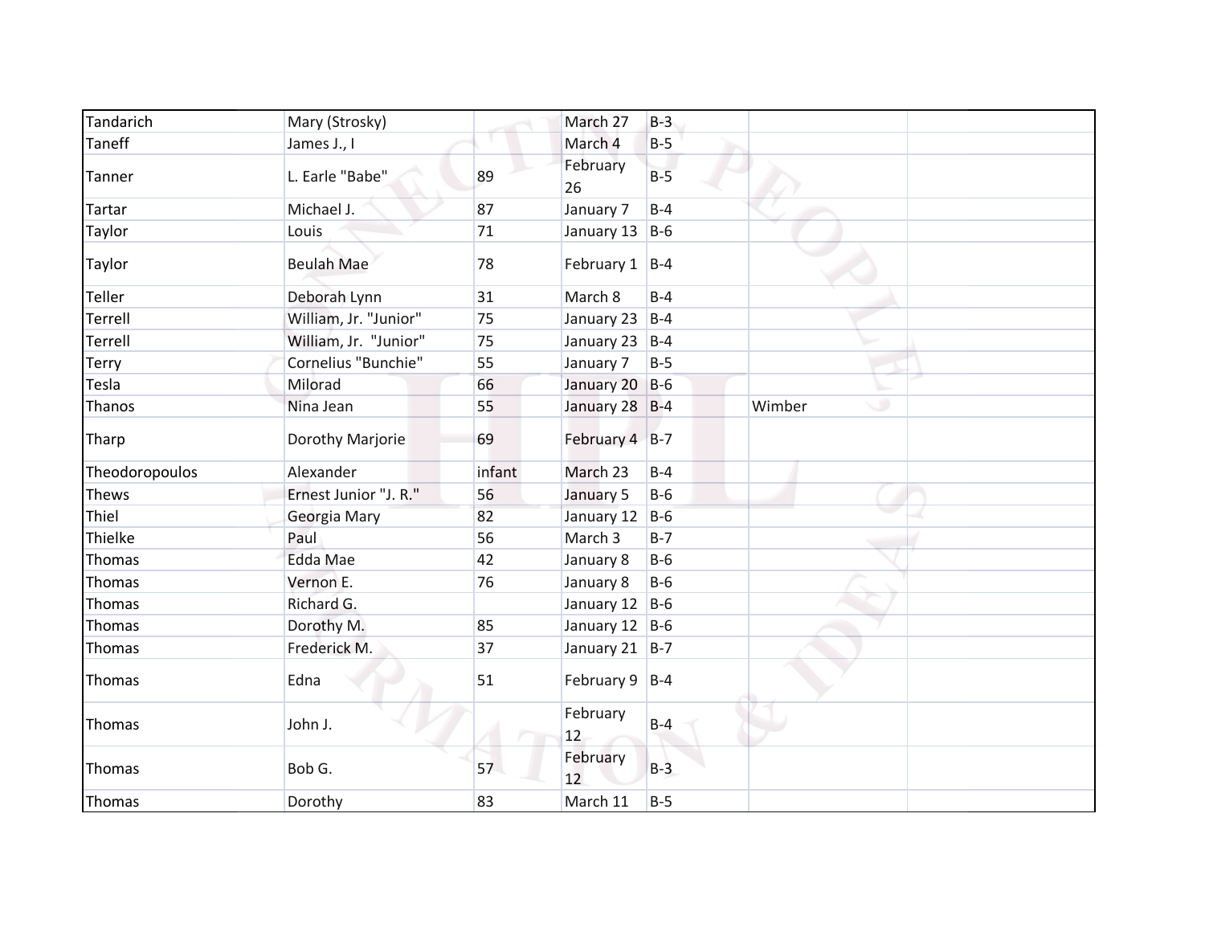| | | | | | | |
|---|---|---|---|---|---|---|
| Tandarich | Mary (Strosky) | | March 27 | B-3 | | |
| Taneff | James J., I | | March 4 | B-5 | | |
| Tanner | L. Earle "Babe" | 89 | February 26 | B-5 | | |
| Tartar | Michael J. | 87 | January 7 | B-4 | | |
| Taylor | Louis | 71 | January 13 | B-6 | | |
| Taylor | Beulah Mae | 78 | February 1 | B-4 | | |
| Teller | Deborah Lynn | 31 | March 8 | B-4 | | |
| Terrell | William, Jr. "Junior" | 75 | January 23 | B-4 | | |
| Terrell | William, Jr.  "Junior" | 75 | January 23 | B-4 | | |
| Terry | Cornelius "Bunchie" | 55 | January 7 | B-5 | | |
| Tesla | Milorad | 66 | January 20 | B-6 | | |
| Thanos | Nina Jean | 55 | January 28 | B-4 | Wimber | |
| Tharp | Dorothy Marjorie | 69 | February 4 | B-7 | | |
| Theodoropoulos | Alexander | infant | March 23 | B-4 | | |
| Thews | Ernest Junior "J. R." | 56 | January 5 | B-6 | | |
| Thiel | Georgia Mary | 82 | January 12 | B-6 | | |
| Thielke | Paul | 56 | March 3 | B-7 | | |
| Thomas | Edda Mae | 42 | January 8 | B-6 | | |
| Thomas | Vernon E. | 76 | January 8 | B-6 | | |
| Thomas | Richard G. | | January 12 | B-6 | | |
| Thomas | Dorothy M. | 85 | January 12 | B-6 | | |
| Thomas | Frederick M. | 37 | January 21 | B-7 | | |
| Thomas | Edna | 51 | February 9 | B-4 | | |
| Thomas | John J. | | February 12 | B-4 | | |
| Thomas | Bob G. | 57 | February 12 | B-3 | | |
| Thomas | Dorothy | 83 | March 11 | B-5 | | |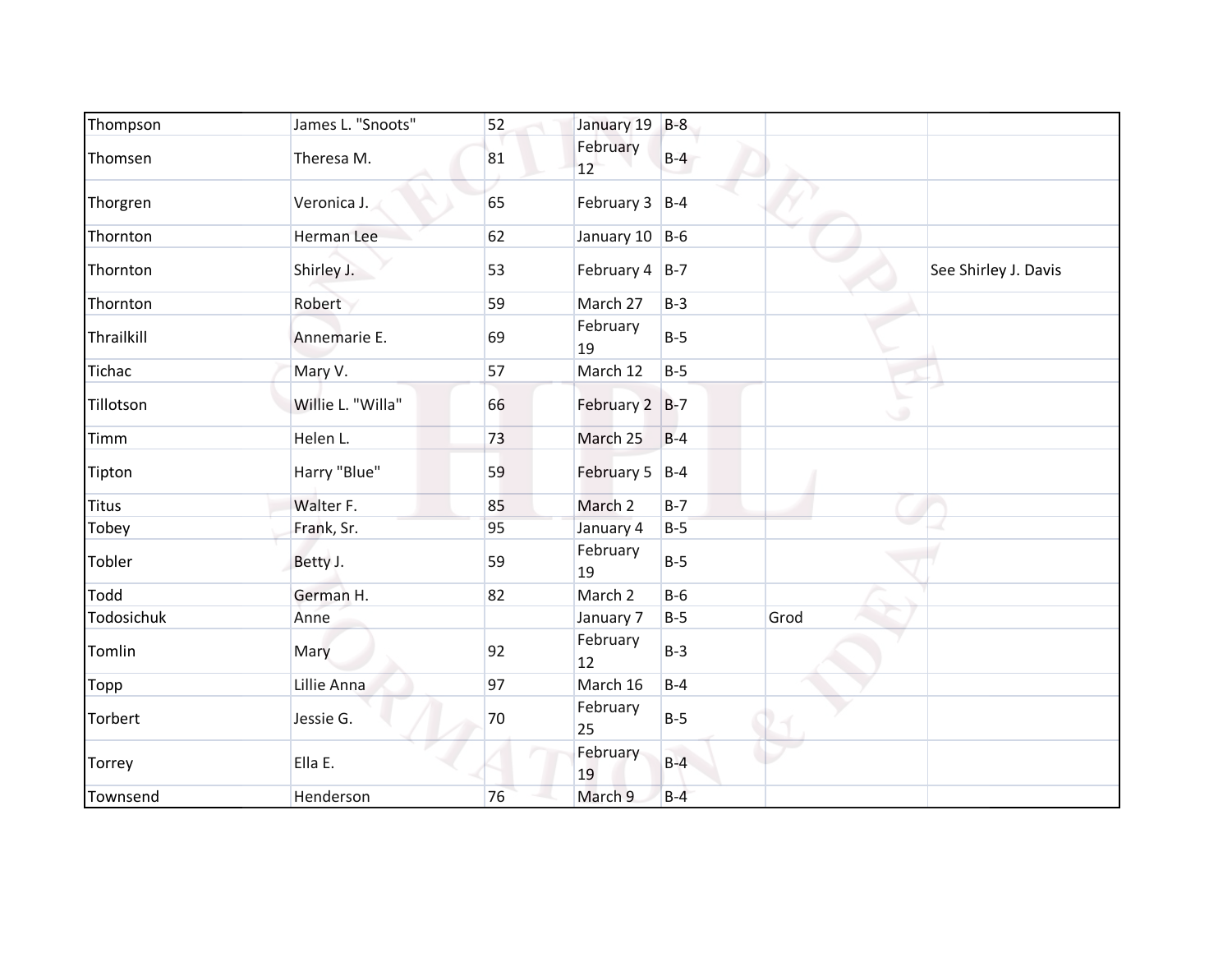| | | | | | | |
|---|---|---|---|---|---|---|
| Thompson | James L. "Snoots" | 52 | January 19 | B-8 | | |
| Thomsen | Theresa M. | 81 | February 12 | B-4 | | |
| Thorgren | Veronica J. | 65 | February 3 | B-4 | | |
| Thornton | Herman Lee | 62 | January 10 | B-6 | | |
| Thornton | Shirley J. | 53 | February 4 | B-7 | | See Shirley J. Davis |
| Thornton | Robert | 59 | March 27 | B-3 | | |
| Thrailkill | Annemarie E. | 69 | February 19 | B-5 | | |
| Tichac | Mary V. | 57 | March 12 | B-5 | | |
| Tillotson | Willie L. "Willa" | 66 | February 2 | B-7 | | |
| Timm | Helen L. | 73 | March 25 | B-4 | | |
| Tipton | Harry "Blue" | 59 | February 5 | B-4 | | |
| Titus | Walter F. | 85 | March 2 | B-7 | | |
| Tobey | Frank, Sr. | 95 | January 4 | B-5 | | |
| Tobler | Betty J. | 59 | February 19 | B-5 | | |
| Todd | German H. | 82 | March 2 | B-6 | | |
| Todosichuk | Anne | | January 7 | B-5 | Grod | |
| Tomlin | Mary | 92 | February 12 | B-3 | | |
| Topp | Lillie Anna | 97 | March 16 | B-4 | | |
| Torbert | Jessie G. | 70 | February 25 | B-5 | | |
| Torrey | Ella E. | | February 19 | B-4 | | |
| Townsend | Henderson | 76 | March 9 | B-4 | | |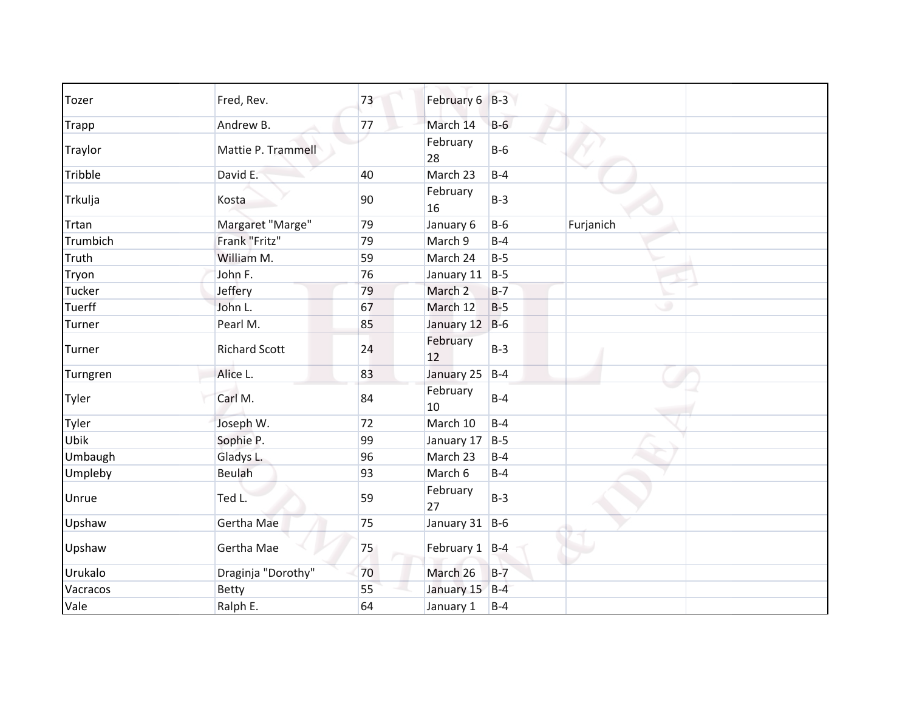| | | | | | | |
|---|---|---|---|---|---|---|
| Tozer | Fred, Rev. | 73 | February 6 | B-3 | | |
| Trapp | Andrew B. | 77 | March 14 | B-6 | | |
| Traylor | Mattie P. Trammell | | February 28 | B-6 | | |
| Tribble | David E. | 40 | March 23 | B-4 | | |
| Trkulja | Kosta | 90 | February 16 | B-3 | | |
| Trtan | Margaret "Marge" | 79 | January 6 | B-6 | Furjanich | |
| Trumbich | Frank "Fritz" | 79 | March 9 | B-4 | | |
| Truth | William M. | 59 | March 24 | B-5 | | |
| Tryon | John F. | 76 | January 11 | B-5 | | |
| Tucker | Jeffery | 79 | March 2 | B-7 | | |
| Tuerff | John L. | 67 | March 12 | B-5 | | |
| Turner | Pearl M. | 85 | January 12 | B-6 | | |
| Turner | Richard Scott | 24 | February 12 | B-3 | | |
| Turngren | Alice L. | 83 | January 25 | B-4 | | |
| Tyler | Carl M. | 84 | February 10 | B-4 | | |
| Tyler | Joseph W. | 72 | March 10 | B-4 | | |
| Ubik | Sophie P. | 99 | January 17 | B-5 | | |
| Umbaugh | Gladys L. | 96 | March 23 | B-4 | | |
| Umpleby | Beulah | 93 | March 6 | B-4 | | |
| Unrue | Ted L. | 59 | February 27 | B-3 | | |
| Upshaw | Gertha Mae | 75 | January 31 | B-6 | | |
| Upshaw | Gertha Mae | 75 | February 1 | B-4 | | |
| Urukalo | Draginja "Dorothy" | 70 | March 26 | B-7 | | |
| Vacracos | Betty | 55 | January 15 | B-4 | | |
| Vale | Ralph E. | 64 | January 1 | B-4 | | |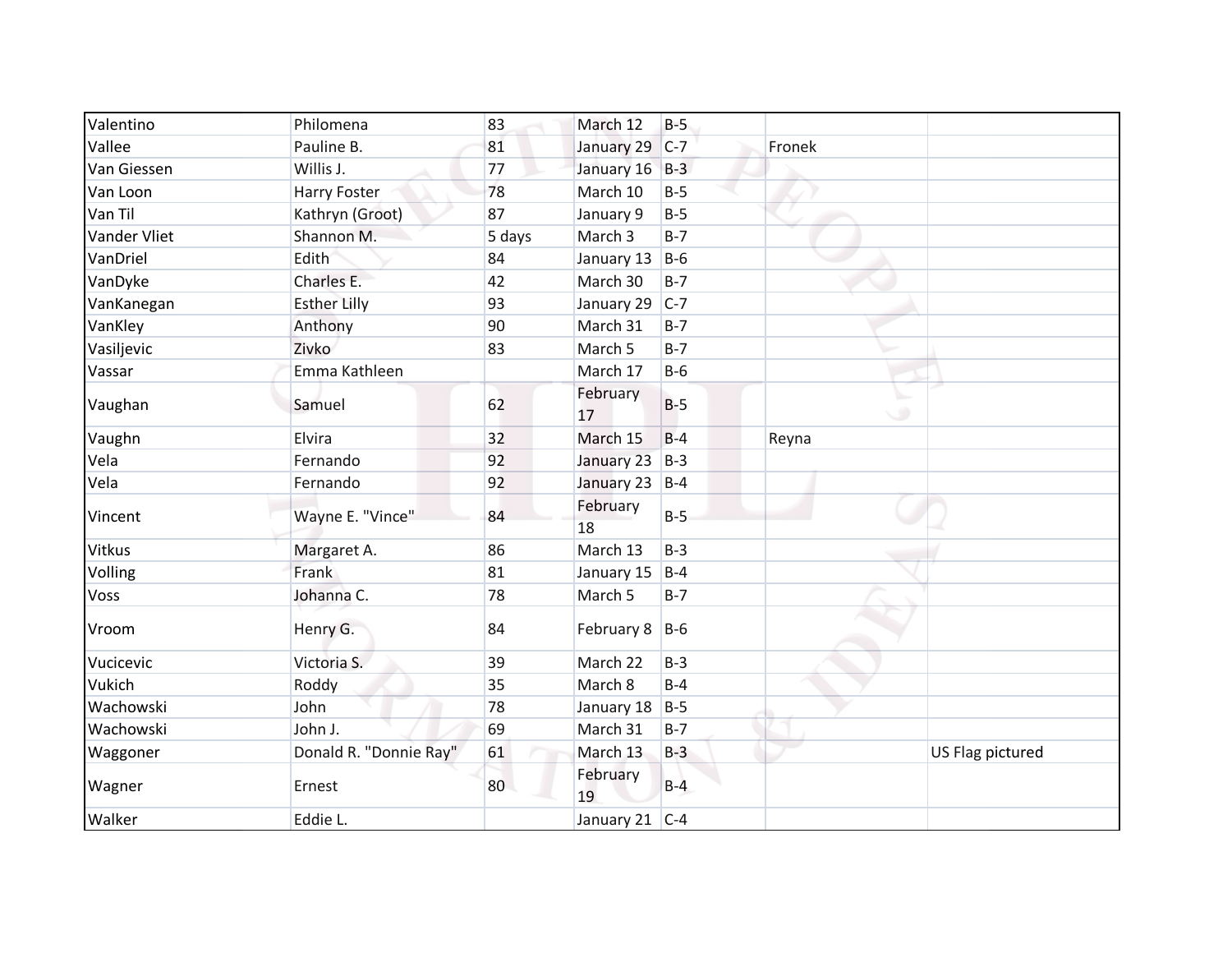| | | | | | | |
|---|---|---|---|---|---|---|
| Valentino | Philomena | 83 | March 12 | B-5 | | |
| Vallee | Pauline B. | 81 | January 29 | C-7 | Fronek | |
| Van Giessen | Willis J. | 77 | January 16 | B-3 | | |
| Van Loon | Harry Foster | 78 | March 10 | B-5 | | |
| Van Til | Kathryn (Groot) | 87 | January 9 | B-5 | | |
| Vander Vliet | Shannon M. | 5 days | March 3 | B-7 | | |
| VanDriel | Edith | 84 | January 13 | B-6 | | |
| VanDyke | Charles E. | 42 | March 30 | B-7 | | |
| VanKanegan | Esther Lilly | 93 | January 29 | C-7 | | |
| VanKley | Anthony | 90 | March 31 | B-7 | | |
| Vasiljevic | Zivko | 83 | March 5 | B-7 | | |
| Vassar | Emma Kathleen | | March 17 | B-6 | | |
| Vaughan | Samuel | 62 | February 17 | B-5 | | |
| Vaughn | Elvira | 32 | March 15 | B-4 | Reyna | |
| Vela | Fernando | 92 | January 23 | B-3 | | |
| Vela | Fernando | 92 | January 23 | B-4 | | |
| Vincent | Wayne E. "Vince" | 84 | February 18 | B-5 | | |
| Vitkus | Margaret A. | 86 | March 13 | B-3 | | |
| Volling | Frank | 81 | January 15 | B-4 | | |
| Voss | Johanna C. | 78 | March 5 | B-7 | | |
| Vroom | Henry G. | 84 | February 8 | B-6 | | |
| Vucicevic | Victoria S. | 39 | March 22 | B-3 | | |
| Vukich | Roddy | 35 | March 8 | B-4 | | |
| Wachowski | John | 78 | January 18 | B-5 | | |
| Wachowski | John J. | 69 | March 31 | B-7 | | |
| Waggoner | Donald R. "Donnie Ray" | 61 | March 13 | B-3 | | US Flag pictured |
| Wagner | Ernest | 80 | February 19 | B-4 | | |
| Walker | Eddie L. | | January 21 | C-4 | | |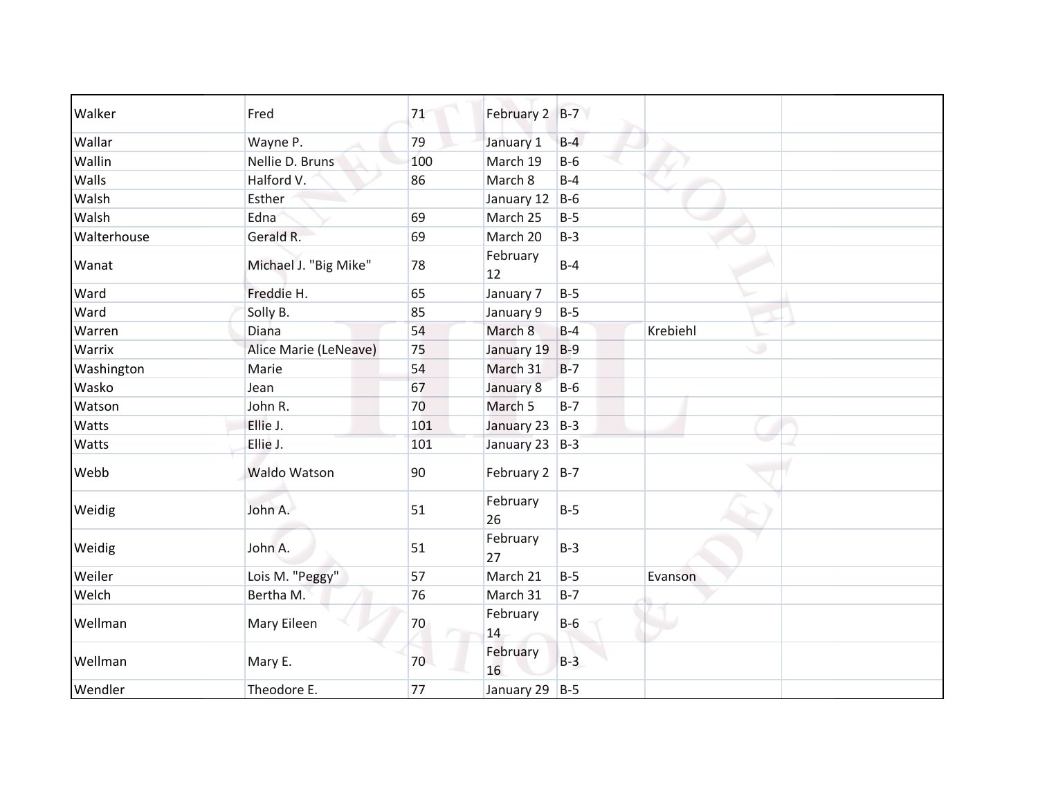| | | | | | | |
|---|---|---|---|---|---|---|
| Walker | Fred | 71 | February 2 | B-7 | | |
| Wallar | Wayne P. | 79 | January 1 | B-4 | | |
| Wallin | Nellie D. Bruns | 100 | March 19 | B-6 | | |
| Walls | Halford V. | 86 | March 8 | B-4 | | |
| Walsh | Esther | | January 12 | B-6 | | |
| Walsh | Edna | 69 | March 25 | B-5 | | |
| Walterhouse | Gerald R. | 69 | March 20 | B-3 | | |
| Wanat | Michael J. "Big Mike" | 78 | February 12 | B-4 | | |
| Ward | Freddie H. | 65 | January 7 | B-5 | | |
| Ward | Solly B. | 85 | January 9 | B-5 | | |
| Warren | Diana | 54 | March 8 | B-4 | Krebiehl | |
| Warrix | Alice Marie (LeNeave) | 75 | January 19 | B-9 | | |
| Washington | Marie | 54 | March 31 | B-7 | | |
| Wasko | Jean | 67 | January 8 | B-6 | | |
| Watson | John R. | 70 | March 5 | B-7 | | |
| Watts | Ellie J. | 101 | January 23 | B-3 | | |
| Watts | Ellie J. | 101 | January 23 | B-3 | | |
| Webb | Waldo Watson | 90 | February 2 | B-7 | | |
| Weidig | John A. | 51 | February 26 | B-5 | | |
| Weidig | John A. | 51 | February 27 | B-3 | | |
| Weiler | Lois M. "Peggy" | 57 | March 21 | B-5 | Evanson | |
| Welch | Bertha M. | 76 | March 31 | B-7 | | |
| Wellman | Mary Eileen | 70 | February 14 | B-6 | | |
| Wellman | Mary E. | 70 | February 16 | B-3 | | |
| Wendler | Theodore E. | 77 | January 29 | B-5 | | |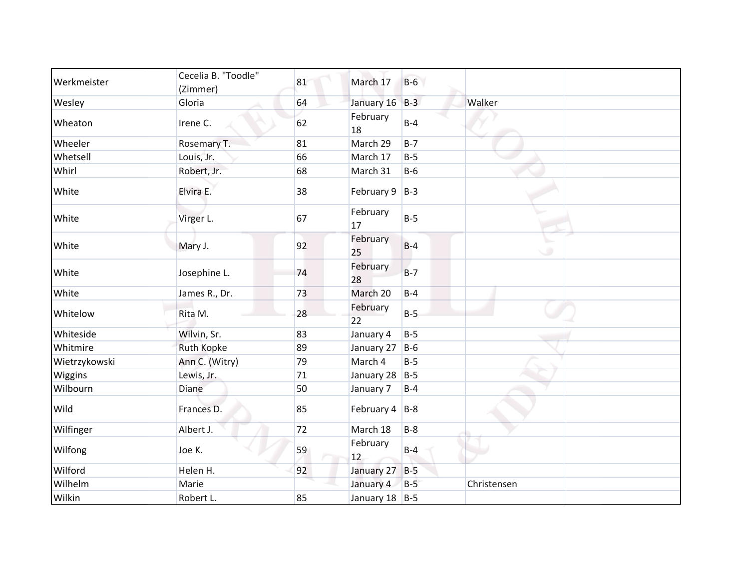| | | | | | | |
|---|---|---|---|---|---|---|
| Werkmeister | Cecelia B. "Toodle" (Zimmer) | 81 | March 17 | B-6 | | |
| Wesley | Gloria | 64 | January 16 | B-3 | Walker | |
| Wheaton | Irene C. | 62 | February 18 | B-4 | | |
| Wheeler | Rosemary T. | 81 | March 29 | B-7 | | |
| Whetsell | Louis, Jr. | 66 | March 17 | B-5 | | |
| Whirl | Robert, Jr. | 68 | March 31 | B-6 | | |
| White | Elvira E. | 38 | February 9 | B-3 | | |
| White | Virger L. | 67 | February 17 | B-5 | | |
| White | Mary J. | 92 | February 25 | B-4 | | |
| White | Josephine L. | 74 | February 28 | B-7 | | |
| White | James R., Dr. | 73 | March 20 | B-4 | | |
| Whitelow | Rita M. | 28 | February 22 | B-5 | | |
| Whiteside | Wilvin, Sr. | 83 | January 4 | B-5 | | |
| Whitmire | Ruth Kopke | 89 | January 27 | B-6 | | |
| Wietrzykowski | Ann C. (Witry) | 79 | March 4 | B-5 | | |
| Wiggins | Lewis, Jr. | 71 | January 28 | B-5 | | |
| Wilbourn | Diane | 50 | January 7 | B-4 | | |
| Wild | Frances D. | 85 | February 4 | B-8 | | |
| Wilfinger | Albert J. | 72 | March 18 | B-8 | | |
| Wilfong | Joe K. | 59 | February 12 | B-4 | | |
| Wilford | Helen H. | 92 | January 27 | B-5 | | |
| Wilhelm | Marie | | January 4 | B-5 | Christensen | |
| Wilkin | Robert L. | 85 | January 18 | B-5 | | |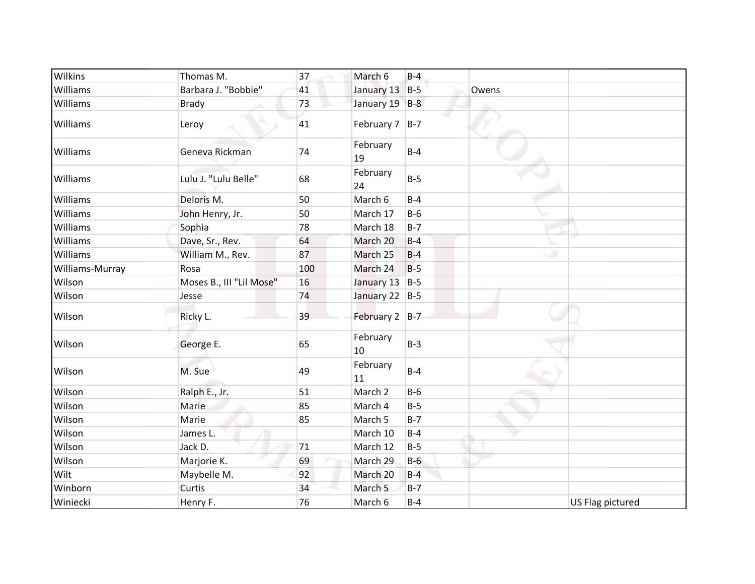| | | | | | | |
|---|---|---|---|---|---|---|
| Wilkins | Thomas M. | 37 | March 6 | B-4 | | |
| Williams | Barbara J. "Bobbie" | 41 | January 13 | B-5 | Owens | |
| Williams | Brady | 73 | January 19 | B-8 | | |
| Williams | Leroy | 41 | February 7 | B-7 | | |
| Williams | Geneva Rickman | 74 | February 19 | B-4 | | |
| Williams | Lulu J. "Lulu Belle" | 68 | February 24 | B-5 | | |
| Williams | Deloris M. | 50 | March 6 | B-4 | | |
| Williams | John Henry, Jr. | 50 | March 17 | B-6 | | |
| Williams | Sophia | 78 | March 18 | B-7 | | |
| Williams | Dave, Sr., Rev. | 64 | March 20 | B-4 | | |
| Williams | William M., Rev. | 87 | March 25 | B-4 | | |
| Williams-Murray | Rosa | 100 | March 24 | B-5 | | |
| Wilson | Moses B., III "Lil Mose" | 16 | January 13 | B-5 | | |
| Wilson | Jesse | 74 | January 22 | B-5 | | |
| Wilson | Ricky L. | 39 | February 2 | B-7 | | |
| Wilson | George E. | 65 | February 10 | B-3 | | |
| Wilson | M. Sue | 49 | February 11 | B-4 | | |
| Wilson | Ralph E., Jr. | 51 | March 2 | B-6 | | |
| Wilson | Marie | 85 | March 4 | B-5 | | |
| Wilson | Marie | 85 | March 5 | B-7 | | |
| Wilson | James L. | | March 10 | B-4 | | |
| Wilson | Jack D. | 71 | March 12 | B-5 | | |
| Wilson | Marjorie K. | 69 | March 29 | B-6 | | |
| Wilt | Maybelle M. | 92 | March 20 | B-4 | | |
| Winborn | Curtis | 34 | March 5 | B-7 | | |
| Winiecki | Henry F. | 76 | March 6 | B-4 | | US Flag pictured |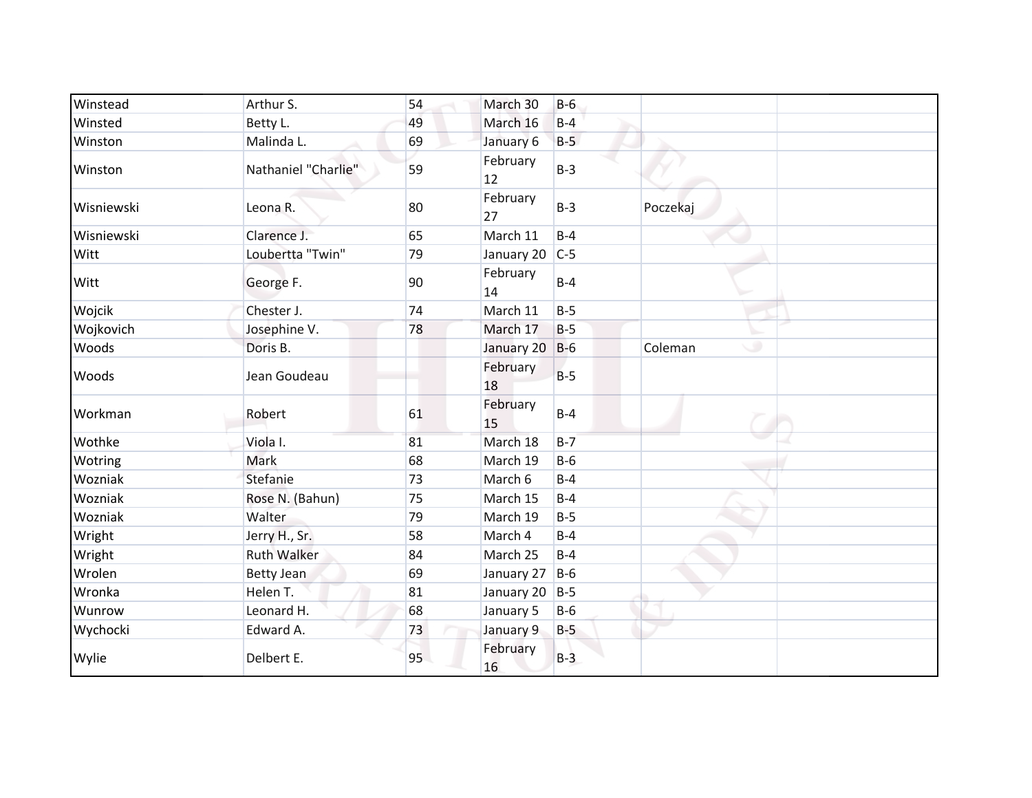| | | | | | | |
|---|---|---|---|---|---|---|
| Winstead | Arthur S. | 54 | March 30 | B-6 | | |
| Winsted | Betty L. | 49 | March 16 | B-4 | | |
| Winston | Malinda L. | 69 | January 6 | B-5 | | |
| Winston | Nathaniel "Charlie" | 59 | February 12 | B-3 | | |
| Wisniewski | Leona R. | 80 | February 27 | B-3 | Poczekaj | |
| Wisniewski | Clarence J. | 65 | March 11 | B-4 | | |
| Witt | Loubertta "Twin" | 79 | January 20 | C-5 | | |
| Witt | George F. | 90 | February 14 | B-4 | | |
| Wojcik | Chester J. | 74 | March 11 | B-5 | | |
| Wojkovich | Josephine V. | 78 | March 17 | B-5 | | |
| Woods | Doris B. | | January 20 | B-6 | Coleman | |
| Woods | Jean Goudeau | | February 18 | B-5 | | |
| Workman | Robert | 61 | February 15 | B-4 | | |
| Wothke | Viola I. | 81 | March 18 | B-7 | | |
| Wotring | Mark | 68 | March 19 | B-6 | | |
| Wozniak | Stefanie | 73 | March 6 | B-4 | | |
| Wozniak | Rose N. (Bahun) | 75 | March 15 | B-4 | | |
| Wozniak | Walter | 79 | March 19 | B-5 | | |
| Wright | Jerry H., Sr. | 58 | March 4 | B-4 | | |
| Wright | Ruth Walker | 84 | March 25 | B-4 | | |
| Wrolen | Betty Jean | 69 | January 27 | B-6 | | |
| Wronka | Helen T. | 81 | January 20 | B-5 | | |
| Wunrow | Leonard H. | 68 | January 5 | B-6 | | |
| Wychocki | Edward A. | 73 | January 9 | B-5 | | |
| Wylie | Delbert E. | 95 | February 16 | B-3 | | |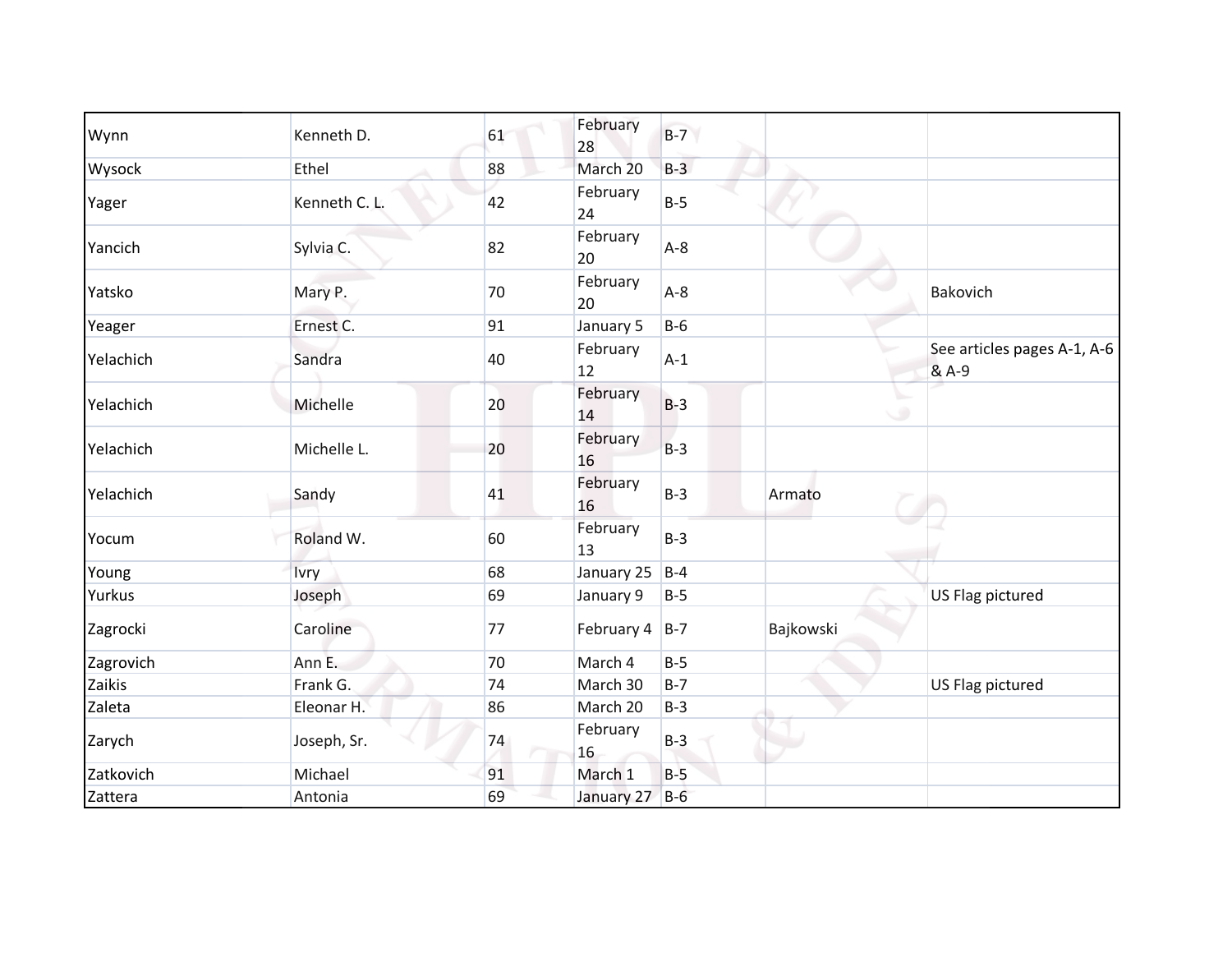| | | | | | | |
|---|---|---|---|---|---|---|
| Wynn | Kenneth D. | 61 | February 28 | B-7 | | |
| Wysock | Ethel | 88 | March 20 | B-3 | | |
| Yager | Kenneth C. L. | 42 | February 24 | B-5 | | |
| Yancich | Sylvia C. | 82 | February 20 | A-8 | | |
| Yatsko | Mary P. | 70 | February 20 | A-8 | | Bakovich |
| Yeager | Ernest C. | 91 | January 5 | B-6 | | |
| Yelachich | Sandra | 40 | February 12 | A-1 | | See articles pages A-1, A-6 & A-9 |
| Yelachich | Michelle | 20 | February 14 | B-3 | | |
| Yelachich | Michelle L. | 20 | February 16 | B-3 | | |
| Yelachich | Sandy | 41 | February 16 | B-3 | Armato | |
| Yocum | Roland W. | 60 | February 13 | B-3 | | |
| Young | Ivry | 68 | January 25 | B-4 | | |
| Yurkus | Joseph | 69 | January 9 | B-5 | | US Flag pictured |
| Zagrocki | Caroline | 77 | February 4 | B-7 | Bajkowski | |
| Zagrovich | Ann E. | 70 | March 4 | B-5 | | |
| Zaikis | Frank G. | 74 | March 30 | B-7 | | US Flag pictured |
| Zaleta | Eleonar H. | 86 | March 20 | B-3 | | |
| Zarych | Joseph, Sr. | 74 | February 16 | B-3 | | |
| Zatkovich | Michael | 91 | March 1 | B-5 | | |
| Zattera | Antonia | 69 | January 27 | B-6 | | |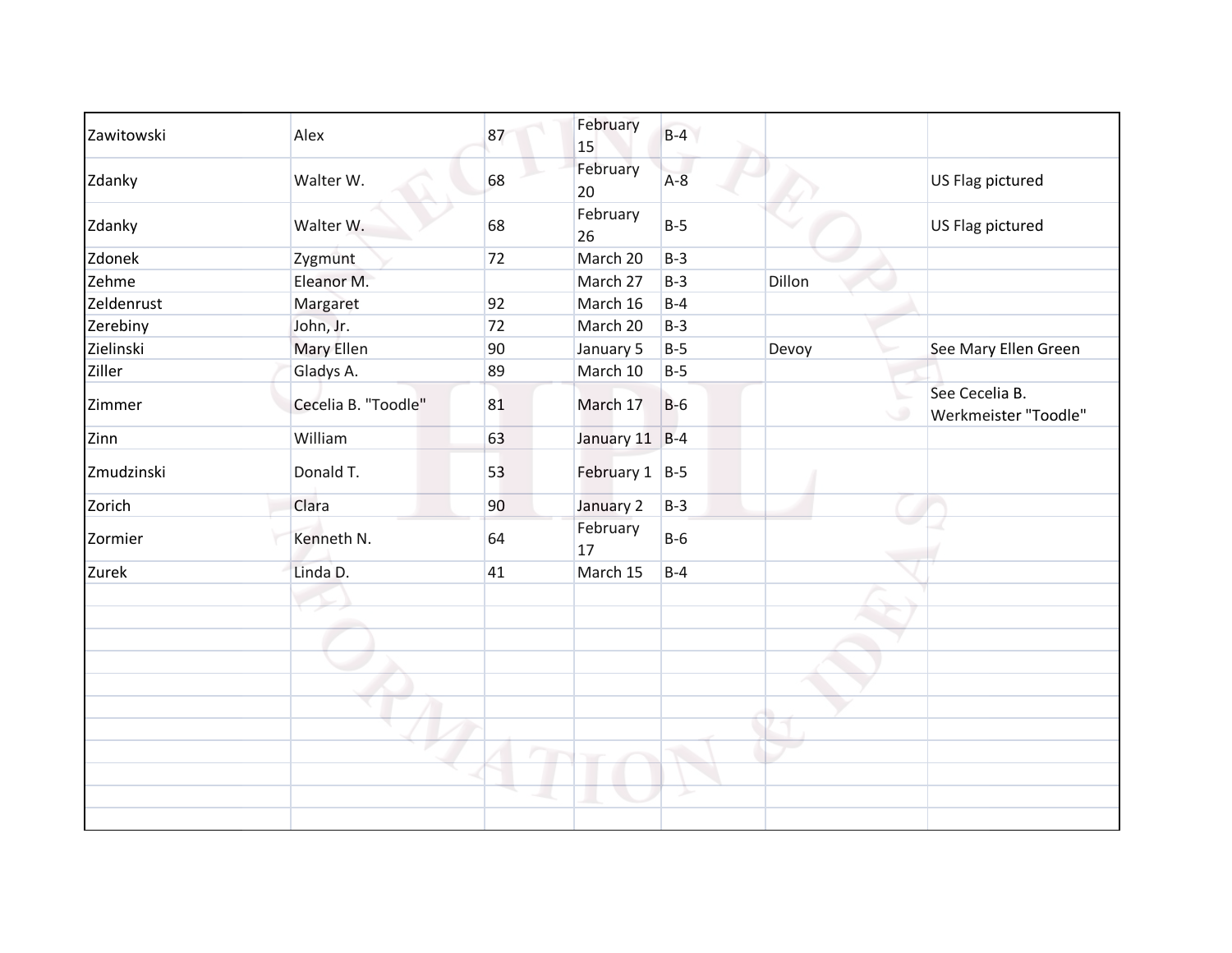| | | | | | | |
|---|---|---|---|---|---|---|
| Zawitowski | Alex | 87 | February 15 | B-4 | | |
| Zdanky | Walter W. | 68 | February 20 | A-8 | | US Flag pictured |
| Zdanky | Walter W. | 68 | February 26 | B-5 | | US Flag pictured |
| Zdonek | Zygmunt | 72 | March 20 | B-3 | | |
| Zehme | Eleanor M. | | March 27 | B-3 | Dillon | |
| Zeldenrust | Margaret | 92 | March 16 | B-4 | | |
| Zerebiny | John, Jr. | 72 | March 20 | B-3 | | |
| Zielinski | Mary Ellen | 90 | January 5 | B-5 | Devoy | See Mary Ellen Green |
| Ziller | Gladys A. | 89 | March 10 | B-5 | | |
| Zimmer | Cecelia B. "Toodle" | 81 | March 17 | B-6 | | See Cecelia B. Werkmeister "Toodle" |
| Zinn | William | 63 | January 11 | B-4 | | |
| Zmudzinski | Donald T. | 53 | February 1 | B-5 | | |
| Zorich | Clara | 90 | January 2 | B-3 | | |
| Zormier | Kenneth N. | 64 | February 17 | B-6 | | |
| Zurek | Linda D. | 41 | March 15 | B-4 | | |